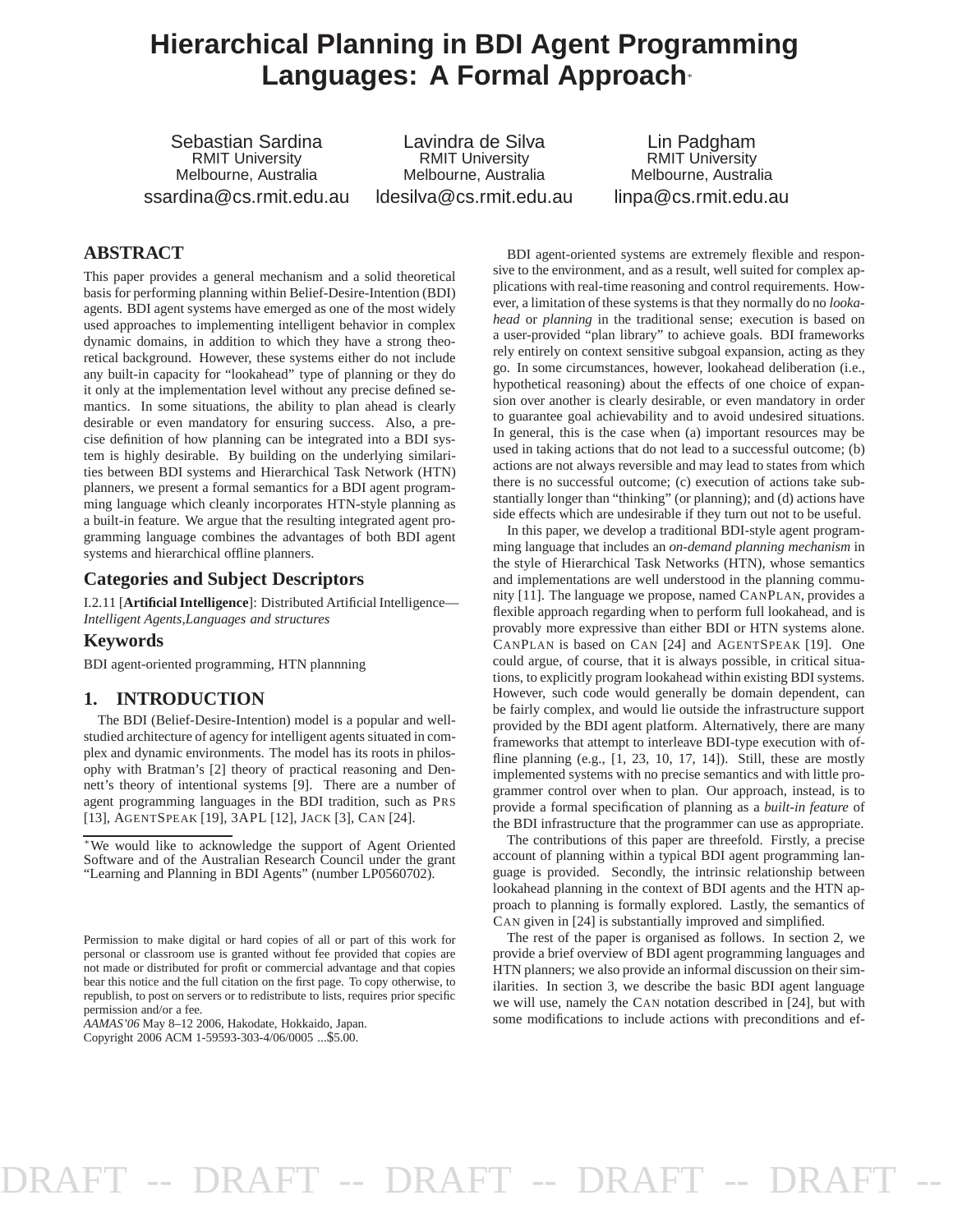# Hierarchical Planning in BDI Agent Programming Languages: A Formal Approach*

Sebastian Sardina
RMIT University
Melbourne, Australia
ssardina@cs.rmit.edu.au

Lavindra de Silva
RMIT University
Melbourne, Australia
ldesilva@cs.rmit.edu.au

Lin Padgham
RMIT University
Melbourne, Australia
linpa@cs.rmit.edu.au

## ABSTRACT

This paper provides a general mechanism and a solid theoretical basis for performing planning within Belief-Desire-Intention (BDI) agents. BDI agent systems have emerged as one of the most widely used approaches to implementing intelligent behavior in complex dynamic domains, in addition to which they have a strong theoretical background. However, these systems either do not include any built-in capacity for "lookahead" type of planning or they do it only at the implementation level without any precise defined semantics. In some situations, the ability to plan ahead is clearly desirable or even mandatory for ensuring success. Also, a precise definition of how planning can be integrated into a BDI system is highly desirable. By building on the underlying similarities between BDI systems and Hierarchical Task Network (HTN) planners, we present a formal semantics for a BDI agent programming language which cleanly incorporates HTN-style planning as a built-in feature. We argue that the resulting integrated agent programming language combines the advantages of both BDI agent systems and hierarchical offline planners.

## Categories and Subject Descriptors

I.2.11 [**Artificial Intelligence**]: Distributed Artificial Intelligence—*Intelligent Agents,Languages and structures*

## Keywords

BDI agent-oriented programming, HTN plannning

## 1. INTRODUCTION

The BDI (Belief-Desire-Intention) model is a popular and well-studied architecture of agency for intelligent agents situated in complex and dynamic environments. The model has its roots in philosophy with Bratman's [2] theory of practical reasoning and Dennett's theory of intentional systems [9]. There are a number of agent programming languages in the BDI tradition, such as PRS [13], AGENTSPEAK [19], 3APL [12], JACK [3], CAN [24].

*We would like to acknowledge the support of Agent Oriented Software and of the Australian Research Council under the grant "Learning and Planning in BDI Agents" (number LP0560702).

Permission to make digital or hard copies of all or part of this work for personal or classroom use is granted without fee provided that copies are not made or distributed for profit or commercial advantage and that copies bear this notice and the full citation on the first page. To copy otherwise, to republish, to post on servers or to redistribute to lists, requires prior specific permission and/or a fee.
*AAMAS'06* May 8–12 2006, Hakodate, Hokkaido, Japan.
Copyright 2006 ACM 1-59593-303-4/06/0005 ...$5.00.

BDI agent-oriented systems are extremely flexible and responsive to the environment, and as a result, well suited for complex applications with real-time reasoning and control requirements. However, a limitation of these systems is that they normally do no *lookahead* or *planning* in the traditional sense; execution is based on a user-provided "plan library" to achieve goals. BDI frameworks rely entirely on context sensitive subgoal expansion, acting as they go. In some circumstances, however, lookahead deliberation (i.e., hypothetical reasoning) about the effects of one choice of expansion over another is clearly desirable, or even mandatory in order to guarantee goal achievability and to avoid undesired situations. In general, this is the case when (a) important resources may be used in taking actions that do not lead to a successful outcome; (b) actions are not always reversible and may lead to states from which there is no successful outcome; (c) execution of actions take substantially longer than "thinking" (or planning); and (d) actions have side effects which are undesirable if they turn out not to be useful.

In this paper, we develop a traditional BDI-style agent programming language that includes an *on-demand planning mechanism* in the style of Hierarchical Task Networks (HTN), whose semantics and implementations are well understood in the planning community [11]. The language we propose, named CANPLAN, provides a flexible approach regarding when to perform full lookahead, and is provably more expressive than either BDI or HTN systems alone. CANPLAN is based on CAN [24] and AGENTSPEAK [19]. One could argue, of course, that it is always possible, in critical situations, to explicitly program lookahead within existing BDI systems. However, such code would generally be domain dependent, can be fairly complex, and would lie outside the infrastructure support provided by the BDI agent platform. Alternatively, there are many frameworks that attempt to interleave BDI-type execution with offline planning (e.g., [1, 23, 10, 17, 14]). Still, these are mostly implemented systems with no precise semantics and with little programmer control over when to plan. Our approach, instead, is to provide a formal specification of planning as a *built-in feature* of the BDI infrastructure that the programmer can use as appropriate.

The contributions of this paper are threefold. Firstly, a precise account of planning within a typical BDI agent programming language is provided. Secondly, the intrinsic relationship between lookahead planning in the context of BDI agents and the HTN approach to planning is formally explored. Lastly, the semantics of CAN given in [24] is substantially improved and simplified.

The rest of the paper is organised as follows. In section 2, we provide a brief overview of BDI agent programming languages and HTN planners; we also provide an informal discussion on their similarities. In section 3, we describe the basic BDI agent language we will use, namely the CAN notation described in [24], but with some modifications to include actions with preconditions and ef-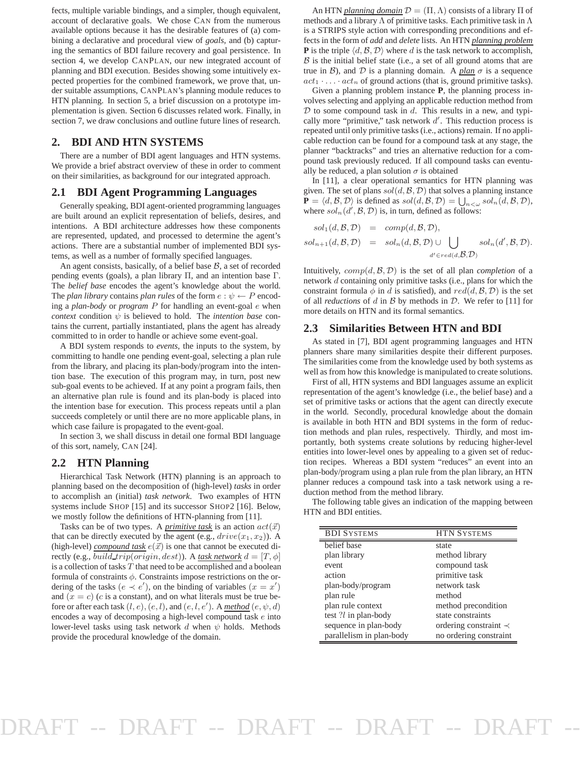fects, multiple variable bindings, and a simpler, though equivalent, account of declarative goals. We chose CAN from the numerous available options because it has the desirable features of (a) combining a declarative and procedural view of *goals*, and (b) capturing the semantics of BDI failure recovery and goal persistence. In section 4, we develop CANPLAN, our new integrated account of planning and BDI execution. Besides showing some intuitively expected properties for the combined framework, we prove that, under suitable assumptions, CANPLAN's planning module reduces to HTN planning. In section 5, a brief discussion on a prototype implementation is given. Section 6 discusses related work. Finally, in section 7, we draw conclusions and outline future lines of research.

## 2. BDI AND HTN SYSTEMS

There are a number of BDI agent languages and HTN systems. We provide a brief abstract overview of these in order to comment on their similarities, as background for our integrated approach.

### 2.1 BDI Agent Programming Languages

Generally speaking, BDI agent-oriented programming languages are built around an explicit representation of beliefs, desires, and intentions. A BDI architecture addresses how these components are represented, updated, and processed to determine the agent's actions. There are a substantial number of implemented BDI systems, as well as a number of formally specified languages.

An agent consists, basically, of a belief base $\mathcal{B}$, a set of recorded pending events (goals), a plan library $\Pi$, and an intention base $\Gamma$. The *belief base* encodes the agent's knowledge about the world. The *plan library* contains *plan rules* of the form $e : \psi \leftarrow P$ encoding a *plan-body* or *program* $P$ for handling an event-goal $e$ when *context* condition $\psi$ is believed to hold. The *intention base* contains the current, partially instantiated, plans the agent has already committed to in order to handle or achieve some event-goal.

A BDI system responds to *events*, the inputs to the system, by committing to handle one pending event-goal, selecting a plan rule from the library, and placing its plan-body/program into the intention base. The execution of this program may, in turn, post new sub-goal events to be achieved. If at any point a program fails, then an alternative plan rule is found and its plan-body is placed into the intention base for execution. This process repeats until a plan succeeds completely or until there are no more applicable plans, in which case failure is propagated to the event-goal.

In section 3, we shall discuss in detail one formal BDI language of this sort, namely, CAN [24].

### 2.2 HTN Planning

Hierarchical Task Network (HTN) planning is an approach to planning based on the decomposition of (high-level) *tasks* in order to accomplish an (initial) *task network*. Two examples of HTN systems include SHOP [15] and its successor SHOP2 [16]. Below, we mostly follow the definitions of HTN-planning from [11].

Tasks can be of two types. A ***primitive task*** is an action $act(\vec{x})$ that can be directly executed by the agent (e.g., $drive(x_1, x_2)$). A (high-level) ***compound task*** $e(\vec{x})$ is one that cannot be executed directly (e.g., $build\_trip(origin, dest)$). A ***task network*** $d = [T, \phi]$ is a collection of tasks $T$ that need to be accomplished and a boolean formula of constraints $\phi$. Constraints impose restrictions on the ordering of the tasks ($e \prec e'$), on the binding of variables ($x = x'$) and ($x = c$) ($c$ is a constant), and on what literals must be true before or after each task $(l, e)$, $(e, l)$, and $(e, l, e')$. A ***method*** $(e, \psi, d)$ encodes a way of decomposing a high-level compound task $e$ into lower-level tasks using task network $d$ when $\psi$ holds. Methods provide the procedural knowledge of the domain.

An HTN ***planning domain*** $\mathcal{D} = \langle \Pi, \Lambda \rangle$ consists of a library $\Pi$ of methods and a library $\Lambda$ of primitive tasks. Each primitive task in $\Lambda$ is a STRIPS style action with corresponding preconditions and effects in the form of *add* and *delete* lists. An HTN ***planning problem*** **P** is the triple $\langle d, \mathcal{B}, \mathcal{D} \rangle$ where $d$ is the task network to accomplish, $\mathcal{B}$ is the initial belief state (i.e., a set of all ground atoms that are true in $\mathcal{B}$), and $\mathcal{D}$ is a planning domain. A ***plan*** $\sigma$ is a sequence $act_1 \cdot \ldots \cdot act_n$ of ground actions (that is, ground primitive tasks).

Given a planning problem instance **P**, the planning process involves selecting and applying an applicable reduction method from $\mathcal{D}$ to some compound task in $d$. This results in a new, and typically more "primitive," task network $d'$. This reduction process is repeated until only primitive tasks (i.e., actions) remain. If no applicable reduction can be found for a compound task at any stage, the planner "backtracks" and tries an alternative reduction for a compound task previously reduced. If all compound tasks can eventually be reduced, a plan solution $\sigma$ is obtained

In [11], a clear operational semantics for HTN planning was given. The set of plans $sol(d, \mathcal{B}, \mathcal{D})$ that solves a planning instance $\mathbf{P} = \langle d, \mathcal{B}, \mathcal{D} \rangle$ is defined as $sol(d, \mathcal{B}, \mathcal{D}) = \bigcup_{n<\omega} sol_n(d, \mathcal{B}, \mathcal{D})$, where $sol_n(d', \mathcal{B}, \mathcal{D})$ is, in turn, defined as follows:

$$
\begin{aligned}
sol_1(d, \mathcal{B}, \mathcal{D}) &= comp(d, \mathcal{B}, \mathcal{D}), \\
sol_{n+1}(d, \mathcal{B}, \mathcal{D}) &= sol_n(d, \mathcal{B}, \mathcal{D}) \cup \bigcup_{d' \in red(d, \mathcal{B}, \mathcal{D})} sol_n(d', \mathcal{B}, \mathcal{D}).
\end{aligned}
$$

Intuitively, $comp(d, \mathcal{B}, \mathcal{D})$ is the set of all plan *completion* of a network $d$ containing only primitive tasks (i.e., plans for which the constraint formula $\phi$ in $d$ is satisfied), and $red(d, \mathcal{B}, \mathcal{D})$ is the set of all *reductions* of $d$ in $\mathcal{B}$ by methods in $\mathcal{D}$. We refer to [11] for more details on HTN and its formal semantics.

### 2.3 Similarities Between HTN and BDI

As stated in [7], BDI agent programming languages and HTN planners share many similarities despite their different purposes. The similarities come from the knowledge used by both systems as well as from how this knowledge is manipulated to create solutions.

First of all, HTN systems and BDI languages assume an explicit representation of the agent's knowledge (i.e., the belief base) and a set of primitive tasks or actions that the agent can directly execute in the world. Secondly, procedural knowledge about the domain is available in both HTN and BDI systems in the form of reduction methods and plan rules, respectively. Thirdly, and most importantly, both systems create solutions by reducing higher-level entities into lower-level ones by appealing to a given set of reduction recipes. Whereas a BDI system "reduces" an event into an plan-body/program using a plan rule from the plan library, an HTN planner reduces a compound task into a task network using a reduction method from the method library.

The following table gives an indication of the mapping between HTN and BDI entities.

| BDI SYSTEMS | HTN SYSTEMS |
|---|---|
| belief base | state |
| plan library | method library |
| event | compound task |
| action | primitive task |
| plan-body/program | network task |
| plan rule | method |
| plan rule context | method precondition |
| test $?l$ in plan-body | state constraints |
| sequence in plan-body | ordering constraint $\prec$ |
| parallelism in plan-body | no ordering constraint |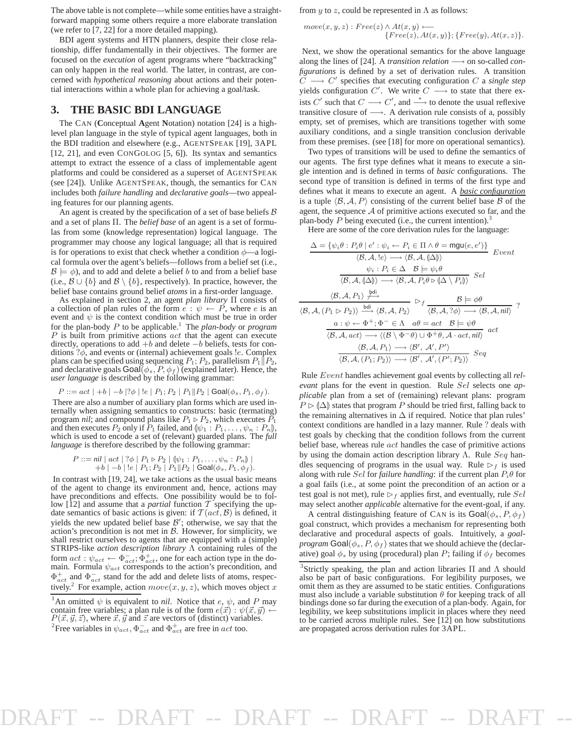The above table is not complete—while some entities have a straightforward mapping some others require a more elaborate translation (we refer to [7, 22] for a more detailed mapping).

BDI agent systems and HTN planners, despite their close relationship, differ fundamentally in their objectives. The former are focused on the *execution* of agent programs where "backtracking" can only happen in the real world. The latter, in contrast, are concerned with *hypothetical reasoning* about actions and their potential interactions within a whole plan for achieving a goal/task.

## 3. THE BASIC BDI LANGUAGE

The CAN (**C**onceptual **A**gent **N**otation) notation [24] is a high-level plan language in the style of typical agent languages, both in the BDI tradition and elsewhere (e.g., AGENTSPEAK [19], 3APL [12, 21], and even CONGOLOG [5, 6]). Its syntax and semantics attempt to extract the essence of a class of implementable agent platforms and could be considered as a superset of AGENTSPEAK (see [24]). Unlike AGENTSPEAK, though, the semantics for CAN includes both *failure handling* and *declarative goals*—two appealing features for our planning agents.

An agent is created by the specification of a set of base beliefs $\mathcal{B}$ and a set of plans $\Pi$. The *belief base* of an agent is a set of formulas from some (knowledge representation) logical language. The programmer may choose any logical language; all that is required is for operations to exist that check whether a condition $\phi$—a logical formula over the agent's beliefs—follows from a belief set (i.e., $\mathcal{B} \models \phi$), and to add and delete a belief $b$ to and from a belief base (i.e., $\mathcal{B} \cup \{b\}$ and $\mathcal{B} \setminus \{b\}$, respectively). In practice, however, the belief base contains ground belief *atoms* in a first-order language.

As explained in section 2, an agent *plan library* $\Pi$ consists of a collection of plan rules of the form $e : \psi \leftarrow P$, where $e$ is an event and $\psi$ is the context condition which must be true in order for the plan-body $P$ to be applicable.[1] The *plan-body* or *program* $P$ is built from primitive actions $act$ that the agent can execute directly, operations to add $+b$ and delete $-b$ beliefs, tests for conditions $?\phi$, and events or (internal) achievement goals $!e$. Complex plans can be specified using sequencing $P_1; P_2$, parallelism $P_1 \| P_2$, and declarative goals $\mathsf{Goal}(\phi_s, P, \phi_f)$ (explained later). Hence, the *user language* is described by the following grammar:

$$P ::= act \mid +b \mid -b \mid ?\phi \mid !e \mid P_1; P_2 \mid P_1 \| P_2 \mid \mathsf{Goal}(\phi_s, P_1, \phi_f).$$

There are also a number of auxiliary plan forms which are used internally when assigning semantics to constructs: basic (termating) program *nil*; and compound plans like $P_1 \rhd P_2$, which executes $P_1$ and then executes $P_2$ only if $P_1$ failed, and $(\!|\psi_1 : P_1, \ldots, \psi_n : P_n|\!)$, which is used to encode a set of (relevant) guarded plans. The *full language* is therefore described by the following grammar:

$$P ::= nil \mid act \mid ?\phi \mid P_1 \rhd P_2 \mid (\!|\psi_1 : P_1, \ldots, \psi_n : P_n|\!) \mid +b \mid -b \mid !e \mid P_1; P_2 \mid P_1 \| P_2 \mid \mathsf{Goal}(\phi_s, P_1, \phi_f).$$

In contrast with [19, 24], we take actions as the usual basic means of the agent to change its environment and, hence, actions may have preconditions and effects. One possibility would be to follow [12] and assume that a *partial* function $\mathcal{T}$ specifying the update semantics of basic actions is given: if $\mathcal{T}(act, \mathcal{B})$ is defined, it yields the new updated belief base $\mathcal{B}'$; otherwise, we say that the action's precondition is not met in $\mathcal{B}$. However, for simplicity, we shall restrict ourselves to agents that are equipped with a (simple) STRIPS-like *action description library* $\Lambda$ containing rules of the form $act : \psi_{act} \leftarrow \Phi^-_{act}; \Phi^+_{act}$, one for each action type in the domain. Formula $\psi_{act}$ corresponds to the action's precondition, and $\Phi^+_{act}$ and $\Phi^-_{act}$ stand for the add and delete lists of atoms, respectively.[2] For example, action $move(x, y, z)$, which moves object $x$ from $y$ to $z$, could be represented in $\Lambda$ as follows:

$$move(x, y, z) : Free(z) \wedge At(x, y) \longleftarrow \{Free(z), At(x, y)\}; \{Free(y), At(x, z)\}.$$

Next, we show the operational semantics for the above language along the lines of [24]. A *transition relation* $\longrightarrow$ on so-called *configurations* is defined by a set of derivation rules. A transition $C \longrightarrow C'$ specifies that executing configuration $C$ a *single step* yields configuration $C'$. We write $C \longrightarrow$ to state that there exists $C'$ such that $C \longrightarrow C'$, and $\stackrel{*}{\longrightarrow}$ to denote the usual reflexive transitive closure of $\longrightarrow$. A derivation rule consists of a, possibly empty, set of premises, which are transitions together with some auxiliary conditions, and a single transition conclusion derivable from these premises. (see [18] for more on operational semantics).

Two types of transitions will be used to define the semantics of our agents. The first type defines what it means to execute a single intention and is defined in terms of *basic* configurations. The second type of transition is defined in terms of the first type and defines what it means to execute an agent. A ***basic configuration*** is a tuple $\langle \mathcal{B}, \mathcal{A}, P \rangle$ consisting of the current belief base $\mathcal{B}$ of the agent, the sequence $\mathcal{A}$ of primitive actions executed so far, and the plan-body $P$ being executed (i.e., the current intention).[3]

Here are some of the core derivation rules for the language:

$$\frac{\Delta = \{\psi_i\theta : P_i\theta \mid e' : \psi_i \leftarrow P_i \in \Pi \wedge \theta = \mathsf{mgu}(e, e')\}}{\langle \mathcal{B}, \mathcal{A}, !e \rangle \longrightarrow \langle \mathcal{B}, \mathcal{A}, (\!|\Delta|\!) \rangle}\ Event$$

$$\frac{\psi_i : P_i \in \Delta \quad \mathcal{B} \models \psi_i\theta}{\langle \mathcal{B}, \mathcal{A}, (\!|\Delta|\!) \rangle \longrightarrow \langle \mathcal{B}, \mathcal{A}, P_i\theta \rhd (\!|\Delta \setminus P_i|\!) \rangle}\ Sel$$

$$\frac{\langle \mathcal{B}, \mathcal{A}, P_1 \rangle \stackrel{\mathsf{bdi}}{\not\longrightarrow}}{\langle \mathcal{B}, \mathcal{A}, (P_1 \rhd P_2) \rangle \stackrel{\mathsf{bdi}}{\longrightarrow} \langle \mathcal{B}, \mathcal{A}, P_2 \rangle}\ \rhd_f \qquad \frac{\mathcal{B} \models \phi\theta}{\langle \mathcal{B}, \mathcal{A}, ?\phi \rangle \longrightarrow \langle \mathcal{B}, \mathcal{A}, nil \rangle}\ ?$$

$$\frac{a : \psi \leftarrow \Phi^+; \Phi^- \in \Lambda \quad a\theta = act \quad \mathcal{B} \models \psi\theta}{\langle \mathcal{B}, \mathcal{A}, act \rangle \longrightarrow \langle (\mathcal{B} \setminus \Phi^-\theta) \cup \Phi^+\theta, \mathcal{A} \cdot act, nil \rangle}\ act$$

$$\frac{\langle \mathcal{B}, \mathcal{A}, P_1 \rangle \longrightarrow \langle \mathcal{B}', \mathcal{A}', P' \rangle}{\langle \mathcal{B}, \mathcal{A}, (P_1; P_2) \rangle \longrightarrow \langle \mathcal{B}', \mathcal{A}', (P'; P_2) \rangle}\ Seq$$

Rule $Event$ handles achievement goal events by collecting all *relevant* plans for the event in question. Rule $Sel$ selects one *applicable* plan from a set of (remaining) relevant plans: program $P \rhd (\!|\Delta|\!)$ states that program $P$ should be tried first, falling back to the remaining alternatives in $\Delta$ if required. Notice that plan rules' context conditions are handled in a lazy manner. Rule $?$ deals with test goals by checking that the condition follows from the current belief base, whereas rule $act$ handles the case of primitive actions by using the domain action description library $\Lambda$. Rule $Seq$ handles sequencing of programs in the usual way. Rule $\rhd_f$ is used along with rule $Sel$ for *failure handling*: if the current plan $P_i\theta$ for a goal fails (i.e., at some point the precondition of an action or a test goal is not met), rule $\rhd_f$ applies first, and eventually, rule $Sel$ may select another *applicable* alternative for the event-goal, if any.

A central distinguishing feature of CAN is its $\mathsf{Goal}(\phi_s, P, \phi_f)$ goal construct, which provides a mechanism for representing both declarative and procedural aspects of goals. Intuitively, a *goal-program* $\mathsf{Goal}(\phi_s, P, \phi_f)$ states that we should achieve the (declarative) goal $\phi_s$ by using (procedural) plan $P$; failing if $\phi_f$ becomes

---

[1] An omitted $\psi$ is equivalent to *nil*. Notice that $e$, $\psi$, and $P$ may contain free variables; a plan rule is of the form $e(\vec{x}) : \psi(\vec{x}, \vec{y}) \leftarrow P(\vec{x}, \vec{y}, \vec{z})$, where $\vec{x}, \vec{y}$ and $\vec{z}$ are vectors of (distinct) variables.

[2] Free variables in $\psi_{act}$, $\Phi^-_{act}$ and $\Phi^+_{act}$ are free in $act$ too.

[3] Strictly speaking, the plan and action libraries $\Pi$ and $\Lambda$ should also be part of basic configurations. For legibility purposes, we omit them as they are assumed to be static entities. Configurations must also include a variable substitution $\theta$ for keeping track of all bindings done so far during the execution of a plan-body. Again, for legibility, we keep substitutions implicit in places where they need to be carried across multiple rules. See [12] on how substitutions are propagated across derivation rules for 3APL.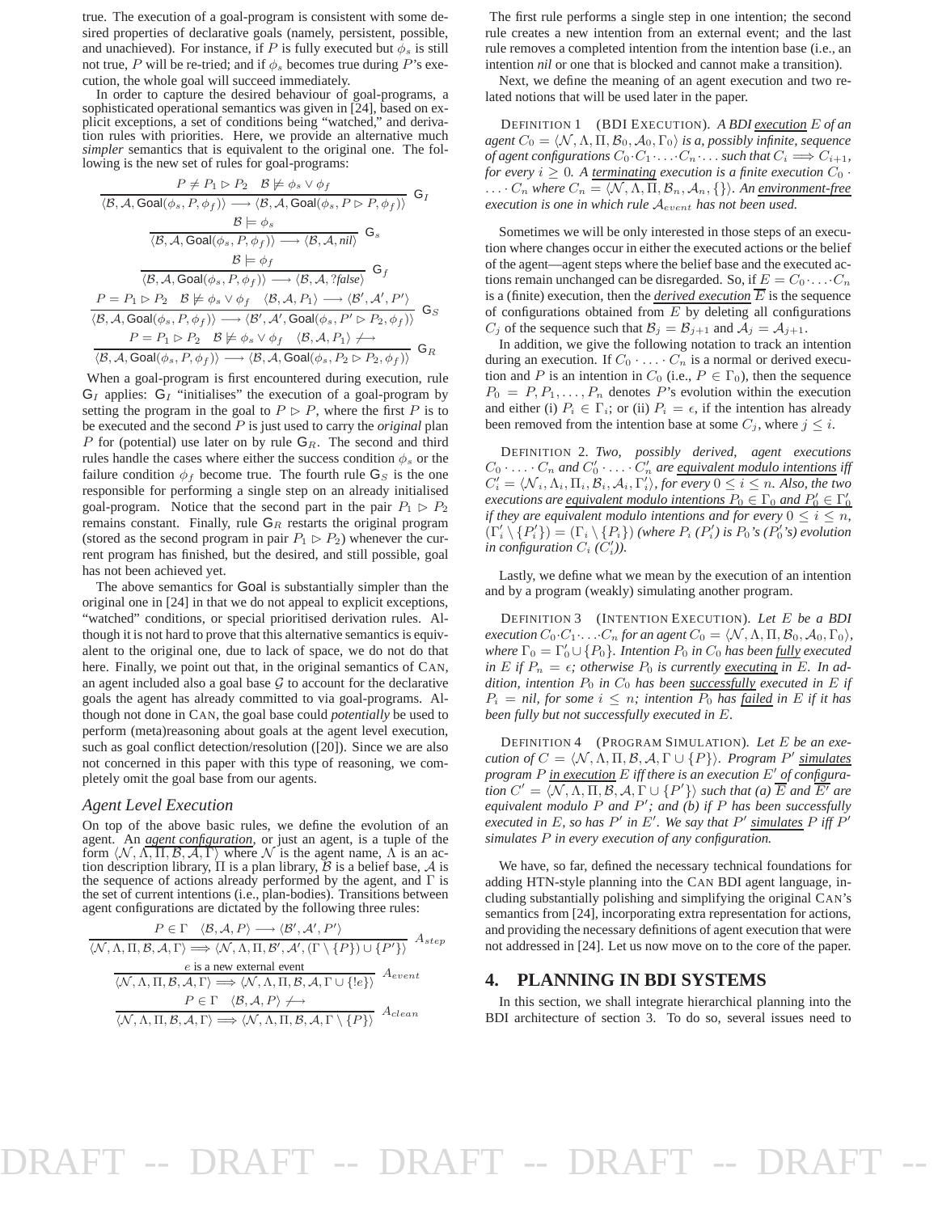true. The execution of a goal-program is consistent with some desired properties of declarative goals (namely, persistent, possible, and unachieved). For instance, if $P$ is fully executed but $\phi_s$ is still not true, $P$ will be re-tried; and if $\phi_s$ becomes true during $P$'s execution, the whole goal will succeed immediately.

In order to capture the desired behaviour of goal-programs, a sophisticated operational semantics was given in [24], based on explicit exceptions, a set of conditions being "watched," and derivation rules with priorities. Here, we provide an alternative much *simpler* semantics that is equivalent to the original one. The following is the new set of rules for goal-programs:

$$\frac{P \neq P_1 \rhd P_2 \quad \mathcal{B} \not\models \phi_s \vee \phi_f}{\langle \mathcal{B}, \mathcal{A}, \mathsf{Goal}(\phi_s, P, \phi_f)\rangle \longrightarrow \langle \mathcal{B}, \mathcal{A}, \mathsf{Goal}(\phi_s, P \rhd P, \phi_f)\rangle} \; \mathsf{G}_I$$

$$\frac{\mathcal{B} \models \phi_s}{\langle \mathcal{B}, \mathcal{A}, \mathsf{Goal}(\phi_s, P, \phi_f)\rangle \longrightarrow \langle \mathcal{B}, \mathcal{A}, \mathit{nil}\rangle} \; \mathsf{G}_s$$

$$\frac{\mathcal{B} \models \phi_f}{\langle \mathcal{B}, \mathcal{A}, \mathsf{Goal}(\phi_s, P, \phi_f)\rangle \longrightarrow \langle \mathcal{B}, \mathcal{A}, ?\mathit{false}\rangle} \; \mathsf{G}_f$$

$$\frac{P = P_1 \rhd P_2 \quad \mathcal{B} \not\models \phi_s \vee \phi_f \quad \langle \mathcal{B}, \mathcal{A}, P_1\rangle \longrightarrow \langle \mathcal{B}', \mathcal{A}', P'\rangle}{\langle \mathcal{B}, \mathcal{A}, \mathsf{Goal}(\phi_s, P, \phi_f)\rangle \longrightarrow \langle \mathcal{B}', \mathcal{A}', \mathsf{Goal}(\phi_s, P' \rhd P_2, \phi_f)\rangle} \; \mathsf{G}_S$$

$$\frac{P = P_1 \rhd P_2 \quad \mathcal{B} \not\models \phi_s \vee \phi_f \quad \langle \mathcal{B}, \mathcal{A}, P_1\rangle \not\longrightarrow}{\langle \mathcal{B}, \mathcal{A}, \mathsf{Goal}(\phi_s, P, \phi_f)\rangle \longrightarrow \langle \mathcal{B}, \mathcal{A}, \mathsf{Goal}(\phi_s, P_2 \rhd P_2, \phi_f)\rangle} \; \mathsf{G}_R$$

When a goal-program is first encountered during execution, rule $\mathsf{G}_I$ applies: $\mathsf{G}_I$ "initialises" the execution of a goal-program by setting the program in the goal to $P \rhd P$, where the first $P$ is to be executed and the second $P$ is just used to carry the *original* plan $P$ for (potential) use later on by rule $\mathsf{G}_R$. The second and third rules handle the cases where either the success condition $\phi_s$ or the failure condition $\phi_f$ become true. The fourth rule $\mathsf{G}_S$ is the one responsible for performing a single step on an already initialised goal-program. Notice that the second part in the pair $P_1 \rhd P_2$ remains constant. Finally, rule $\mathsf{G}_R$ restarts the original program (stored as the second program in pair $P_1 \rhd P_2$) whenever the current program has finished, but the desired, and still possible, goal has not been achieved yet.

The above semantics for Goal is substantially simpler than the original one in [24] in that we do not appeal to explicit exceptions, "watched" conditions, or special prioritised derivation rules. Although it is not hard to prove that this alternative semantics is equivalent to the original one, due to lack of space, we do not do that here. Finally, we point out that, in the original semantics of CAN, an agent included also a goal base $\mathcal{G}$ to account for the declarative goals the agent has already committed to via goal-programs. Although not done in CAN, the goal base could *potentially* be used to perform (meta)reasoning about goals at the agent level execution, such as goal conflict detection/resolution ([20]). Since we are also not concerned in this paper with this type of reasoning, we completely omit the goal base from our agents.

### *Agent Level Execution*

On top of the above basic rules, we define the evolution of an agent. An *agent configuration*, or just an agent, is a tuple of the form $\langle \mathcal{N}, \Lambda, \Pi, \mathcal{B}, \mathcal{A}, \Gamma\rangle$ where $\mathcal{N}$ is the agent name, $\Lambda$ is an action description library, $\Pi$ is a plan library, $\mathcal{B}$ is a belief base, $\mathcal{A}$ is the sequence of actions already performed by the agent, and $\Gamma$ is the set of current intentions (i.e., plan-bodies). Transitions between agent configurations are dictated by the following three rules:

$$\frac{P \in \Gamma \quad \langle \mathcal{B}, \mathcal{A}, P\rangle \longrightarrow \langle \mathcal{B}', \mathcal{A}', P'\rangle}{\langle \mathcal{N}, \Lambda, \Pi, \mathcal{B}, \mathcal{A}, \Gamma\rangle \Longrightarrow \langle \mathcal{N}, \Lambda, \Pi, \mathcal{B}', \mathcal{A}', (\Gamma \setminus \{P\}) \cup \{P'\}\rangle} \; A_{step}$$

$$\frac{e \text{ is a new external event}}{\langle \mathcal{N}, \Lambda, \Pi, \mathcal{B}, \mathcal{A}, \Gamma\rangle \Longrightarrow \langle \mathcal{N}, \Lambda, \Pi, \mathcal{B}, \mathcal{A}, \Gamma \cup \{!e\}\rangle} \; A_{event}$$

$$\frac{P \in \Gamma \quad \langle \mathcal{B}, \mathcal{A}, P\rangle \not\longrightarrow}{\langle \mathcal{N}, \Lambda, \Pi, \mathcal{B}, \mathcal{A}, \Gamma\rangle \Longrightarrow \langle \mathcal{N}, \Lambda, \Pi, \mathcal{B}, \mathcal{A}, \Gamma \setminus \{P\}\rangle} \; A_{clean}$$

The first rule performs a single step in one intention; the second rule creates a new intention from an external event; and the last rule removes a completed intention from the intention base (i.e., an intention *nil* or one that is blocked and cannot make a transition).

Next, we define the meaning of an agent execution and two related notions that will be used later in the paper.

DEFINITION 1 (BDI EXECUTION). *A BDI execution $E$ of an agent $C_0 = \langle \mathcal{N}, \Lambda, \Pi, \mathcal{B}_0, \mathcal{A}_0, \Gamma_0\rangle$ is a, possibly infinite, sequence of agent configurations $C_0 \cdot C_1 \cdot \ldots \cdot C_n \cdot \ldots$ such that $C_i \Longrightarrow C_{i+1}$, for every $i \geq 0$. A terminating execution is a finite execution $C_0 \cdot \ldots \cdot C_n$ where $C_n = \langle \mathcal{N}, \Lambda, \Pi, \mathcal{B}_n, \mathcal{A}_n, \{\}\rangle$. An environment-free execution is one in which rule $\mathcal{A}_{event}$ has not been used.*

Sometimes we will be only interested in those steps of an execution where changes occur in either the executed actions or the belief of the agent—agent steps where the belief base and the executed actions remain unchanged can be disregarded. So, if $E = C_0 \cdot \ldots \cdot C_n$ is a (finite) execution, then the ***derived execution*** $\overline{E}$ is the sequence of configurations obtained from $E$ by deleting all configurations $C_j$ of the sequence such that $\mathcal{B}_j = \mathcal{B}_{j+1}$ and $\mathcal{A}_j = \mathcal{A}_{j+1}$.

In addition, we give the following notation to track an intention during an execution. If $C_0 \cdot \ldots \cdot C_n$ is a normal or derived execution and $P$ is an intention in $C_0$ (i.e., $P \in \Gamma_0$), then the sequence $P_0 = P, P_1, \ldots, P_n$ denotes $P$'s evolution within the execution and either (i) $P_i \in \Gamma_i$; or (ii) $P_i = \epsilon$, if the intention has already been removed from the intention base at some $C_j$, where $j \leq i$.

DEFINITION 2. *Two, possibly derived, agent executions $C_0 \cdot \ldots \cdot C_n$ and $C'_0 \cdot \ldots \cdot C'_n$ are equivalent modulo intentions iff $C'_i = \langle \mathcal{N}_i, \Lambda_i, \Pi_i, \mathcal{B}_i, \mathcal{A}_i, \Gamma'_i\rangle$, for every $0 \leq i \leq n$. Also, the two executions are equivalent modulo intentions $P_0 \in \Gamma_0$ and $P'_0 \in \Gamma'_0$ if they are equivalent modulo intentions and for every $0 \leq i \leq n$, $(\Gamma'_i \setminus \{P'_i\}) = (\Gamma_i \setminus \{P_i\})$ (where $P_i$ ($P'_i$) is $P_0$'s ($P'_0$'s) evolution in configuration $C_i$ ($C'_i$)).*

Lastly, we define what we mean by the execution of an intention and by a program (weakly) simulating another program.

DEFINITION 3 (INTENTION EXECUTION). *Let $E$ be a BDI execution $C_0 \cdot C_1 \cdot \ldots \cdot C_n$ for an agent $C_0 = \langle \mathcal{N}, \Lambda, \Pi, \mathcal{B}_0, \mathcal{A}_0, \Gamma_0\rangle$, where $\Gamma_0 = \Gamma'_0 \cup \{P_0\}$. Intention $P_0$ in $C_0$ has been fully executed in $E$ if $P_n = \epsilon$; otherwise $P_0$ is currently executing in $E$. In addition, intention $P_0$ in $C_0$ has been successfully executed in $E$ if $P_i = nil$, for some $i \leq n$; intention $P_0$ has failed in $E$ if it has been fully but not successfully executed in $E$.*

DEFINITION 4 (PROGRAM SIMULATION). *Let $E$ be an execution of $C = \langle \mathcal{N}, \Lambda, \Pi, \mathcal{B}, \mathcal{A}, \Gamma \cup \{P\}\rangle$. Program $P'$ simulates program $P$ in execution $E$ iff there is an execution $E'$ of configuration $C' = \langle \mathcal{N}, \Lambda, \Pi, \mathcal{B}, \mathcal{A}, \Gamma \cup \{P'\}\rangle$ such that (a) $\overline{E}$ and $\overline{E'}$ are equivalent modulo $P$ and $P'$; and (b) if $P$ has been successfully executed in $E$, so has $P'$ in $E'$. We say that $P'$ simulates $P$ iff $P'$ simulates $P$ in every execution of any configuration.*

We have, so far, defined the necessary technical foundations for adding HTN-style planning into the CAN BDI agent language, including substantially polishing and simplifying the original CAN's semantics from [24], incorporating extra representation for actions, and providing the necessary definitions of agent execution that were not addressed in [24]. Let us now move on to the core of the paper.

## 4. PLANNING IN BDI SYSTEMS

In this section, we shall integrate hierarchical planning into the BDI architecture of section 3. To do so, several issues need to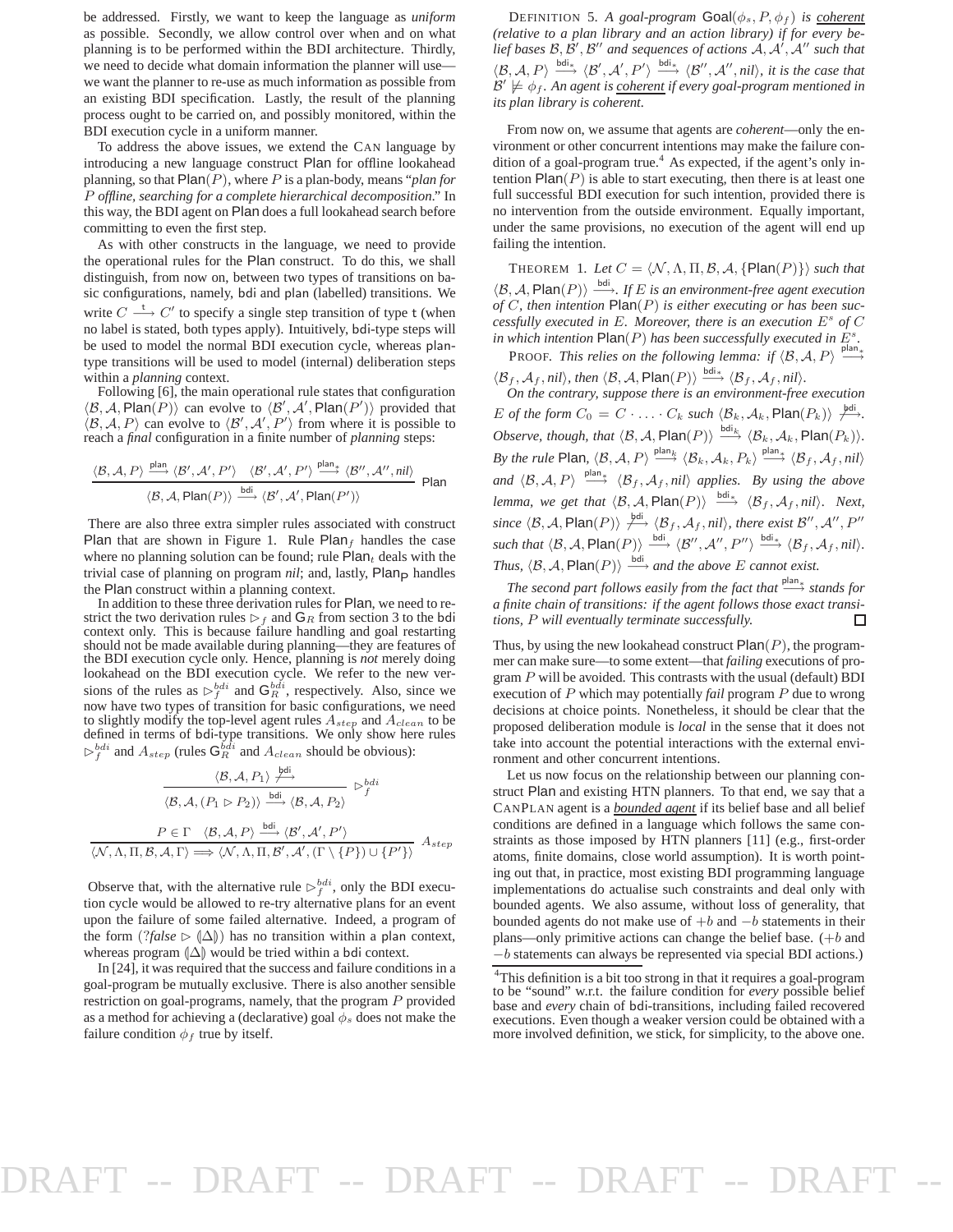be addressed. Firstly, we want to keep the language as *uniform* as possible. Secondly, we allow control over when and on what planning is to be performed within the BDI architecture. Thirdly, we need to decide what domain information the planner will use—we want the planner to re-use as much information as possible from an existing BDI specification. Lastly, the result of the planning process ought to be carried on, and possibly monitored, within the BDI execution cycle in a uniform manner.

To address the above issues, we extend the CAN language by introducing a new language construct $\mathsf{Plan}$ for offline lookahead planning, so that $\mathsf{Plan}(P)$, where $P$ is a plan-body, means "*plan for $P$ offline, searching for a complete hierarchical decomposition*." In this way, the BDI agent on $\mathsf{Plan}$ does a full lookahead search before committing to even the first step.

As with other constructs in the language, we need to provide the operational rules for the $\mathsf{Plan}$ construct. To do this, we shall distinguish, from now on, between two types of transitions on basic configurations, namely, $\mathsf{bdi}$ and $\mathsf{plan}$ (labelled) transitions. We write $C \xrightarrow{\mathsf{t}} C'$ to specify a single step transition of type $\mathsf{t}$ (when no label is stated, both types apply). Intuitively, $\mathsf{bdi}$-type steps will be used to model the normal BDI execution cycle, whereas $\mathsf{plan}$-type transitions will be used to model (internal) deliberation steps within a *planning* context.

Following [6], the main operational rule states that configuration $\langle \mathcal{B}, \mathcal{A}, \mathsf{Plan}(P)\rangle$ can evolve to $\langle \mathcal{B}', \mathcal{A}', \mathsf{Plan}(P')\rangle$ provided that $\langle \mathcal{B}, \mathcal{A}, P\rangle$ can evolve to $\langle \mathcal{B}', \mathcal{A}', P'\rangle$ from where it is possible to reach a *final* configuration in a finite number of *planning* steps:

$$\frac{\langle \mathcal{B}, \mathcal{A}, P\rangle \xrightarrow{\mathsf{plan}} \langle \mathcal{B}', \mathcal{A}', P'\rangle \quad \langle \mathcal{B}', \mathcal{A}', P'\rangle \xrightarrow{\mathsf{plan}_*} \langle \mathcal{B}'', \mathcal{A}'', \mathit{nil}\rangle}{\langle \mathcal{B}, \mathcal{A}, \mathsf{Plan}(P)\rangle \xrightarrow{\mathsf{bdi}} \langle \mathcal{B}', \mathcal{A}', \mathsf{Plan}(P')\rangle}\ \mathsf{Plan}$$

There are also three extra simpler rules associated with construct $\mathsf{Plan}$ that are shown in Figure 1. Rule $\mathsf{Plan}_f$ handles the case where no planning solution can be found; rule $\mathsf{Plan}_t$ deals with the trivial case of planning on program *nil*; and, lastly, $\mathsf{Plan}_{\mathsf{P}}$ handles the $\mathsf{Plan}$ construct within a planning context.

In addition to these three derivation rules for $\mathsf{Plan}$, we need to restrict the two derivation rules $\rhd_f$ and $\mathsf{G}_R$ from section 3 to the $\mathsf{bdi}$ context only. This is because failure handling and goal restarting should not be made available during planning—they are features of the BDI execution cycle only. Hence, planning is *not* merely doing lookahead on the BDI execution cycle. We refer to the new versions of the rules as $\rhd_f^{bdi}$ and $\mathsf{G}_R^{bdi}$, respectively. Also, since we now have two types of transition for basic configurations, we need to slightly modify the top-level agent rules $A_{step}$ and $A_{clean}$ to be defined in terms of $\mathsf{bdi}$-type transitions. We only show here rules $\rhd_f^{bdi}$ and $A_{step}$ (rules $\mathsf{G}_R^{bdi}$ and $A_{clean}$ should be obvious):

$$\frac{\langle \mathcal{B}, \mathcal{A}, P_1\rangle \not\xrightarrow{\mathsf{bdi}}}{\langle \mathcal{B}, \mathcal{A}, (P_1 \rhd P_2)\rangle \xrightarrow{\mathsf{bdi}} \langle \mathcal{B}, \mathcal{A}, P_2\rangle}\ \rhd_f^{bdi}$$

$$\frac{P \in \Gamma \quad \langle \mathcal{B}, \mathcal{A}, P\rangle \xrightarrow{\mathsf{bdi}} \langle \mathcal{B}', \mathcal{A}', P'\rangle}{\langle \mathcal{N}, \Lambda, \Pi, \mathcal{B}, \mathcal{A}, \Gamma\rangle \Longrightarrow \langle \mathcal{N}, \Lambda, \Pi, \mathcal{B}', \mathcal{A}', (\Gamma \setminus \{P\}) \cup \{P'\}\rangle}\ A_{step}$$

Observe that, with the alternative rule $\rhd_f^{bdi}$, only the BDI execution cycle would be allowed to re-try alternative plans for an event upon the failure of some failed alternative. Indeed, a program of the form $(?\mathit{false} \rhd (\!|\Delta|\!))$ has no transition within a $\mathsf{plan}$ context, whereas program $(\!|\Delta|\!)$ would be tried within a $\mathsf{bdi}$ context.

In [24], it was required that the success and failure conditions in a goal-program be mutually exclusive. There is also another sensible restriction on goal-programs, namely, that the program $P$ provided as a method for achieving a (declarative) goal $\phi_s$ does not make the failure condition $\phi_f$ true by itself.

DEFINITION 5. *A goal-program $\mathsf{Goal}(\phi_s, P, \phi_f)$ is coherent (relative to a plan library and an action library) if for every belief bases $\mathcal{B}, \mathcal{B}', \mathcal{B}''$ and sequences of actions $\mathcal{A}, \mathcal{A}', \mathcal{A}''$ such that $\langle \mathcal{B}, \mathcal{A}, P\rangle \xrightarrow{\mathsf{bdi}_*} \langle \mathcal{B}', \mathcal{A}', P'\rangle \xrightarrow{\mathsf{bdi}_*} \langle \mathcal{B}'', \mathcal{A}'', nil\rangle$, it is the case that $\mathcal{B}' \not\models \phi_f$. An agent is coherent if every goal-program mentioned in its plan library is coherent.*

From now on, we assume that agents are *coherent*—only the environment or other concurrent intentions may make the failure condition of a goal-program true.[4] As expected, if the agent's only intention $\mathsf{Plan}(P)$ is able to start executing, then there is at least one full successful BDI execution for such intention, provided there is no intervention from the outside environment. Equally important, under the same provisions, no execution of the agent will end up failing the intention.

THEOREM 1. *Let $C = \langle \mathcal{N}, \Lambda, \Pi, \mathcal{B}, \mathcal{A}, \{\mathsf{Plan}(P)\}\rangle$ such that $\langle \mathcal{B}, \mathcal{A}, \mathsf{Plan}(P)\rangle \xrightarrow{\mathsf{bdi}}$. If $E$ is an environment-free agent execution of $C$, then intention $\mathsf{Plan}(P)$ is either executing or has been successfully executed in $E$. Moreover, there is an execution $E^s$ of $C$ in which intention $\mathsf{Plan}(P)$ has been successfully executed in $E^s$.*

PROOF. *This relies on the following lemma: if $\langle \mathcal{B}, \mathcal{A}, P\rangle \xrightarrow{\mathsf{plan}_*} \langle \mathcal{B}_f, \mathcal{A}_f, nil\rangle$, then $\langle \mathcal{B}, \mathcal{A}, \mathsf{Plan}(P)\rangle \xrightarrow{\mathsf{bdi}_*} \langle \mathcal{B}_f, \mathcal{A}_f, nil\rangle$.*

*On the contrary, suppose there is an environment-free execution $E$ of the form $C_0 = C \cdot \ldots \cdot C_k$ such $\langle \mathcal{B}_k, \mathcal{A}_k, \mathsf{Plan}(P_k)\rangle \not\xrightarrow{\mathsf{bdi}}$. Observe, though, that $\langle \mathcal{B}, \mathcal{A}, \mathsf{Plan}(P)\rangle \xrightarrow{\mathsf{bdi}_k} \langle \mathcal{B}_k, \mathcal{A}_k, \mathsf{Plan}(P_k)\rangle$. By the rule $\mathsf{Plan}$, $\langle \mathcal{B}, \mathcal{A}, P\rangle \xrightarrow{\mathsf{plan}_k} \langle \mathcal{B}_k, \mathcal{A}_k, P_k\rangle \xrightarrow{\mathsf{plan}_*} \langle \mathcal{B}_f, \mathcal{A}_f, nil\rangle$ and $\langle \mathcal{B}, \mathcal{A}, P\rangle \xrightarrow{\mathsf{plan}_*} \langle \mathcal{B}_f, \mathcal{A}_f, nil\rangle$ applies. By using the above lemma, we get that $\langle \mathcal{B}, \mathcal{A}, \mathsf{Plan}(P)\rangle \xrightarrow{\mathsf{bdi}_*} \langle \mathcal{B}_f, \mathcal{A}_f, nil\rangle$. Next, since $\langle \mathcal{B}, \mathcal{A}, \mathsf{Plan}(P)\rangle \not\xrightarrow{\mathsf{bdi}} \langle \mathcal{B}_f, \mathcal{A}_f, nil\rangle$, there exist $\mathcal{B}'', \mathcal{A}'', P''$ such that $\langle \mathcal{B}, \mathcal{A}, \mathsf{Plan}(P)\rangle \xrightarrow{\mathsf{bdi}} \langle \mathcal{B}'', \mathcal{A}'', P''\rangle \xrightarrow{\mathsf{bdi}_*} \langle \mathcal{B}_f, \mathcal{A}_f, nil\rangle$. Thus, $\langle \mathcal{B}, \mathcal{A}, \mathsf{Plan}(P)\rangle \xrightarrow{\mathsf{bdi}}$ and the above $E$ cannot exist.*

*The second part follows easily from the fact that $\xrightarrow{\mathsf{plan}_*}$ stands for a finite chain of transitions: if the agent follows those exact transitions, $P$ will eventually terminate successfully.* □

Thus, by using the new lookahead construct $\mathsf{Plan}(P)$, the programmer can make sure—to some extent—that *failing* executions of program $P$ will be avoided. This contrasts with the usual (default) BDI execution of $P$ which may potentially *fail* program $P$ due to wrong decisions at choice points. Nonetheless, it should be clear that the proposed deliberation module is *local* in the sense that it does not take into account the potential interactions with the external environment and other concurrent intentions.

Let us now focus on the relationship between our planning construct $\mathsf{Plan}$ and existing HTN planners. To that end, we say that a CANPLAN agent is a bounded agent if its belief base and all belief conditions are defined in a language which follows the same constraints as those imposed by HTN planners [11] (e.g., first-order atoms, finite domains, close world assumption). It is worth pointing out that, in practice, most existing BDI programming language implementations do actualise such constraints and deal only with bounded agents. We also assume, without loss of generality, that bounded agents do not make use of $+b$ and $-b$ statements in their plans—only primitive actions can change the belief base. ($+b$ and $-b$ statements can always be represented via special BDI actions.)

[4]This definition is a bit too strong in that it requires a goal-program to be "sound" w.r.t. the failure condition for *every* possible belief base and *every* chain of $\mathsf{bdi}$-transitions, including failed recovered executions. Even though a weaker version could be obtained with a more involved definition, we stick, for simplicity, to the above one.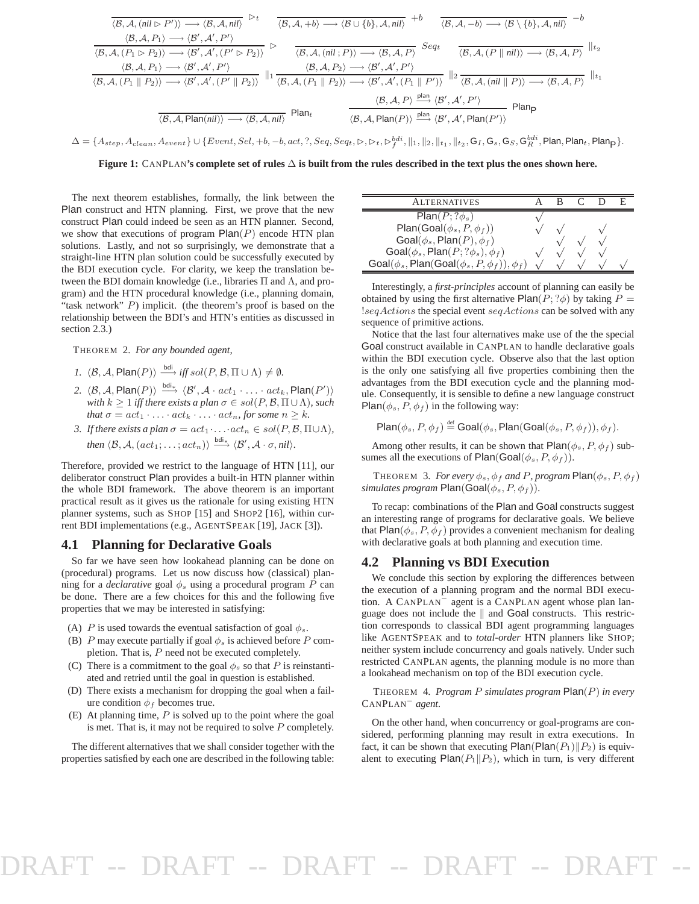$$\frac{}{\langle \mathcal{B}, \mathcal{A}, (nil \rhd P') \rangle \longrightarrow \langle \mathcal{B}, \mathcal{A}, nil \rangle} \rhd_t \qquad \frac{}{\langle \mathcal{B}, \mathcal{A}, +b \rangle \longrightarrow \langle \mathcal{B} \cup \{b\}, \mathcal{A}, nil \rangle} +b \qquad \frac{}{\langle \mathcal{B}, \mathcal{A}, -b \rangle \longrightarrow \langle \mathcal{B} \setminus \{b\}, \mathcal{A}, nil \rangle} -b$$

$$\frac{\langle \mathcal{B}, \mathcal{A}, P_1 \rangle \longrightarrow \langle \mathcal{B}', \mathcal{A}', P' \rangle}{\langle \mathcal{B}, \mathcal{A}, (P_1 \rhd P_2) \rangle \longrightarrow \langle \mathcal{B}', \mathcal{A}', (P' \rhd P_2) \rangle} \rhd \qquad \frac{}{\langle \mathcal{B}, \mathcal{A}, (nil \,;P) \rangle \longrightarrow \langle \mathcal{B}, \mathcal{A}, P \rangle} Seq_t \qquad \frac{}{\langle \mathcal{B}, \mathcal{A}, (P \parallel nil) \rangle \longrightarrow \langle \mathcal{B}, \mathcal{A}, P \rangle} \parallel_{t_2}$$

$$\frac{\langle \mathcal{B}, \mathcal{A}, P_1 \rangle \longrightarrow \langle \mathcal{B}', \mathcal{A}', P' \rangle}{\langle \mathcal{B}, \mathcal{A}, (P_1 \parallel P_2) \rangle \longrightarrow \langle \mathcal{B}', \mathcal{A}', (P' \parallel P_2) \rangle} \parallel_1 \frac{\langle \mathcal{B}, \mathcal{A}, P_2 \rangle \longrightarrow \langle \mathcal{B}', \mathcal{A}', P' \rangle}{\langle \mathcal{B}, \mathcal{A}, (P_1 \parallel P_2) \rangle \longrightarrow \langle \mathcal{B}', \mathcal{A}', (P_1 \parallel P') \rangle} \parallel_2 \frac{}{\langle \mathcal{B}, \mathcal{A}, (nil \parallel P) \rangle \longrightarrow \langle \mathcal{B}, \mathcal{A}, P \rangle} \parallel_{t_1}$$

$$\frac{}{\langle \mathcal{B}, \mathcal{A}, \mathsf{Plan}(nil) \rangle \longrightarrow \langle \mathcal{B}, \mathcal{A}, nil \rangle} \mathsf{Plan}_t \qquad \frac{\langle \mathcal{B}, \mathcal{A}, P \rangle \xrightarrow{\mathsf{plan}} \langle \mathcal{B}', \mathcal{A}', P' \rangle}{\langle \mathcal{B}, \mathcal{A}, \mathsf{Plan}(P) \rangle \xrightarrow{\mathsf{plan}} \langle \mathcal{B}', \mathcal{A}', \mathsf{Plan}(P') \rangle} \mathsf{Plan_P}$$

$$\Delta = \{A_{step}, A_{clean}, A_{event}\} \cup \{Event, Sel, +b, -b, act, ?, Seq, Seq_t, \rhd, \rhd_t, \rhd_f^{bdi}, \parallel_1, \parallel_2, \parallel_{t_1}, \parallel_{t_2}, \mathsf{G}_I, \mathsf{G}_s, \mathsf{G}_S, \mathsf{G}_R^{bdi}, \mathsf{Plan}, \mathsf{Plan}_t, \mathsf{Plan_P}\}.$$

**Figure 1: CANPLAN's complete set of rules $\Delta$ is built from the rules described in the text plus the ones shown here.**

The next theorem establishes, formally, the link between the Plan construct and HTN planning. First, we prove that the new construct Plan could indeed be seen as an HTN planner. Second, we show that executions of program $\mathsf{Plan}(P)$ encode HTN plan solutions. Lastly, and not so surprisingly, we demonstrate that a straight-line HTN plan solution could be successfully executed by the BDI execution cycle. For clarity, we keep the translation between the BDI domain knowledge (i.e., libraries $\Pi$ and $\Lambda$, and program) and the HTN procedural knowledge (i.e., planning domain, "task network" $P$) implicit. (the theorem's proof is based on the relationship between the BDI's and HTN's entities as discussed in section 2.3.)

THEOREM 2. *For any bounded agent,*

1. $\langle \mathcal{B}, \mathcal{A}, \mathsf{Plan}(P) \rangle \xrightarrow{\mathsf{bdi}}$ *iff* $sol(P, \mathcal{B}, \Pi \cup \Lambda) \neq \emptyset$.
2. $\langle \mathcal{B}, \mathcal{A}, \mathsf{Plan}(P) \rangle \xrightarrow{\mathsf{bdi}_*} \langle \mathcal{B}', \mathcal{A} \cdot act_1 \cdot \ldots \cdot act_k, \mathsf{Plan}(P') \rangle$ *with* $k \geq 1$ *iff there exists a plan* $\sigma \in sol(P, \mathcal{B}, \Pi \cup \Lambda)$*, such that* $\sigma = act_1 \cdot \ldots \cdot act_k \cdot \ldots \cdot act_n$*, for some* $n \geq k$.
3. *If there exists a plan* $\sigma = act_1 \cdot \ldots \cdot act_n \in sol(P, \mathcal{B}, \Pi \cup \Lambda)$*, then* $\langle \mathcal{B}, \mathcal{A}, (act_1; \ldots; act_n) \rangle \xrightarrow{\mathsf{bdi}_*} \langle \mathcal{B}', \mathcal{A} \cdot \sigma, nil \rangle$.

Therefore, provided we restrict to the language of HTN [11], our deliberator construct Plan provides a built-in HTN planner within the whole BDI framework. The above theorem is an important practical result as it gives us the rationale for using existing HTN planner systems, such as SHOP [15] and SHOP2 [16], within current BDI implementations (e.g., AGENTSPEAK [19], JACK [3]).

## 4.1 Planning for Declarative Goals

So far we have seen how lookahead planning can be done on (procedural) programs. Let us now discuss how (classical) planning for a *declarative* goal $\phi_s$ using a procedural program $P$ can be done. There are a few choices for this and the following five properties that we may be interested in satisfying:

(A) $P$ is used towards the eventual satisfaction of goal $\phi_s$.

(B) $P$ may execute partially if goal $\phi_s$ is achieved before $P$ completion. That is, $P$ need not be executed completely.

(C) There is a commitment to the goal $\phi_s$ so that $P$ is reinstantiated and retried until the goal in question is established.

(D) There exists a mechanism for dropping the goal when a failure condition $\phi_f$ becomes true.

(E) At planning time, $P$ is solved up to the point where the goal is met. That is, it may not be required to solve $P$ completely.

The different alternatives that we shall consider together with the properties satisfied by each one are described in the following table:

| ALTERNATIVES | A | B | C | D | E |
|---|---|---|---|---|---|
| $\mathsf{Plan}(P; ?\phi_s)$ | √ | | | | |
| $\mathsf{Plan}(\mathsf{Goal}(\phi_s, P, \phi_f))$ | √ | √ | | √ | |
| $\mathsf{Goal}(\phi_s, \mathsf{Plan}(P), \phi_f)$ | | √ | √ | √ | |
| $\mathsf{Goal}(\phi_s, \mathsf{Plan}(P; ?\phi_s), \phi_f)$ | √ | √ | √ | √ | |
| $\mathsf{Goal}(\phi_s, \mathsf{Plan}(\mathsf{Goal}(\phi_s, P, \phi_f)), \phi_f)$ | √ | √ | √ | √ | √ |

Interestingly, a *first-principles* account of planning can easily be obtained by using the first alternative $\mathsf{Plan}(P; ?\phi)$ by taking $P = !seqActions$ the special event $seqActions$ can be solved with any sequence of primitive actions.

Notice that the last four alternatives make use of the the special Goal construct available in CANPLAN to handle declarative goals within the BDI execution cycle. Observe also that the last option is the only one satisfying all five properties combining then the advantages from the BDI execution cycle and the planning module. Consequently, it is sensible to define a new language construct $\mathsf{Plan}(\phi_s, P, \phi_f)$ in the following way:

$$\mathsf{Plan}(\phi_s, P, \phi_f) \stackrel{\text{def}}{=} \mathsf{Goal}(\phi_s, \mathsf{Plan}(\mathsf{Goal}(\phi_s, P, \phi_f)), \phi_f).$$

Among other results, it can be shown that $\mathsf{Plan}(\phi_s, P, \phi_f)$ subsumes all the executions of $\mathsf{Plan}(\mathsf{Goal}(\phi_s, P, \phi_f))$.

THEOREM 3. *For every* $\phi_s, \phi_f$ *and* $P$*, program* $\mathsf{Plan}(\phi_s, P, \phi_f)$ *simulates program* $\mathsf{Plan}(\mathsf{Goal}(\phi_s, P, \phi_f))$.

To recap: combinations of the Plan and Goal constructs suggest an interesting range of programs for declarative goals. We believe that $\mathsf{Plan}(\phi_s, P, \phi_f)$ provides a convenient mechanism for dealing with declarative goals at both planning and execution time.

## 4.2 Planning vs BDI Execution

We conclude this section by exploring the differences between the execution of a planning program and the normal BDI execution. A CANPLAN$^-$ agent is a CANPLAN agent whose plan language does not include the $\parallel$ and Goal constructs. This restriction corresponds to classical BDI agent programming languages like AGENTSPEAK and to *total-order* HTN planners like SHOP; neither system include concurrency and goals natively. Under such restricted CANPLAN agents, the planning module is no more than a lookahead mechanism on top of the BDI execution cycle.

THEOREM 4. *Program* $P$ *simulates program* $\mathsf{Plan}(P)$ *in every* CANPLAN$^-$ *agent.*

On the other hand, when concurrency or goal-programs are considered, performing planning may result in extra executions. In fact, it can be shown that executing $\mathsf{Plan}(\mathsf{Plan}(P_1) \| P_2)$ is equivalent to executing $\mathsf{Plan}(P_1 \| P_2)$, which in turn, is very different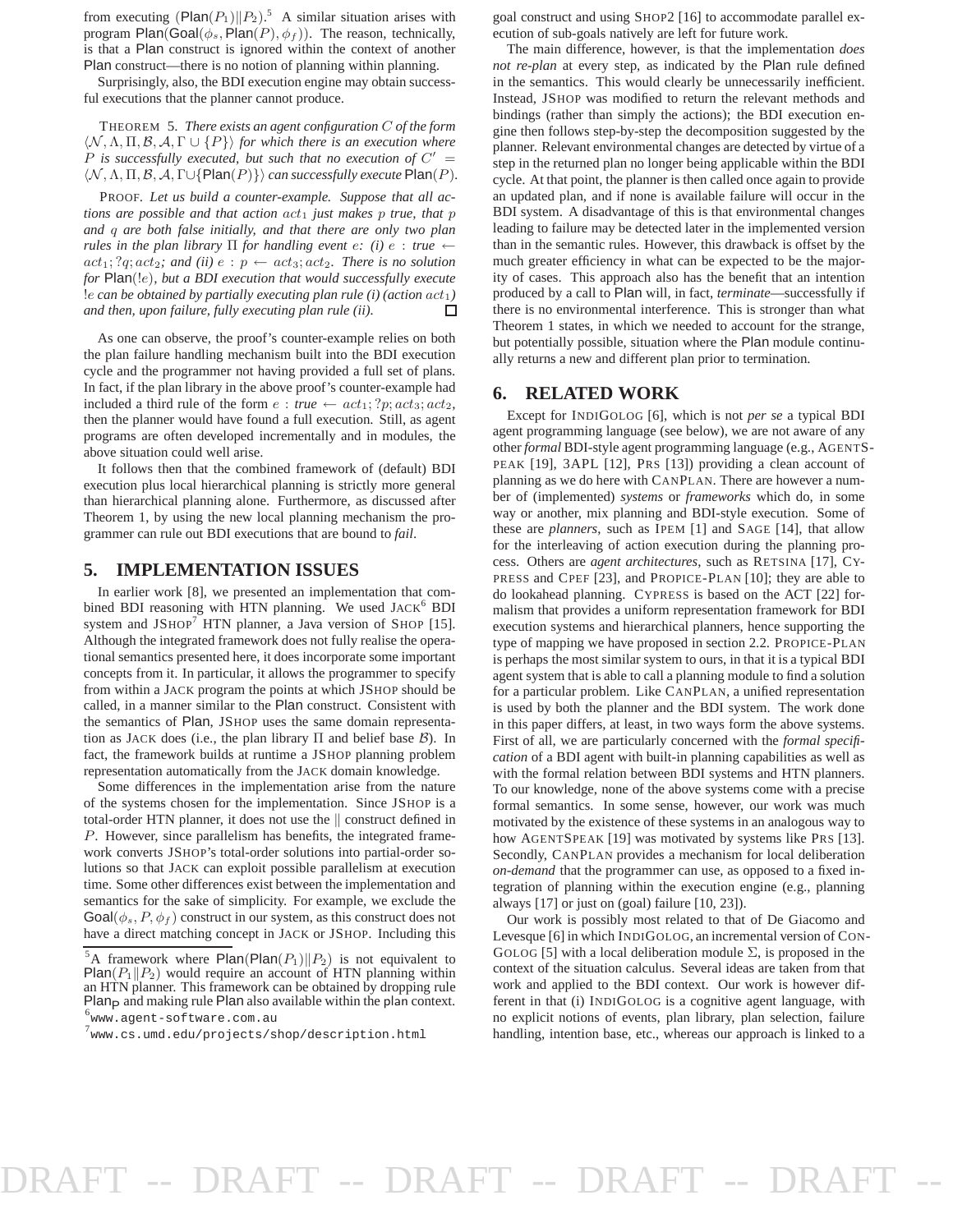from executing $(\mathsf{Plan}(P_1)\|P_2)$.[5] A similar situation arises with program $\mathsf{Plan}(\mathsf{Goal}(\phi_s, \mathsf{Plan}(P), \phi_f))$. The reason, technically, is that a Plan construct is ignored within the context of another Plan construct—there is no notion of planning within planning.

Surprisingly, also, the BDI execution engine may obtain successful executions that the planner cannot produce.

THEOREM 5. *There exists an agent configuration $C$ of the form $\langle \mathcal{N}, \Lambda, \Pi, \mathcal{B}, \mathcal{A}, \Gamma \cup \{P\}\rangle$ for which there is an execution where $P$ is successfully executed, but such that no execution of $C' = \langle \mathcal{N}, \Lambda, \Pi, \mathcal{B}, \mathcal{A}, \Gamma \cup \{\mathsf{Plan}(P)\}\rangle$ can successfully execute $\mathsf{Plan}(P)$.*

PROOF. *Let us build a counter-example. Suppose that all actions are possible and that action $act_1$ just makes $p$ true, that $p$ and $q$ are both false initially, and that there are only two plan rules in the plan library $\Pi$ for handling event $e$: (i) $e$ : true $\leftarrow act_1; ?q; act_2$; and (ii) $e : p \leftarrow act_3; act_2$. There is no solution for $\mathsf{Plan}(!e)$, but a BDI execution that would successfully execute $!e$ can be obtained by partially executing plan rule (i) (action $act_1$) and then, upon failure, fully executing plan rule (ii).* □

As one can observe, the proof's counter-example relies on both the plan failure handling mechanism built into the BDI execution cycle and the programmer not having provided a full set of plans. In fact, if the plan library in the above proof's counter-example had included a third rule of the form $e$ : *true* $\leftarrow act_1; ?p; act_3; act_2$, then the planner would have found a full execution. Still, as agent programs are often developed incrementally and in modules, the above situation could well arise.

It follows then that the combined framework of (default) BDI execution plus local hierarchical planning is strictly more general than hierarchical planning alone. Furthermore, as discussed after Theorem 1, by using the new local planning mechanism the programmer can rule out BDI executions that are bound to *fail*.

## 5. IMPLEMENTATION ISSUES

In earlier work [8], we presented an implementation that combined BDI reasoning with HTN planning. We used JACK[6] BDI system and JSHOP[7] HTN planner, a Java version of SHOP [15]. Although the integrated framework does not fully realise the operational semantics presented here, it does incorporate some important concepts from it. In particular, it allows the programmer to specify from within a JACK program the points at which JSHOP should be called, in a manner similar to the Plan construct. Consistent with the semantics of Plan, JSHOP uses the same domain representation as JACK does (i.e., the plan library $\Pi$ and belief base $\mathcal{B}$). In fact, the framework builds at runtime a JSHOP planning problem representation automatically from the JACK domain knowledge.

Some differences in the implementation arise from the nature of the systems chosen for the implementation. Since JSHOP is a total-order HTN planner, it does not use the $\|$ construct defined in $P$. However, since parallelism has benefits, the integrated framework converts JSHOP's total-order solutions into partial-order solutions so that JACK can exploit possible parallelism at execution time. Some other differences exist between the implementation and semantics for the sake of simplicity. For example, we exclude the $\mathsf{Goal}(\phi_s, P, \phi_f)$ construct in our system, as this construct does not have a direct matching concept in JACK or JSHOP. Including this goal construct and using SHOP2 [16] to accommodate parallel execution of sub-goals natively are left for future work.

The main difference, however, is that the implementation *does not re-plan* at every step, as indicated by the Plan rule defined in the semantics. This would clearly be unnecessarily inefficient. Instead, JSHOP was modified to return the relevant methods and bindings (rather than simply the actions); the BDI execution engine then follows step-by-step the decomposition suggested by the planner. Relevant environmental changes are detected by virtue of a step in the returned plan no longer being applicable within the BDI cycle. At that point, the planner is then called once again to provide an updated plan, and if none is available failure will occur in the BDI system. A disadvantage of this is that environmental changes leading to failure may be detected later in the implemented version than in the semantic rules. However, this drawback is offset by the much greater efficiency in what can be expected to be the majority of cases. This approach also has the benefit that an intention produced by a call to Plan will, in fact, *terminate*—successfully if there is no environmental interference. This is stronger than what Theorem 1 states, in which we needed to account for the strange, but potentially possible, situation where the Plan module continually returns a new and different plan prior to termination.

## 6. RELATED WORK

Except for INDIGOLOG [6], which is not *per se* a typical BDI agent programming language (see below), we are not aware of any other *formal* BDI-style agent programming language (e.g., AGENTSPEAK [19], 3APL [12], PRS [13]) providing a clean account of planning as we do here with CANPLAN. There are however a number of (implemented) *systems* or *frameworks* which do, in some way or another, mix planning and BDI-style execution. Some of these are *planners*, such as IPEM [1] and SAGE [14], that allow for the interleaving of action execution during the planning process. Others are *agent architectures*, such as RETSINA [17], CYPRESS and CPEF [23], and PROPICE-PLAN [10]; they are able to do lookahead planning. CYPRESS is based on the ACT [22] formalism that provides a uniform representation framework for BDI execution systems and hierarchical planners, hence supporting the type of mapping we have proposed in section 2.2. PROPICE-PLAN is perhaps the most similar system to ours, in that it is a typical BDI agent system that is able to call a planning module to find a solution for a particular problem. Like CANPLAN, a unified representation is used by both the planner and the BDI system. The work done in this paper differs, at least, in two ways form the above systems. First of all, we are particularly concerned with the *formal specification* of a BDI agent with built-in planning capabilities as well as with the formal relation between BDI systems and HTN planners. To our knowledge, none of the above systems come with a precise formal semantics. In some sense, however, our work was much motivated by the existence of these systems in an analogous way to how AGENTSPEAK [19] was motivated by systems like PRS [13]. Secondly, CANPLAN provides a mechanism for local deliberation *on-demand* that the programmer can use, as opposed to a fixed integration of planning within the execution engine (e.g., planning always [17] or just on (goal) failure [10, 23]).

Our work is possibly most related to that of De Giacomo and Levesque [6] in which INDIGOLOG, an incremental version of CONGOLOG [5] with a local deliberation module $\Sigma$, is proposed in the context of the situation calculus. Several ideas are taken from that work and applied to the BDI context. Our work is however different in that (i) INDIGOLOG is a cognitive agent language, with no explicit notions of events, plan library, plan selection, failure handling, intention base, etc., whereas our approach is linked to a

[5] A framework where $\mathsf{Plan}(\mathsf{Plan}(P_1)\|P_2)$ is not equivalent to $\mathsf{Plan}(P_1\|P_2)$ would require an account of HTN planning within an HTN planner. This framework can be obtained by dropping rule $\mathsf{Plan}_\mathsf{P}$ and making rule Plan also available within the plan context.

[6] www.agent-software.com.au

[7] www.cs.umd.edu/projects/shop/description.html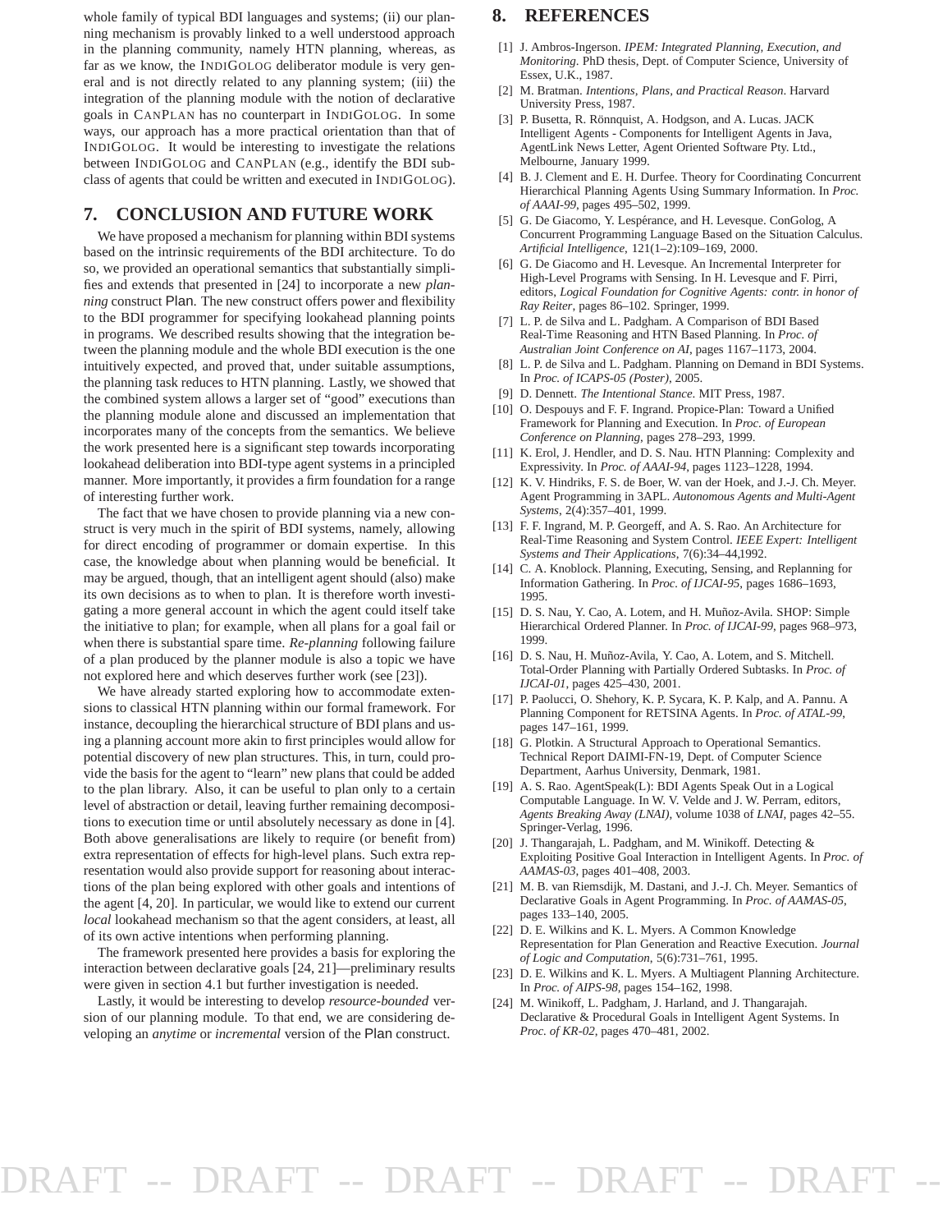whole family of typical BDI languages and systems; (ii) our planning mechanism is provably linked to a well understood approach in the planning community, namely HTN planning, whereas, as far as we know, the IndiGolog deliberator module is very general and is not directly related to any planning system; (iii) the integration of the planning module with the notion of declarative goals in CanPlan has no counterpart in IndiGolog. In some ways, our approach has a more practical orientation than that of IndiGolog. It would be interesting to investigate the relations between IndiGolog and CanPlan (e.g., identify the BDI subclass of agents that could be written and executed in IndiGolog).

## 7. CONCLUSION AND FUTURE WORK

We have proposed a mechanism for planning within BDI systems based on the intrinsic requirements of the BDI architecture. To do so, we provided an operational semantics that substantially simplifies and extends that presented in [24] to incorporate a new *planning* construct Plan. The new construct offers power and flexibility to the BDI programmer for specifying lookahead planning points in programs. We described results showing that the integration between the planning module and the whole BDI execution is the one intuitively expected, and proved that, under suitable assumptions, the planning task reduces to HTN planning. Lastly, we showed that the combined system allows a larger set of "good" executions than the planning module alone and discussed an implementation that incorporates many of the concepts from the semantics. We believe the work presented here is a significant step towards incorporating lookahead deliberation into BDI-type agent systems in a principled manner. More importantly, it provides a firm foundation for a range of interesting further work.

The fact that we have chosen to provide planning via a new construct is very much in the spirit of BDI systems, namely, allowing for direct encoding of programmer or domain expertise. In this case, the knowledge about when planning would be beneficial. It may be argued, though, that an intelligent agent should (also) make its own decisions as to when to plan. It is therefore worth investigating a more general account in which the agent could itself take the initiative to plan; for example, when all plans for a goal fail or when there is substantial spare time. *Re-planning* following failure of a plan produced by the planner module is also a topic we have not explored here and which deserves further work (see [23]).

We have already started exploring how to accommodate extensions to classical HTN planning within our formal framework. For instance, decoupling the hierarchical structure of BDI plans and using a planning account more akin to first principles would allow for potential discovery of new plan structures. This, in turn, could provide the basis for the agent to "learn" new plans that could be added to the plan library. Also, it can be useful to plan only to a certain level of abstraction or detail, leaving further remaining decompositions to execution time or until absolutely necessary as done in [4]. Both above generalisations are likely to require (or benefit from) extra representation of effects for high-level plans. Such extra representation would also provide support for reasoning about interactions of the plan being explored with other goals and intentions of the agent [4, 20]. In particular, we would like to extend our current *local* lookahead mechanism so that the agent considers, at least, all of its own active intentions when performing planning.

The framework presented here provides a basis for exploring the interaction between declarative goals [24, 21]—preliminary results were given in section 4.1 but further investigation is needed.

Lastly, it would be interesting to develop *resource-bounded* version of our planning module. To that end, we are considering developing an *anytime* or *incremental* version of the Plan construct.

## 8. REFERENCES

[1] J. Ambros-Ingerson. *IPEM: Integrated Planning, Execution, and Monitoring*. PhD thesis, Dept. of Computer Science, University of Essex, U.K., 1987.

[2] M. Bratman. *Intentions, Plans, and Practical Reason*. Harvard University Press, 1987.

[3] P. Busetta, R. Rönnquist, A. Hodgson, and A. Lucas. JACK Intelligent Agents - Components for Intelligent Agents in Java, AgentLink News Letter, Agent Oriented Software Pty. Ltd., Melbourne, January 1999.

[4] B. J. Clement and E. H. Durfee. Theory for Coordinating Concurrent Hierarchical Planning Agents Using Summary Information. In *Proc. of AAAI-99*, pages 495–502, 1999.

[5] G. De Giacomo, Y. Lespérance, and H. Levesque. ConGolog, A Concurrent Programming Language Based on the Situation Calculus. *Artificial Intelligence*, 121(1–2):109–169, 2000.

[6] G. De Giacomo and H. Levesque. An Incremental Interpreter for High-Level Programs with Sensing. In H. Levesque and F. Pirri, editors, *Logical Foundation for Cognitive Agents: contr. in honor of Ray Reiter*, pages 86–102. Springer, 1999.

[7] L. P. de Silva and L. Padgham. A Comparison of BDI Based Real-Time Reasoning and HTN Based Planning. In *Proc. of Australian Joint Conference on AI*, pages 1167–1173, 2004.

[8] L. P. de Silva and L. Padgham. Planning on Demand in BDI Systems. In *Proc. of ICAPS-05 (Poster)*, 2005.

[9] D. Dennett. *The Intentional Stance*. MIT Press, 1987.

[10] O. Despouys and F. F. Ingrand. Propice-Plan: Toward a Unified Framework for Planning and Execution. In *Proc. of European Conference on Planning*, pages 278–293, 1999.

[11] K. Erol, J. Hendler, and D. S. Nau. HTN Planning: Complexity and Expressivity. In *Proc. of AAAI-94*, pages 1123–1228, 1994.

[12] K. V. Hindriks, F. S. de Boer, W. van der Hoek, and J.-J. Ch. Meyer. Agent Programming in 3APL. *Autonomous Agents and Multi-Agent Systems*, 2(4):357–401, 1999.

[13] F. F. Ingrand, M. P. Georgeff, and A. S. Rao. An Architecture for Real-Time Reasoning and System Control. *IEEE Expert: Intelligent Systems and Their Applications*, 7(6):34–44,1992.

[14] C. A. Knoblock. Planning, Executing, Sensing, and Replanning for Information Gathering. In *Proc. of IJCAI-95*, pages 1686–1693, 1995.

[15] D. S. Nau, Y. Cao, A. Lotem, and H. Muñoz-Avila. SHOP: Simple Hierarchical Ordered Planner. In *Proc. of IJCAI-99*, pages 968–973, 1999.

[16] D. S. Nau, H. Muñoz-Avila, Y. Cao, A. Lotem, and S. Mitchell. Total-Order Planning with Partially Ordered Subtasks. In *Proc. of IJCAI-01*, pages 425–430, 2001.

[17] P. Paolucci, O. Shehory, K. P. Sycara, K. P. Kalp, and A. Pannu. A Planning Component for RETSINA Agents. In *Proc. of ATAL-99*, pages 147–161, 1999.

[18] G. Plotkin. A Structural Approach to Operational Semantics. Technical Report DAIMI-FN-19, Dept. of Computer Science Department, Aarhus University, Denmark, 1981.

[19] A. S. Rao. AgentSpeak(L): BDI Agents Speak Out in a Logical Computable Language. In W. V. Velde and J. W. Perram, editors, *Agents Breaking Away (LNAI)*, volume 1038 of *LNAI*, pages 42–55. Springer-Verlag, 1996.

[20] J. Thangarajah, L. Padgham, and M. Winikoff. Detecting & Exploiting Positive Goal Interaction in Intelligent Agents. In *Proc. of AAMAS-03*, pages 401–408, 2003.

[21] M. B. van Riemsdijk, M. Dastani, and J.-J. Ch. Meyer. Semantics of Declarative Goals in Agent Programming. In *Proc. of AAMAS-05*, pages 133–140, 2005.

[22] D. E. Wilkins and K. L. Myers. A Common Knowledge Representation for Plan Generation and Reactive Execution. *Journal of Logic and Computation*, 5(6):731–761, 1995.

[23] D. E. Wilkins and K. L. Myers. A Multiagent Planning Architecture. In *Proc. of AIPS-98*, pages 154–162, 1998.

[24] M. Winikoff, L. Padgham, J. Harland, and J. Thangarajah. Declarative & Procedural Goals in Intelligent Agent Systems. In *Proc. of KR-02*, pages 470–481, 2002.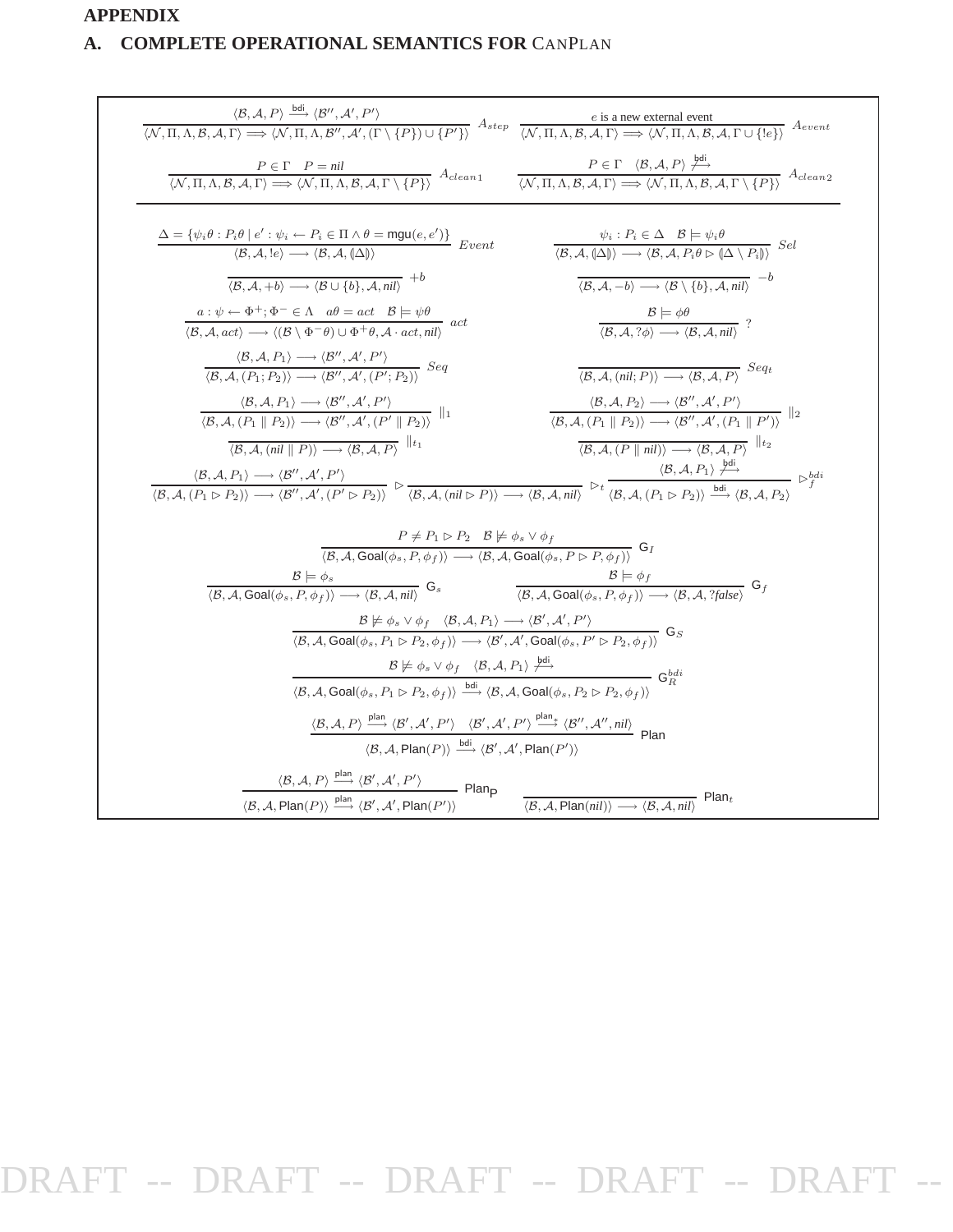# APPENDIX

## A. COMPLETE OPERATIONAL SEMANTICS FOR CANPLAN

$$\frac{\langle \mathcal{B}, \mathcal{A}, P\rangle \xrightarrow{\mathsf{bdi}} \langle \mathcal{B}'', \mathcal{A}', P'\rangle}{\langle \mathcal{N}, \Pi, \Lambda, \mathcal{B}, \mathcal{A}, \Gamma\rangle \Longrightarrow \langle \mathcal{N}, \Pi, \Lambda, \mathcal{B}'', \mathcal{A}', (\Gamma \setminus \{P\}) \cup \{P'\}\rangle}\ A_{step} \qquad \frac{e \text{ is a new external event}}{\langle \mathcal{N}, \Pi, \Lambda, \mathcal{B}, \mathcal{A}, \Gamma\rangle \Longrightarrow \langle \mathcal{N}, \Pi, \Lambda, \mathcal{B}, \mathcal{A}, \Gamma \cup \{!e\}\rangle}\ A_{event}$$

$$\frac{P \in \Gamma \quad P = nil}{\langle \mathcal{N}, \Pi, \Lambda, \mathcal{B}, \mathcal{A}, \Gamma\rangle \Longrightarrow \langle \mathcal{N}, \Pi, \Lambda, \mathcal{B}, \mathcal{A}, \Gamma \setminus \{P\}\rangle}\ A_{clean1} \qquad \frac{P \in \Gamma \quad \langle \mathcal{B}, \mathcal{A}, P\rangle \not\xrightarrow{\mathsf{bdi}}}{\langle \mathcal{N}, \Pi, \Lambda, \mathcal{B}, \mathcal{A}, \Gamma\rangle \Longrightarrow \langle \mathcal{N}, \Pi, \Lambda, \mathcal{B}, \mathcal{A}, \Gamma \setminus \{P\}\rangle}\ A_{clean2}$$

---

$$\frac{\Delta = \{\psi_i\theta : P_i\theta \mid e' : \psi_i \leftarrow P_i \in \Pi \wedge \theta = \mathsf{mgu}(e, e')\}}{\langle \mathcal{B}, \mathcal{A}, !e\rangle \longrightarrow \langle \mathcal{B}, \mathcal{A}, (\!|\Delta|\!)\rangle}\ Event \qquad \frac{\psi_i : P_i \in \Delta \quad \mathcal{B} \models \psi_i\theta}{\langle \mathcal{B}, \mathcal{A}, (\!|\Delta|\!)\rangle \longrightarrow \langle \mathcal{B}, \mathcal{A}, P_i\theta \rhd (\!|\Delta \setminus P_i|\!)\rangle}\ Sel$$

$$\frac{}{\langle \mathcal{B}, \mathcal{A}, +b\rangle \longrightarrow \langle \mathcal{B} \cup \{b\}, \mathcal{A}, nil\rangle}\ +b \qquad \frac{}{\langle \mathcal{B}, \mathcal{A}, -b\rangle \longrightarrow \langle \mathcal{B} \setminus \{b\}, \mathcal{A}, nil\rangle}\ -b$$

$$\frac{a : \psi \leftarrow \Phi^+; \Phi^- \in \Lambda \quad a\theta = act \quad \mathcal{B} \models \psi\theta}{\langle \mathcal{B}, \mathcal{A}, act\rangle \longrightarrow \langle (\mathcal{B} \setminus \Phi^-\theta) \cup \Phi^+\theta, \mathcal{A} \cdot act, nil\rangle}\ act \qquad \frac{\mathcal{B} \models \phi\theta}{\langle \mathcal{B}, \mathcal{A}, ?\phi\rangle \longrightarrow \langle \mathcal{B}, \mathcal{A}, nil\rangle}\ ?$$

$$\frac{\langle \mathcal{B}, \mathcal{A}, P_1\rangle \longrightarrow \langle \mathcal{B}'', \mathcal{A}', P'\rangle}{\langle \mathcal{B}, \mathcal{A}, (P_1; P_2)\rangle \longrightarrow \langle \mathcal{B}'', \mathcal{A}', (P'; P_2)\rangle}\ Seq \qquad \frac{}{\langle \mathcal{B}, \mathcal{A}, (nil; P)\rangle \longrightarrow \langle \mathcal{B}, \mathcal{A}, P\rangle}\ Seq_t$$

$$\frac{\langle \mathcal{B}, \mathcal{A}, P_1\rangle \longrightarrow \langle \mathcal{B}'', \mathcal{A}', P'\rangle}{\langle \mathcal{B}, \mathcal{A}, (P_1 \parallel P_2)\rangle \longrightarrow \langle \mathcal{B}'', \mathcal{A}', (P' \parallel P_2)\rangle}\ \parallel_1 \qquad \frac{\langle \mathcal{B}, \mathcal{A}, P_2\rangle \longrightarrow \langle \mathcal{B}'', \mathcal{A}', P'\rangle}{\langle \mathcal{B}, \mathcal{A}, (P_1 \parallel P_2)\rangle \longrightarrow \langle \mathcal{B}'', \mathcal{A}', (P_1 \parallel P')\rangle}\ \parallel_2$$

$$\frac{}{\langle \mathcal{B}, \mathcal{A}, (nil \parallel P)\rangle \longrightarrow \langle \mathcal{B}, \mathcal{A}, P\rangle}\ \parallel_{t_1} \qquad \frac{}{\langle \mathcal{B}, \mathcal{A}, (P \parallel nil)\rangle \longrightarrow \langle \mathcal{B}, \mathcal{A}, P\rangle}\ \parallel_{t_2}$$

$$\frac{\langle \mathcal{B}, \mathcal{A}, P_1\rangle \longrightarrow \langle \mathcal{B}'', \mathcal{A}', P'\rangle}{\langle \mathcal{B}, \mathcal{A}, (P_1 \rhd P_2)\rangle \longrightarrow \langle \mathcal{B}'', \mathcal{A}', (P' \rhd P_2)\rangle}\ \rhd \quad \frac{}{\langle \mathcal{B}, \mathcal{A}, (nil \rhd P)\rangle \longrightarrow \langle \mathcal{B}, \mathcal{A}, nil\rangle}\ \rhd_t \quad \frac{\langle \mathcal{B}, \mathcal{A}, P_1\rangle \not\xrightarrow{\mathsf{bdi}}}{\langle \mathcal{B}, \mathcal{A}, (P_1 \rhd P_2)\rangle \xrightarrow{\mathsf{bdi}} \langle \mathcal{B}, \mathcal{A}, P_2\rangle}\ \rhd_f^{bdi}$$

$$\frac{P \neq P_1 \rhd P_2 \quad \mathcal{B} \not\models \phi_s \vee \phi_f}{\langle \mathcal{B}, \mathcal{A}, \mathsf{Goal}(\phi_s, P, \phi_f)\rangle \longrightarrow \langle \mathcal{B}, \mathcal{A}, \mathsf{Goal}(\phi_s, P \rhd P, \phi_f)\rangle}\ \mathsf{G}_I$$

$$\frac{\mathcal{B} \models \phi_s}{\langle \mathcal{B}, \mathcal{A}, \mathsf{Goal}(\phi_s, P, \phi_f)\rangle \longrightarrow \langle \mathcal{B}, \mathcal{A}, nil\rangle}\ \mathsf{G}_s \qquad \frac{\mathcal{B} \models \phi_f}{\langle \mathcal{B}, \mathcal{A}, \mathsf{Goal}(\phi_s, P, \phi_f)\rangle \longrightarrow \langle \mathcal{B}, \mathcal{A}, ?false\rangle}\ \mathsf{G}_f$$

$$\frac{\mathcal{B} \not\models \phi_s \vee \phi_f \quad \langle \mathcal{B}, \mathcal{A}, P_1\rangle \longrightarrow \langle \mathcal{B}', \mathcal{A}', P'\rangle}{\langle \mathcal{B}, \mathcal{A}, \mathsf{Goal}(\phi_s, P_1 \rhd P_2, \phi_f)\rangle \longrightarrow \langle \mathcal{B}', \mathcal{A}', \mathsf{Goal}(\phi_s, P' \rhd P_2, \phi_f)\rangle}\ \mathsf{G}_S$$

$$\frac{\mathcal{B} \not\models \phi_s \vee \phi_f \quad \langle \mathcal{B}, \mathcal{A}, P_1\rangle \not\xrightarrow{\mathsf{bdi}}}{\langle \mathcal{B}, \mathcal{A}, \mathsf{Goal}(\phi_s, P_1 \rhd P_2, \phi_f)\rangle \xrightarrow{\mathsf{bdi}} \langle \mathcal{B}, \mathcal{A}, \mathsf{Goal}(\phi_s, P_2 \rhd P_2, \phi_f)\rangle}\ \mathsf{G}_R^{bdi}$$

$$\frac{\langle \mathcal{B}, \mathcal{A}, P\rangle \xrightarrow{\mathsf{plan}} \langle \mathcal{B}', \mathcal{A}', P'\rangle \quad \langle \mathcal{B}', \mathcal{A}', P'\rangle \xrightarrow{\mathsf{plan}*} \langle \mathcal{B}'', \mathcal{A}'', nil\rangle}{\langle \mathcal{B}, \mathcal{A}, \mathsf{Plan}(P)\rangle \xrightarrow{\mathsf{bdi}} \langle \mathcal{B}', \mathcal{A}', \mathsf{Plan}(P')\rangle}\ \mathsf{Plan}$$

$$\frac{\langle \mathcal{B}, \mathcal{A}, P\rangle \xrightarrow{\mathsf{plan}} \langle \mathcal{B}', \mathcal{A}', P'\rangle}{\langle \mathcal{B}, \mathcal{A}, \mathsf{Plan}(P)\rangle \xrightarrow{\mathsf{plan}} \langle \mathcal{B}', \mathcal{A}', \mathsf{Plan}(P')\rangle}\ \mathsf{Plan}_{\mathsf{P}} \qquad \frac{}{\langle \mathcal{B}, \mathcal{A}, \mathsf{Plan}(nil)\rangle \longrightarrow \langle \mathcal{B}, \mathcal{A}, nil\rangle}\ \mathsf{Plan}_t$$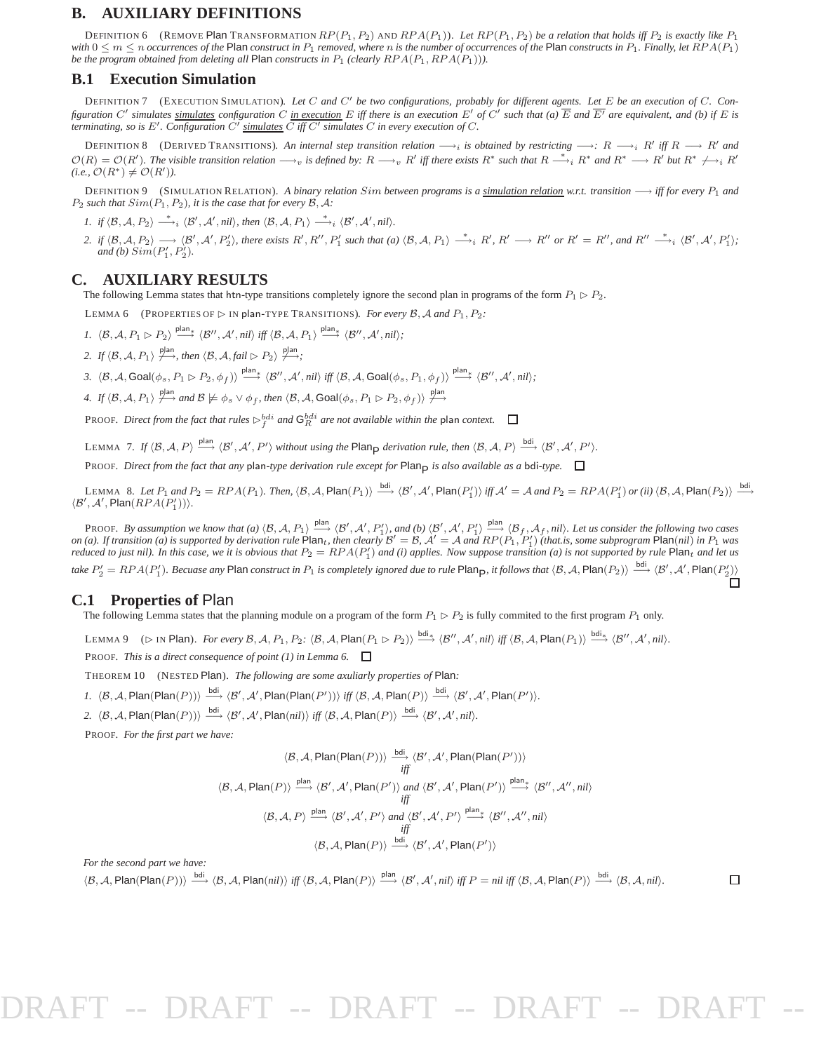## B. AUXILIARY DEFINITIONS

DEFINITION 6 (REMOVE Plan TRANSFORMATION $RP(P_1, P_2)$ AND $RPA(P_1)$). *Let $RP(P_1, P_2)$ be a relation that holds iff $P_2$ is exactly like $P_1$ with $0 \leq m \leq n$ occurrences of the* Plan *construct in $P_1$ removed, where $n$ is the number of occurrences of the* Plan *constructs in $P_1$. Finally, let $RPA(P_1)$ be the program obtained from deleting all* Plan *constructs in $P_1$ (clearly $RPA(P_1, RPA(P_1))$).*

### B.1 Execution Simulation

DEFINITION 7 (EXECUTION SIMULATION). *Let $C$ and $C'$ be two configurations, probably for different agents. Let $E$ be an execution of $C$. Configuration $C'$ simulates* <u>simulates</u> *configuration $C$* <u>in execution</u> *$E$ iff there is an execution $E'$ of $C'$ such that (a) $\overline{E}$ and $\overline{E'}$ are equivalent, and (b) if $E$ is terminating, so is $E'$. Configuration $C'$* <u>simulates</u> *$C$ iff $C'$ simulates $C$ in every execution of $C$.*

DEFINITION 8 (DERIVED TRANSITIONS). *An internal step transition relation $\longrightarrow_i$ is obtained by restricting $\longrightarrow$: $R \longrightarrow_i R'$ iff $R \longrightarrow R'$ and $\mathcal{O}(R) = \mathcal{O}(R')$. The visible transition relation $\longrightarrow_v$ is defined by: $R \longrightarrow_v R'$ iff there exists $R^*$ such that $R \overset{*}{\longrightarrow}_i R^*$ and $R^* \longrightarrow R'$ but $R^* \not\longrightarrow_i R'$ (i.e., $\mathcal{O}(R^*) \neq \mathcal{O}(R')$).*

DEFINITION 9 (SIMULATION RELATION). *A binary relation $Sim$ between programs is a* <u>simulation relation</u> *w.r.t. transition $\longrightarrow$ iff for every $P_1$ and $P_2$ such that $Sim(P_1, P_2)$, it is the case that for every $\mathcal{B}, \mathcal{A}$:*

1. *if $\langle \mathcal{B}, \mathcal{A}, P_2 \rangle \overset{*}{\longrightarrow}_i \langle \mathcal{B}', \mathcal{A}', nil \rangle$, then $\langle \mathcal{B}, \mathcal{A}, P_1 \rangle \overset{*}{\longrightarrow}_i \langle \mathcal{B}', \mathcal{A}', nil \rangle$.*
2. *if $\langle \mathcal{B}, \mathcal{A}, P_2 \rangle \longrightarrow \langle \mathcal{B}', \mathcal{A}', P_2' \rangle$, there exists $R', R'', P_1'$ such that (a) $\langle \mathcal{B}, \mathcal{A}, P_1 \rangle \overset{*}{\longrightarrow}_i R'$, $R' \longrightarrow R''$ or $R' = R''$, and $R'' \overset{*}{\longrightarrow}_i \langle \mathcal{B}', \mathcal{A}', P_1' \rangle$; and (b) $Sim(P_1', P_2')$.*

## C. AUXILIARY RESULTS

The following Lemma states that htn-type transitions completely ignore the second plan in programs of the form $P_1 \rhd P_2$.

LEMMA 6 (PROPERTIES OF $\rhd$ IN plan-TYPE TRANSITIONS). *For every $\mathcal{B}, \mathcal{A}$ and $P_1, P_2$:*

1. *$\langle \mathcal{B}, \mathcal{A}, P_1 \rhd P_2 \rangle \overset{\mathsf{plan}_*}{\longrightarrow} \langle \mathcal{B}'', \mathcal{A}', nil \rangle$ iff $\langle \mathcal{B}, \mathcal{A}, P_1 \rangle \overset{\mathsf{plan}_*}{\longrightarrow} \langle \mathcal{B}'', \mathcal{A}', nil \rangle$;*
2. *If $\langle \mathcal{B}, \mathcal{A}, P_1 \rangle \overset{\mathsf{plan}}{\not\longrightarrow}$, then $\langle \mathcal{B}, \mathcal{A}, fail \rhd P_2 \rangle \overset{\mathsf{plan}}{\not\longrightarrow}$;*
3. *$\langle \mathcal{B}, \mathcal{A}, \mathsf{Goal}(\phi_s, P_1 \rhd P_2, \phi_f) \rangle \overset{\mathsf{plan}_*}{\longrightarrow} \langle \mathcal{B}'', \mathcal{A}', nil \rangle$ iff $\langle \mathcal{B}, \mathcal{A}, \mathsf{Goal}(\phi_s, P_1, \phi_f) \rangle \overset{\mathsf{plan}_*}{\longrightarrow} \langle \mathcal{B}'', \mathcal{A}', nil \rangle$;*
4. *If $\langle \mathcal{B}, \mathcal{A}, P_1 \rangle \overset{\mathsf{plan}}{\not\longrightarrow}$ and $\mathcal{B} \not\models \phi_s \vee \phi_f$, then $\langle \mathcal{B}, \mathcal{A}, \mathsf{Goal}(\phi_s, P_1 \rhd P_2, \phi_f) \rangle \overset{\mathsf{plan}}{\not\longrightarrow}$*

PROOF. *Direct from the fact that rules $\rhd_f^{bdi}$ and $\mathsf{G}_R^{bdi}$ are not available within the* plan *context.* □

LEMMA 7. *If $\langle \mathcal{B}, \mathcal{A}, P \rangle \overset{\mathsf{plan}}{\longrightarrow} \langle \mathcal{B}', \mathcal{A}', P' \rangle$ without using the* $\mathsf{Plan}_\mathsf{P}$ *derivation rule, then $\langle \mathcal{B}, \mathcal{A}, P \rangle \overset{\mathsf{bdi}}{\longrightarrow} \langle \mathcal{B}', \mathcal{A}', P' \rangle$.*

PROOF. *Direct from the fact that any* plan*-type derivation rule except for* $\mathsf{Plan}_\mathsf{P}$ *is also available as a* bdi*-type.* □

LEMMA 8. *Let $P_1$ and $P_2 = RPA(P_1)$. Then, $\langle \mathcal{B}, \mathcal{A}, \mathsf{Plan}(P_1) \rangle \overset{\mathsf{bdi}}{\longrightarrow} \langle \mathcal{B}', \mathcal{A}', \mathsf{Plan}(P_1') \rangle$ iff $\mathcal{A}' = \mathcal{A}$ and $P_2 = RPA(P_1')$ or (ii) $\langle \mathcal{B}, \mathcal{A}, \mathsf{Plan}(P_2) \rangle \overset{\mathsf{bdi}}{\longrightarrow} \langle \mathcal{B}', \mathcal{A}', \mathsf{Plan}(RPA(P_1')) \rangle$.*

PROOF. *By assumption we know that (a) $\langle \mathcal{B}, \mathcal{A}, P_1 \rangle \overset{\mathsf{plan}}{\longrightarrow} \langle \mathcal{B}', \mathcal{A}', P_1' \rangle$, and (b) $\langle \mathcal{B}', \mathcal{A}', P_1' \rangle \overset{\mathsf{plan}}{\longrightarrow} \langle \mathcal{B}_f, \mathcal{A}_f, nil \rangle$. Let us consider the following two cases on (a). If transition (a) is supported by derivation rule* $\mathsf{Plan}_t$*, then clearly $\mathcal{B}' = \mathcal{B}$, $\mathcal{A}' = \mathcal{A}$ and $RP(P_1, P_1')$ (that.is, some subprogram* $\mathsf{Plan}(nil)$ *in $P_1$ was reduced to just nil). In this case, we it is obvious that $P_2 = RPA(P_1')$ and (i) applies. Now suppose transition (a) is not supported by rule* $\mathsf{Plan}_t$ *and let us take $P_2' = RPA(P_1')$. Becuase any* Plan *construct in $P_1$ is completely ignored due to rule* $\mathsf{Plan}_\mathsf{P}$*, it follows that $\langle \mathcal{B}, \mathcal{A}, \mathsf{Plan}(P_2) \rangle \overset{\mathsf{bdi}}{\longrightarrow} \langle \mathcal{B}', \mathcal{A}', \mathsf{Plan}(P_2') \rangle$* □

### C.1 Properties of Plan

The following Lemma states that the planning module on a program of the form $P_1 \rhd P_2$ is fully commited to the first program $P_1$ only.

LEMMA 9 ($\rhd$ IN Plan). *For every $\mathcal{B}, \mathcal{A}, P_1, P_2$: $\langle \mathcal{B}, \mathcal{A}, \mathsf{Plan}(P_1 \rhd P_2) \rangle \overset{\mathsf{bdi}_*}{\longrightarrow} \langle \mathcal{B}'', \mathcal{A}', nil \rangle$ iff $\langle \mathcal{B}, \mathcal{A}, \mathsf{Plan}(P_1) \rangle \overset{\mathsf{bdi}_*}{\longrightarrow} \langle \mathcal{B}'', \mathcal{A}', nil \rangle$.*

PROOF. *This is a direct consequence of point (1) in Lemma 6.* □

THEOREM 10 (NESTED Plan). *The following are some axuliary properties of* Plan*:*

1. *$\langle \mathcal{B}, \mathcal{A}, \mathsf{Plan}(\mathsf{Plan}(P)) \rangle \overset{\mathsf{bdi}}{\longrightarrow} \langle \mathcal{B}', \mathcal{A}', \mathsf{Plan}(\mathsf{Plan}(P')) \rangle$ iff $\langle \mathcal{B}, \mathcal{A}, \mathsf{Plan}(P) \rangle \overset{\mathsf{bdi}}{\longrightarrow} \langle \mathcal{B}', \mathcal{A}', \mathsf{Plan}(P') \rangle$.*
2. *$\langle \mathcal{B}, \mathcal{A}, \mathsf{Plan}(\mathsf{Plan}(P)) \rangle \overset{\mathsf{bdi}}{\longrightarrow} \langle \mathcal{B}', \mathcal{A}', \mathsf{Plan}(nil) \rangle$ iff $\langle \mathcal{B}, \mathcal{A}, \mathsf{Plan}(P) \rangle \overset{\mathsf{bdi}}{\longrightarrow} \langle \mathcal{B}', \mathcal{A}', nil \rangle$.*

PROOF. *For the first part we have:*

$$\langle \mathcal{B}, \mathcal{A}, \mathsf{Plan}(\mathsf{Plan}(P)) \rangle \overset{\mathsf{bdi}}{\longrightarrow} \langle \mathcal{B}', \mathcal{A}', \mathsf{Plan}(\mathsf{Plan}(P')) \rangle$$
$$\textit{iff}$$
$$\langle \mathcal{B}, \mathcal{A}, \mathsf{Plan}(P) \rangle \overset{\mathsf{plan}}{\longrightarrow} \langle \mathcal{B}', \mathcal{A}', \mathsf{Plan}(P') \rangle \textit{ and } \langle \mathcal{B}', \mathcal{A}', \mathsf{Plan}(P') \rangle \overset{\mathsf{plan}_*}{\longrightarrow} \langle \mathcal{B}'', \mathcal{A}'', nil \rangle$$
$$\textit{iff}$$
$$\langle \mathcal{B}, \mathcal{A}, P \rangle \overset{\mathsf{plan}}{\longrightarrow} \langle \mathcal{B}', \mathcal{A}', P' \rangle \textit{ and } \langle \mathcal{B}', \mathcal{A}', P' \rangle \overset{\mathsf{plan}_*}{\longrightarrow} \langle \mathcal{B}'', \mathcal{A}'', nil \rangle$$
$$\textit{iff}$$
$$\langle \mathcal{B}, \mathcal{A}, \mathsf{Plan}(P) \rangle \overset{\mathsf{bdi}}{\longrightarrow} \langle \mathcal{B}', \mathcal{A}', \mathsf{Plan}(P') \rangle$$

*For the second part we have:*

$\langle \mathcal{B}, \mathcal{A}, \mathsf{Plan}(\mathsf{Plan}(P)) \rangle \overset{\mathsf{bdi}}{\longrightarrow} \langle \mathcal{B}, \mathcal{A}, \mathsf{Plan}(nil) \rangle$ *iff* $\langle \mathcal{B}, \mathcal{A}, \mathsf{Plan}(P) \rangle \overset{\mathsf{plan}}{\longrightarrow} \langle \mathcal{B}', \mathcal{A}', nil \rangle$ *iff* $P = nil$ *iff* $\langle \mathcal{B}, \mathcal{A}, \mathsf{Plan}(P) \rangle \overset{\mathsf{bdi}}{\longrightarrow} \langle \mathcal{B}, \mathcal{A}, nil \rangle$. □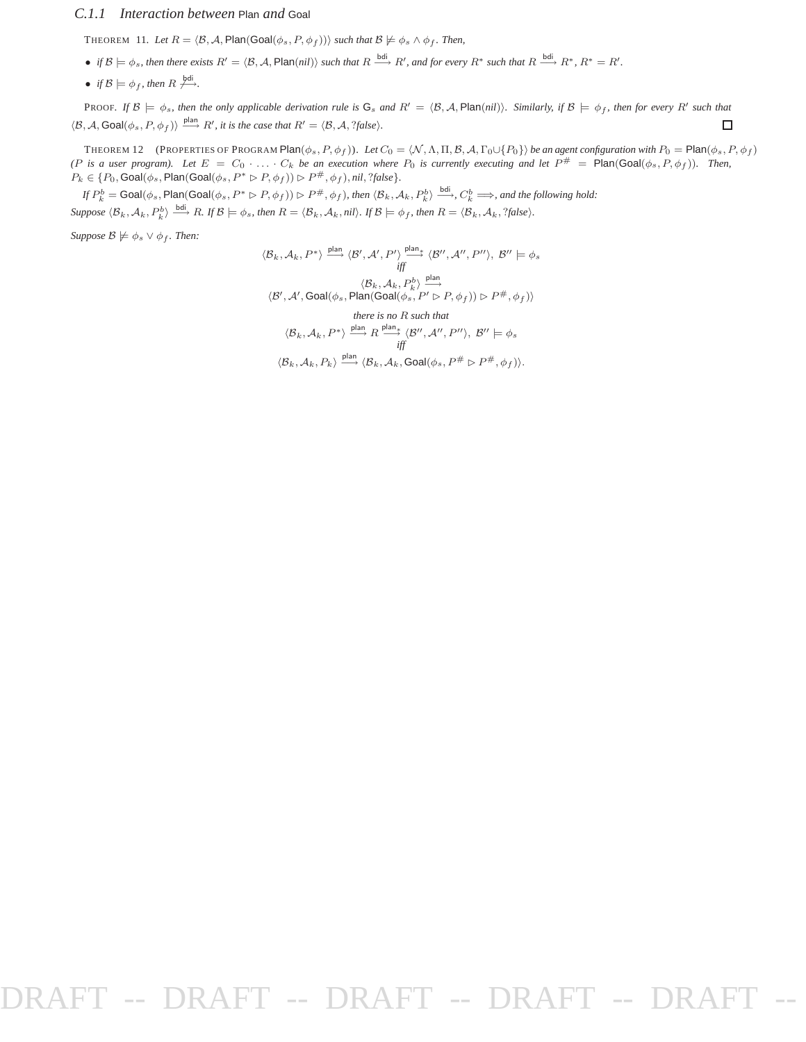### C.1.1 *Interaction between* Plan *and* Goal

THEOREM 11. *Let $R = \langle \mathcal{B}, \mathcal{A}, \mathsf{Plan}(\mathsf{Goal}(\phi_s, P, \phi_f))\rangle$ such that $\mathcal{B} \not\models \phi_s \wedge \phi_f$. Then,*

- *if $\mathcal{B} \models \phi_s$, then there exists $R' = \langle \mathcal{B}, \mathcal{A}, \mathsf{Plan}(nil)\rangle$ such that $R \xrightarrow{\mathsf{bdi}} R'$, and for every $R^*$ such that $R \xrightarrow{\mathsf{bdi}} R^*$, $R^* = R'$.*
- *if $\mathcal{B} \models \phi_f$, then $R \not\xrightarrow{\mathsf{bdi}}$.*

PROOF. *If $\mathcal{B} \models \phi_s$, then the only applicable derivation rule is $\mathsf{G}_s$ and $R' = \langle \mathcal{B}, \mathcal{A}, \mathsf{Plan}(nil)\rangle$. Similarly, if $\mathcal{B} \models \phi_f$, then for every $R'$ such that $\langle \mathcal{B}, \mathcal{A}, \mathsf{Goal}(\phi_s, P, \phi_f)\rangle \xrightarrow{\mathsf{plan}} R'$, it is the case that $R' = \langle \mathcal{B}, \mathcal{A}, ?false\rangle$.* □

THEOREM 12 (PROPERTIES OF PROGRAM $\mathsf{Plan}(\phi_s, P, \phi_f)$). *Let $C_0 = \langle \mathcal{N}, \Lambda, \Pi, \mathcal{B}, \mathcal{A}, \Gamma_0 \cup \{P_0\}\rangle$ be an agent configuration with $P_0 = \mathsf{Plan}(\phi_s, P, \phi_f)$ ($P$ is a user program). Let $E = C_0 \cdot \ldots \cdot C_k$ be an execution where $P_0$ is currently executing and let $P^{\#} = \mathsf{Plan}(\mathsf{Goal}(\phi_s, P, \phi_f))$. Then, $P_k \in \{P_0, \mathsf{Goal}(\phi_s, \mathsf{Plan}(\mathsf{Goal}(\phi_s, P^* \rhd P, \phi_f)) \rhd P^{\#}, \phi_f), nil, ?false\}$.*

*If $P_k^b = \mathsf{Goal}(\phi_s, \mathsf{Plan}(\mathsf{Goal}(\phi_s, P^* \rhd P, \phi_f)) \rhd P^{\#}, \phi_f)$, then $\langle \mathcal{B}_k, \mathcal{A}_k, P_k^b\rangle \xrightarrow{\mathsf{bdi}}, C_k^b \Longrightarrow$, and the following hold:*

*Suppose $\langle \mathcal{B}_k, \mathcal{A}_k, P_k^b\rangle \xrightarrow{\mathsf{bdi}} R$. If $\mathcal{B} \models \phi_s$, then $R = \langle \mathcal{B}_k, \mathcal{A}_k, nil\rangle$. If $\mathcal{B} \models \phi_f$, then $R = \langle \mathcal{B}_k, \mathcal{A}_k, ?false\rangle$.*

*Suppose $\mathcal{B} \not\models \phi_s \vee \phi_f$. Then:*

$$\langle \mathcal{B}_k, \mathcal{A}_k, P^*\rangle \xrightarrow{\mathsf{plan}} \langle \mathcal{B}', \mathcal{A}', P'\rangle \xrightarrow{\mathsf{plan}*} \langle \mathcal{B}'', \mathcal{A}'', P''\rangle,\ \mathcal{B}'' \models \phi_s$$

*iff*

$$\langle \mathcal{B}_k, \mathcal{A}_k, P_k^b\rangle \xrightarrow{\mathsf{plan}}$$
$$\langle \mathcal{B}', \mathcal{A}', \mathsf{Goal}(\phi_s, \mathsf{Plan}(\mathsf{Goal}(\phi_s, P' \rhd P, \phi_f)) \rhd P^{\#}, \phi_f)\rangle$$

*there is no $R$ such that*

$$\langle \mathcal{B}_k, \mathcal{A}_k, P^*\rangle \xrightarrow{\mathsf{plan}} R \xrightarrow{\mathsf{plan}*} \langle \mathcal{B}'', \mathcal{A}'', P''\rangle,\ \mathcal{B}'' \models \phi_s$$

*iff*

$$\langle \mathcal{B}_k, \mathcal{A}_k, P_k\rangle \xrightarrow{\mathsf{plan}} \langle \mathcal{B}_k, \mathcal{A}_k, \mathsf{Goal}(\phi_s, P^{\#} \rhd P^{\#}, \phi_f)\rangle.$$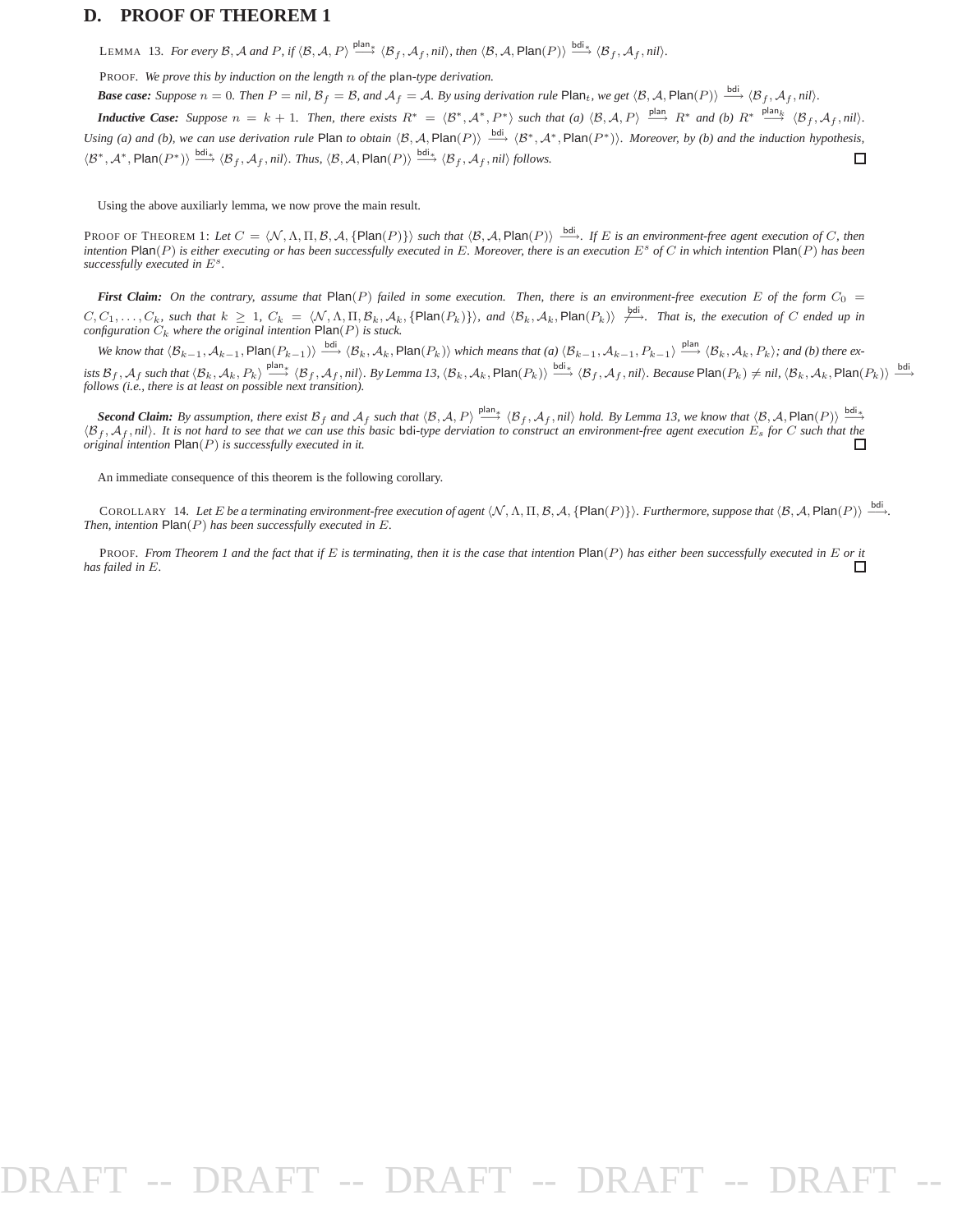## D. PROOF OF THEOREM 1

LEMMA 13. *For every $\mathcal{B}$, $\mathcal{A}$ and $P$, if $\langle \mathcal{B}, \mathcal{A}, P\rangle \xrightarrow{\mathsf{plan}_*} \langle \mathcal{B}_f, \mathcal{A}_f, nil\rangle$, then $\langle \mathcal{B}, \mathcal{A}, \mathsf{Plan}(P)\rangle \xrightarrow{\mathsf{bdi}_*} \langle \mathcal{B}_f, \mathcal{A}_f, nil\rangle$.*

PROOF. *We prove this by induction on the length $n$ of the* plan*-type derivation.*

***Base case:*** *Suppose $n = 0$. Then $P = nil$, $\mathcal{B}_f = \mathcal{B}$, and $\mathcal{A}_f = \mathcal{A}$. By using derivation rule $\mathsf{Plan}_t$, we get $\langle \mathcal{B}, \mathcal{A}, \mathsf{Plan}(P)\rangle \xrightarrow{\mathsf{bdi}} \langle \mathcal{B}_f, \mathcal{A}_f, nil\rangle$.*

***Inductive Case:*** *Suppose $n = k + 1$. Then, there exists $R^* = \langle \mathcal{B}^*, \mathcal{A}^*, P^*\rangle$ such that (a) $\langle \mathcal{B}, \mathcal{A}, P\rangle \xrightarrow{\mathsf{plan}} R^*$ and (b) $R^* \xrightarrow{\mathsf{plan}_k} \langle \mathcal{B}_f, \mathcal{A}_f, nil\rangle$. Using (a) and (b), we can use derivation rule* Plan *to obtain $\langle \mathcal{B}, \mathcal{A}, \mathsf{Plan}(P)\rangle \xrightarrow{\mathsf{bdi}} \langle \mathcal{B}^*, \mathcal{A}^*, \mathsf{Plan}(P^*)\rangle$. Moreover, by (b) and the induction hypothesis, $\langle \mathcal{B}^*, \mathcal{A}^*, \mathsf{Plan}(P^*)\rangle \xrightarrow{\mathsf{bdi}_*} \langle \mathcal{B}_f, \mathcal{A}_f, nil\rangle$. Thus, $\langle \mathcal{B}, \mathcal{A}, \mathsf{Plan}(P)\rangle \xrightarrow{\mathsf{bdi}_*} \langle \mathcal{B}_f, \mathcal{A}_f, nil\rangle$ follows.* □

Using the above auxiliarly lemma, we now prove the main result.

PROOF OF THEOREM 1: *Let $C = \langle \mathcal{N}, \Lambda, \Pi, \mathcal{B}, \mathcal{A}, \{\mathsf{Plan}(P)\}\rangle$ such that $\langle \mathcal{B}, \mathcal{A}, \mathsf{Plan}(P)\rangle \xrightarrow{\mathsf{bdi}}$. If $E$ is an environment-free agent execution of $C$, then intention $\mathsf{Plan}(P)$ is either executing or has been successfully executed in $E$. Moreover, there is an execution $E^s$ of $C$ in which intention $\mathsf{Plan}(P)$ has been successfully executed in $E^s$.*

***First Claim:*** *On the contrary, assume that $\mathsf{Plan}(P)$ failed in some execution. Then, there is an environment-free execution $E$ of the form $C_0 = C, C_1, \ldots, C_k$, such that $k \geq 1$, $C_k = \langle \mathcal{N}, \Lambda, \Pi, \mathcal{B}_k, \mathcal{A}_k, \{\mathsf{Plan}(P_k)\}\rangle$, and $\langle \mathcal{B}_k, \mathcal{A}_k, \mathsf{Plan}(P_k)\rangle \not\xrightarrow{\mathsf{bdi}}$. That is, the execution of $C$ ended up in configuration $C_k$ where the original intention $\mathsf{Plan}(P)$ is stuck.*

*We know that $\langle \mathcal{B}_{k-1}, \mathcal{A}_{k-1}, \mathsf{Plan}(P_{k-1})\rangle \xrightarrow{\mathsf{bdi}} \langle \mathcal{B}_k, \mathcal{A}_k, \mathsf{Plan}(P_k)\rangle$ which means that (a) $\langle \mathcal{B}_{k-1}, \mathcal{A}_{k-1}, P_{k-1}\rangle \xrightarrow{\mathsf{plan}} \langle \mathcal{B}_k, \mathcal{A}_k, P_k\rangle$; and (b) there exists $\mathcal{B}_f, \mathcal{A}_f$ such that $\langle \mathcal{B}_k, \mathcal{A}_k, P_k\rangle \xrightarrow{\mathsf{plan}_*} \langle \mathcal{B}_f, \mathcal{A}_f, nil\rangle$. By Lemma 13, $\langle \mathcal{B}_k, \mathcal{A}_k, \mathsf{Plan}(P_k)\rangle \xrightarrow{\mathsf{bdi}_*} \langle \mathcal{B}_f, \mathcal{A}_f, nil\rangle$. Because $\mathsf{Plan}(P_k) \neq nil$, $\langle \mathcal{B}_k, \mathcal{A}_k, \mathsf{Plan}(P_k)\rangle \xrightarrow{\mathsf{bdi}}$ follows (i.e., there is at least on possible next transition).*

***Second Claim:*** *By assumption, there exist $\mathcal{B}_f$ and $\mathcal{A}_f$ such that $\langle \mathcal{B}, \mathcal{A}, P\rangle \xrightarrow{\mathsf{plan}_*} \langle \mathcal{B}_f, \mathcal{A}_f, nil\rangle$ hold. By Lemma 13, we know that $\langle \mathcal{B}, \mathcal{A}, \mathsf{Plan}(P)\rangle \xrightarrow{\mathsf{bdi}_*} \langle \mathcal{B}_f, \mathcal{A}_f, nil\rangle$. It is not hard to see that we can use this basic* bdi*-type derviation to construct an environment-free agent execution $E_s$ for $C$ such that the original intention $\mathsf{Plan}(P)$ is successfully executed in it.* □

An immediate consequence of this theorem is the following corollary.

COROLLARY 14. *Let $E$ be a terminating environment-free execution of agent $\langle \mathcal{N}, \Lambda, \Pi, \mathcal{B}, \mathcal{A}, \{\mathsf{Plan}(P)\}\rangle$. Furthermore, suppose that $\langle \mathcal{B}, \mathcal{A}, \mathsf{Plan}(P)\rangle \xrightarrow{\mathsf{bdi}}$. Then, intention $\mathsf{Plan}(P)$ has been successfully executed in $E$.*

PROOF. *From Theorem 1 and the fact that if $E$ is terminating, then it is the case that intention $\mathsf{Plan}(P)$ has either been successfully executed in $E$ or it has failed in $E$.* □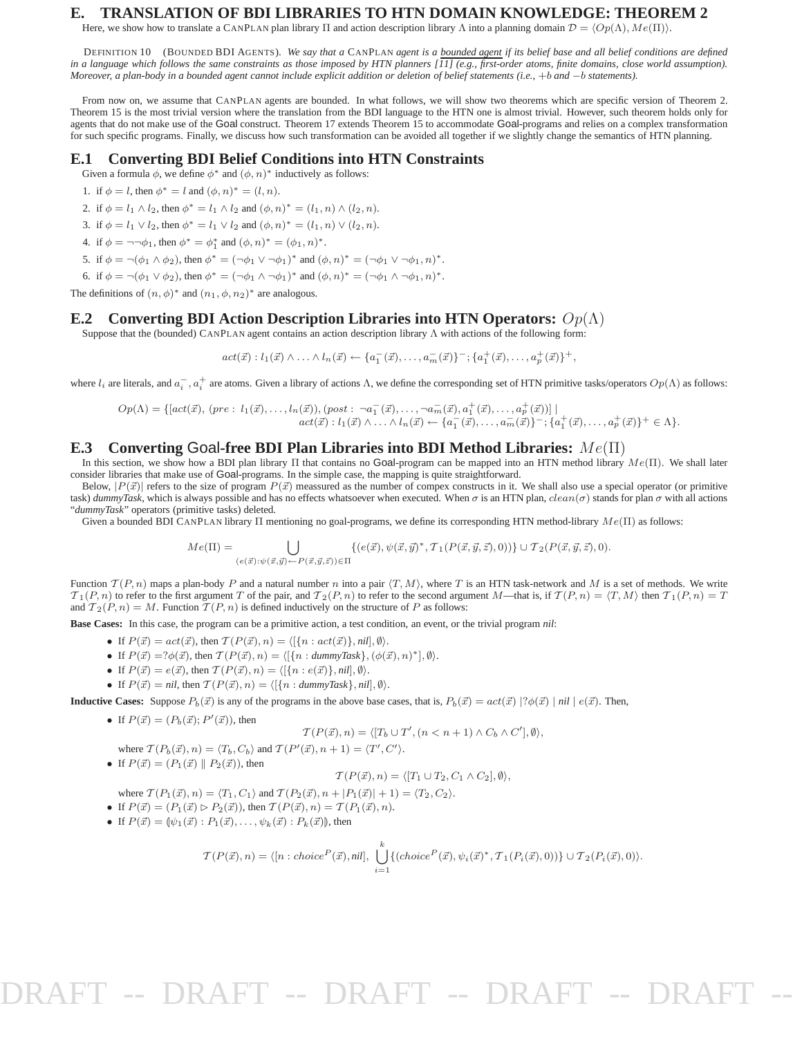# E. TRANSLATION OF BDI LIBRARIES TO HTN DOMAIN KNOWLEDGE: THEOREM 2

Here, we show how to translate a CANPLAN plan library $\Pi$ and action description library $\Lambda$ into a planning domain $\mathcal{D} = \langle Op(\Lambda), Me(\Pi)\rangle$.

DEFINITION 10 (BOUNDED BDI AGENTS). *We say that a* CANPLAN *agent is a* bounded agent *if its belief base and all belief conditions are defined in a language which follows the same constraints as those imposed by HTN planners [11] (e.g., first-order atoms, finite domains, close world assumption). Moreover, a plan-body in a bounded agent cannot include explicit addition or deletion of belief statements (i.e., $+b$ and $-b$ statements).*

From now on, we assume that CANPLAN agents are bounded. In what follows, we will show two theorems which are specific version of Theorem 2. Theorem 15 is the most trivial version where the translation from the BDI language to the HTN one is almost trivial. However, such theorem holds only for agents that do not make use of the Goal construct. Theorem 17 extends Theorem 15 to accommodate Goal-programs and relies on a complex transformation for such specific programs. Finally, we discuss how such transformation can be avoided all together if we slightly change the semantics of HTN planning.

## E.1 Converting BDI Belief Conditions into HTN Constraints

Given a formula $\phi$, we define $\phi^*$ and $(\phi, n)^*$ inductively as follows:

1. if $\phi = l$, then $\phi^* = l$ and $(\phi, n)^* = (l, n)$.
2. if $\phi = l_1 \wedge l_2$, then $\phi^* = l_1 \wedge l_2$ and $(\phi, n)^* = (l_1, n) \wedge (l_2, n)$.
3. if $\phi = l_1 \vee l_2$, then $\phi^* = l_1 \vee l_2$ and $(\phi, n)^* = (l_1, n) \vee (l_2, n)$.
4. if $\phi = \neg\neg\phi_1$, then $\phi^* = \phi_1^*$ and $(\phi, n)^* = (\phi_1, n)^*$.
5. if $\phi = \neg(\phi_1 \wedge \phi_2)$, then $\phi^* = (\neg\phi_1 \vee \neg\phi_1)^*$ and $(\phi, n)^* = (\neg\phi_1 \vee \neg\phi_1, n)^*$.
6. if $\phi = \neg(\phi_1 \vee \phi_2)$, then $\phi^* = (\neg\phi_1 \wedge \neg\phi_1)^*$ and $(\phi, n)^* = (\neg\phi_1 \wedge \neg\phi_1, n)^*$.

The definitions of $(n, \phi)^*$ and $(n_1, \phi, n_2)^*$ are analogous.

## E.2 Converting BDI Action Description Libraries into HTN Operators: $Op(\Lambda)$

Suppose that the (bounded) CANPLAN agent contains an action description library $\Lambda$ with actions of the following form:

$$act(\vec{x}) : l_1(\vec{x}) \wedge \ldots \wedge l_n(\vec{x}) \leftarrow \{a_1^-(\vec{x}), \ldots, a_m^-(\vec{x})\}^-; \{a_1^+(\vec{x}), \ldots, a_p^+(\vec{x})\}^+,$$

where $l_i$ are literals, and $a_i^-, a_i^+$ are atoms. Given a library of actions $\Lambda$, we define the corresponding set of HTN primitive tasks/operators $Op(\Lambda)$ as follows:

$$Op(\Lambda) = \{[act(\vec{x}), (pre: \ l_1(\vec{x}), \ldots, l_n(\vec{x})), (post: \ \neg a_1^-(\vec{x}), \ldots, \neg a_m^-(\vec{x}), a_1^+(\vec{x}), \ldots, a_p^+(\vec{x}))] \mid act(\vec{x}) : l_1(\vec{x}) \wedge \ldots \wedge l_n(\vec{x}) \leftarrow \{a_1^-(\vec{x}), \ldots, a_m^-(\vec{x})\}^-; \{a_1^+(\vec{x}), \ldots, a_p^+(\vec{x})\}^+ \in \Lambda\}.$$

## E.3 Converting Goal-free BDI Plan Libraries into BDI Method Libraries: $Me(\Pi)$

In this section, we show how a BDI plan library $\Pi$ that contains no Goal-program can be mapped into an HTN method library $Me(\Pi)$. We shall later consider libraries that make use of Goal-programs. In the simple case, the mapping is quite straightforward.

Below, $|P(\vec{x})|$ refers to the size of program $P(\vec{x})$ meassured as the number of compex constructs in it. We shall also use a special operator (or primitive task) *dummyTask*, which is always possible and has no effects whatsoever when executed. When $\sigma$ is an HTN plan, $clean(\sigma)$ stands for plan $\sigma$ with all actions "*dummyTask*" operators (primitive tasks) deleted.

Given a bounded BDI CANPLAN library $\Pi$ mentioning no goal-programs, we define its corresponding HTN method-library $Me(\Pi)$ as follows:

$$Me(\Pi) = \bigcup_{(e(\vec{x}):\psi(\vec{x},\vec{y})\leftarrow P(\vec{x},\vec{y},\vec{z}))\in\Pi} \{(e(\vec{x}), \psi(\vec{x},\vec{y})^*, \mathcal{T}_1(P(\vec{x},\vec{y},\vec{z}),0))\} \cup \mathcal{T}_2(P(\vec{x},\vec{y},\vec{z}),0).$$

Function $\mathcal{T}(P, n)$ maps a plan-body $P$ and a natural number $n$ into a pair $\langle T, M\rangle$, where $T$ is an HTN task-network and $M$ is a set of methods. We write $\mathcal{T}_1(P, n)$ to refer to the first argument $T$ of the pair, and $\mathcal{T}_2(P, n)$ to refer to the second argument $M$—that is, if $\mathcal{T}(P, n) = \langle T, M\rangle$ then $\mathcal{T}_1(P, n) = T$ and $\mathcal{T}_2(P, n) = M$. Function $\mathcal{T}(P, n)$ is defined inductively on the structure of $P$ as follows:

**Base Cases:** In this case, the program can be a primitive action, a test condition, an event, or the trivial program *nil*:

- If $P(\vec{x}) = act(\vec{x})$, then $\mathcal{T}(P(\vec{x}), n) = \langle[\{n : act(\vec{x})\}, nil], \emptyset\rangle$.
- If $P(\vec{x}) = ?\phi(\vec{x})$, then $\mathcal{T}(P(\vec{x}), n) = \langle[\{n : dummyTask\}, (\phi(\vec{x}), n)^*], \emptyset\rangle$.
- If $P(\vec{x}) = e(\vec{x})$, then $\mathcal{T}(P(\vec{x}), n) = \langle[\{n : e(\vec{x})\}, nil], \emptyset\rangle$.
- If $P(\vec{x}) = nil$, then $\mathcal{T}(P(\vec{x}), n) = \langle[\{n : dummyTask\}, nil], \emptyset\rangle$.

**Inductive Cases:** Suppose $P_b(\vec{x})$ is any of the programs in the above base cases, that is, $P_b(\vec{x}) = act(\vec{x}) \mid ?\phi(\vec{x}) \mid nil \mid e(\vec{x})$. Then,

- If $P(\vec{x}) = (P_b(\vec{x}); P'(\vec{x}))$, then
$$\mathcal{T}(P(\vec{x}), n) = \langle[T_b \cup T', (n < n+1) \wedge C_b \wedge C'], \emptyset\rangle,$$
where $\mathcal{T}(P_b(\vec{x}), n) = \langle T_b, C_b\rangle$ and $\mathcal{T}(P'(\vec{x}), n+1) = \langle T', C'\rangle$.
- If $P(\vec{x}) = (P_1(\vec{x}) \parallel P_2(\vec{x}))$, then
$$\mathcal{T}(P(\vec{x}), n) = \langle[T_1 \cup T_2, C_1 \wedge C_2], \emptyset\rangle,$$
where $\mathcal{T}(P_1(\vec{x}), n) = \langle T_1, C_1\rangle$ and $\mathcal{T}(P_2(\vec{x}), n + |P_1(\vec{x})| + 1) = \langle T_2, C_2\rangle$.
- If $P(\vec{x}) = (P_1(\vec{x}) \rhd P_2(\vec{x}))$, then $\mathcal{T}(P(\vec{x}), n) = \mathcal{T}(P_1(\vec{x}), n)$.
- If $P(\vec{x}) = (\!|\psi_1(\vec{x}) : P_1(\vec{x}), \ldots, \psi_k(\vec{x}) : P_k(\vec{x})|\!)$, then

$$\mathcal{T}(P(\vec{x}), n) = \langle[n : choice^P(\vec{x}), nil], \bigcup_{i=1}^{k}\{(choice^P(\vec{x}), \psi_i(\vec{x})^*, \mathcal{T}_1(P_i(\vec{x}), 0))\} \cup \mathcal{T}_2(P_i(\vec{x}), 0)\rangle.$$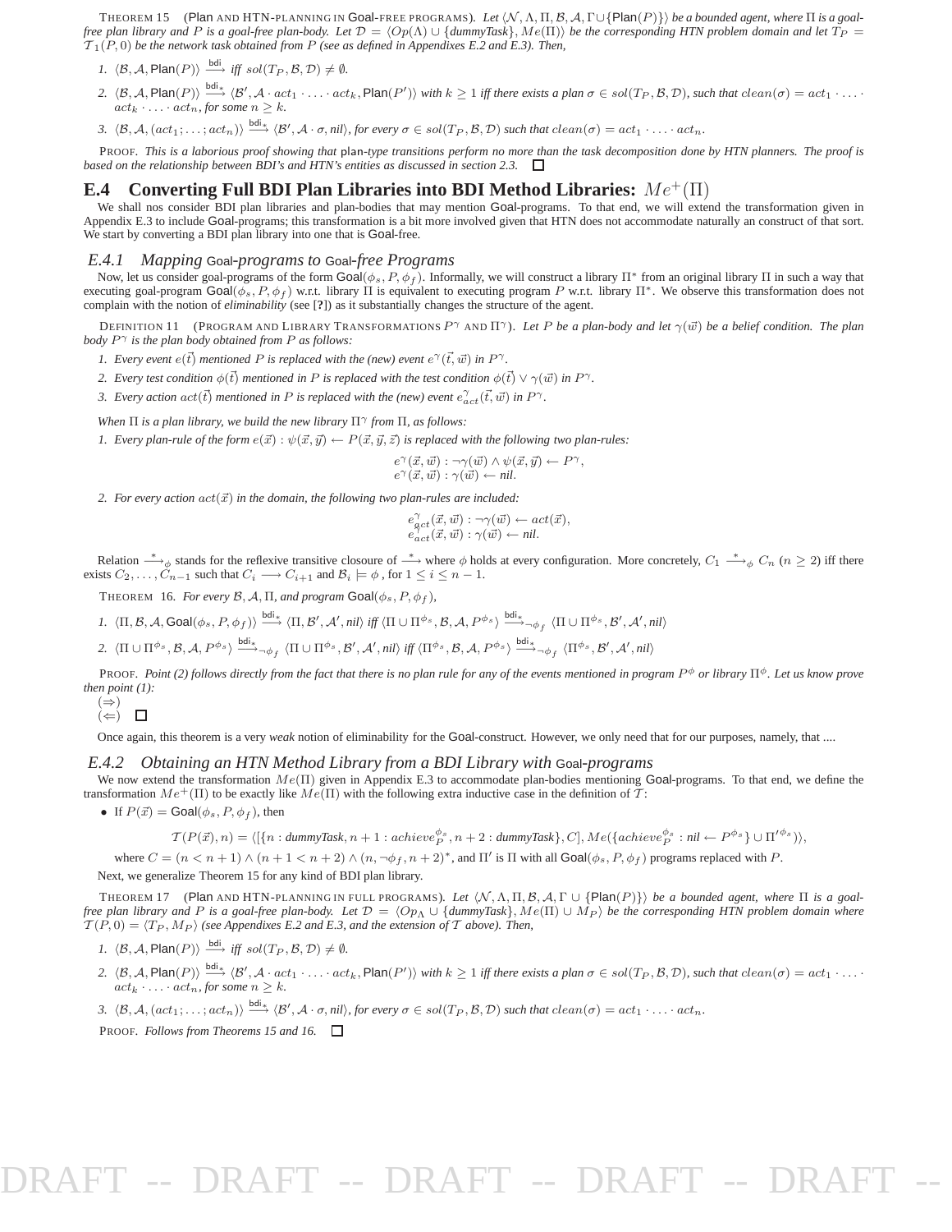THEOREM 15 (Plan AND HTN-PLANNING IN Goal-FREE PROGRAMS). *Let $\langle \mathcal{N}, \Lambda, \Pi, \mathcal{B}, \mathcal{A}, \Gamma \cup \{\mathsf{Plan}(P)\}\rangle$ be a bounded agent, where $\Pi$ is a goal-free plan library and $P$ is a goal-free plan-body. Let $\mathcal{D} = \langle Op(\Lambda) \cup \{dummyTask\}, Me(\Pi)\rangle$ be the corresponding HTN problem domain and let $T_P = \mathcal{T}_1(P, 0)$ be the network task obtained from $P$ (see as defined in Appendixes E.2 and E.3). Then,*

1. $\langle \mathcal{B}, \mathcal{A}, \mathsf{Plan}(P)\rangle \xrightarrow{\mathsf{bdi}}$ *iff* $sol(T_P, \mathcal{B}, \mathcal{D}) \neq \emptyset$.
2. $\langle \mathcal{B}, \mathcal{A}, \mathsf{Plan}(P)\rangle \xrightarrow{\mathsf{bdi}_*} \langle \mathcal{B}', \mathcal{A} \cdot act_1 \cdot \ldots \cdot act_k, \mathsf{Plan}(P')\rangle$ *with $k \geq 1$ iff there exists a plan $\sigma \in sol(T_P, \mathcal{B}, \mathcal{D})$, such that $clean(\sigma) = act_1 \cdot \ldots \cdot act_k \cdot \ldots \cdot act_n$, for some $n \geq k$.*
3. $\langle \mathcal{B}, \mathcal{A}, (act_1; \ldots; act_n)\rangle \xrightarrow{\mathsf{bdi}_*} \langle \mathcal{B}', \mathcal{A} \cdot \sigma, nil\rangle$*, for every $\sigma \in sol(T_P, \mathcal{B}, \mathcal{D})$ such that $clean(\sigma) = act_1 \cdot \ldots \cdot act_n$.*

PROOF. *This is a laborious proof showing that* plan*-type transitions perform no more than the task decomposition done by HTN planners. The proof is based on the relationship between BDI's and HTN's entities as discussed in section 2.3.* □

## E.4 Converting Full BDI Plan Libraries into BDI Method Libraries: $Me^+(\Pi)$

We shall nos consider BDI plan libraries and plan-bodies that may mention Goal-programs. To that end, we will extend the transformation given in Appendix E.3 to include Goal-programs; this transformation is a bit more involved given that HTN does not accommodate naturally an construct of that sort. We start by converting a BDI plan library into one that is Goal-free.

### *E.4.1 Mapping* Goal*-programs to* Goal*-free Programs*

Now, let us consider goal-programs of the form $\mathsf{Goal}(\phi_s, P, \phi_f)$. Informally, we will construct a library $\Pi^*$ from an original library $\Pi$ in such a way that executing goal-program $\mathsf{Goal}(\phi_s, P, \phi_f)$ w.r.t. library $\Pi$ is equivalent to executing program $P$ w.r.t. library $\Pi^*$. We observe this transformation does not complain with the notion of *eliminability* (see [?]) as it substantially changes the structure of the agent.

DEFINITION 11 (PROGRAM AND LIBRARY TRANSFORMATIONS $P^\gamma$ AND $\Pi^\gamma$). *Let $P$ be a plan-body and let $\gamma(\vec{w})$ be a belief condition. The plan body $P^\gamma$ is the plan body obtained from $P$ as follows:*

1. *Every event $e(\vec{t})$ mentioned $P$ is replaced with the (new) event $e^\gamma(\vec{t}, \vec{w})$ in $P^\gamma$.*
2. *Every test condition $\phi(\vec{t})$ mentioned in $P$ is replaced with the test condition $\phi(\vec{t}) \vee \gamma(\vec{w})$ in $P^\gamma$.*
3. *Every action $act(\vec{t})$ mentioned in $P$ is replaced with the (new) event $e^\gamma_{act}(\vec{t}, \vec{w})$ in $P^\gamma$.*

*When $\Pi$ is a plan library, we build the new library $\Pi^\gamma$ from $\Pi$, as follows:*

1. *Every plan-rule of the form $e(\vec{x}) : \psi(\vec{x}, \vec{y}) \leftarrow P(\vec{x}, \vec{y}, \vec{z})$ is replaced with the following two plan-rules:*

$$e^\gamma(\vec{x}, \vec{w}) : \neg\gamma(\vec{w}) \wedge \psi(\vec{x}, \vec{y}) \leftarrow P^\gamma,$$
$$e^\gamma(\vec{x}, \vec{w}) : \gamma(\vec{w}) \leftarrow nil.$$

2. *For every action $act(\vec{x})$ in the domain, the following two plan-rules are included:*

$$e^\gamma_{act}(\vec{x}, \vec{w}) : \neg\gamma(\vec{w}) \leftarrow act(\vec{x}),$$
$$e^\gamma_{act}(\vec{x}, \vec{w}) : \gamma(\vec{w}) \leftarrow nil.$$

Relation $\xrightarrow{*}_\phi$ stands for the reflexive transitive closoure of $\xrightarrow{*}$ where $\phi$ holds at every configuration. More concretely, $C_1 \xrightarrow{*}_\phi C_n$ ($n \geq 2$) iff there exists $C_2, \ldots, C_{n-1}$ such that $C_i \longrightarrow C_{i+1}$ and $\mathcal{B}_i \models \phi$ , for $1 \leq i \leq n-1$.

THEOREM 16. *For every $\mathcal{B}, \mathcal{A}, \Pi$, and program $\mathsf{Goal}(\phi_s, P, \phi_f)$,*

1. $\langle \Pi, \mathcal{B}, \mathcal{A}, \mathsf{Goal}(\phi_s, P, \phi_f)\rangle \xrightarrow{\mathsf{bdi}_*} \langle \Pi, \mathcal{B}', \mathcal{A}', nil\rangle$ *iff* $\langle \Pi \cup \Pi^{\phi_s}, \mathcal{B}, \mathcal{A}, P^{\phi_s}\rangle \xrightarrow{\mathsf{bdi}_*}_{\neg\phi_f} \langle \Pi \cup \Pi^{\phi_s}, \mathcal{B}', \mathcal{A}', nil\rangle$
2. $\langle \Pi \cup \Pi^{\phi_s}, \mathcal{B}, \mathcal{A}, P^{\phi_s}\rangle \xrightarrow{\mathsf{bdi}_*}_{\neg\phi_f} \langle \Pi \cup \Pi^{\phi_s}, \mathcal{B}', \mathcal{A}', nil\rangle$ *iff* $\langle \Pi^{\phi_s}, \mathcal{B}, \mathcal{A}, P^{\phi_s}\rangle \xrightarrow{\mathsf{bdi}_*}_{\neg\phi_f} \langle \Pi^{\phi_s}, \mathcal{B}', \mathcal{A}', nil\rangle$

PROOF. *Point (2) follows directly from the fact that there is no plan rule for any of the events mentioned in program $P^\phi$ or library $\Pi^\phi$. Let us know prove then point (1):*

(⇒)

(⇐) □

Once again, this theorem is a very *weak* notion of eliminability for the Goal-construct. However, we only need that for our purposes, namely, that ....

### *E.4.2 Obtaining an HTN Method Library from a BDI Library with* Goal*-programs*

We now extend the transformation $Me(\Pi)$ given in Appendix E.3 to accommodate plan-bodies mentioning Goal-programs. To that end, we define the transformation $Me^+(\Pi)$ to be exactly like $Me(\Pi)$ with the following extra inductive case in the definition of $\mathcal{T}$:

- If $P(\vec{x}) = \mathsf{Goal}(\phi_s, P, \phi_f)$, then

$$\mathcal{T}(P(\vec{x}), n) = \langle [\{n : dummyTask, n+1 : achieve^{\phi_s}_P, n+2 : dummyTask\}, C], Me(\{achieve^{\phi_s}_P : nil \leftarrow P^{\phi_s}\} \cup \Pi'^{\phi_s})\rangle,$$

where $C = (n < n+1) \wedge (n+1 < n+2) \wedge (n, \neg\phi_f, n+2)^*$, and $\Pi'$ is $\Pi$ with all $\mathsf{Goal}(\phi_s, P, \phi_f)$ programs replaced with $P$.

Next, we generalize Theorem 15 for any kind of BDI plan library.

THEOREM 17 (Plan AND HTN-PLANNING IN FULL PROGRAMS). *Let $\langle \mathcal{N}, \Lambda, \Pi, \mathcal{B}, \mathcal{A}, \Gamma \cup \{\mathsf{Plan}(P)\}\rangle$ be a bounded agent, where $\Pi$ is a goal-free plan library and $P$ is a goal-free plan-body. Let $\mathcal{D} = \langle Op_\Lambda \cup \{dummyTask\}, Me(\Pi) \cup M_P\rangle$ be the corresponding HTN problem domain where $\mathcal{T}(P, 0) = \langle T_P, M_P\rangle$ (see Appendixes E.2 and E.3, and the extension of $\mathcal{T}$ above). Then,*

1. $\langle \mathcal{B}, \mathcal{A}, \mathsf{Plan}(P)\rangle \xrightarrow{\mathsf{bdi}}$ *iff* $sol(T_P, \mathcal{B}, \mathcal{D}) \neq \emptyset$.
2. $\langle \mathcal{B}, \mathcal{A}, \mathsf{Plan}(P)\rangle \xrightarrow{\mathsf{bdi}_*} \langle \mathcal{B}', \mathcal{A} \cdot act_1 \cdot \ldots \cdot act_k, \mathsf{Plan}(P')\rangle$ *with $k \geq 1$ iff there exists a plan $\sigma \in sol(T_P, \mathcal{B}, \mathcal{D})$, such that $clean(\sigma) = act_1 \cdot \ldots \cdot act_k \cdot \ldots \cdot act_n$, for some $n \geq k$.*
3. $\langle \mathcal{B}, \mathcal{A}, (act_1; \ldots; act_n)\rangle \xrightarrow{\mathsf{bdi}_*} \langle \mathcal{B}', \mathcal{A} \cdot \sigma, nil\rangle$*, for every $\sigma \in sol(T_P, \mathcal{B}, \mathcal{D})$ such that $clean(\sigma) = act_1 \cdot \ldots \cdot act_n$.*

PROOF. *Follows from Theorems 15 and 16.* □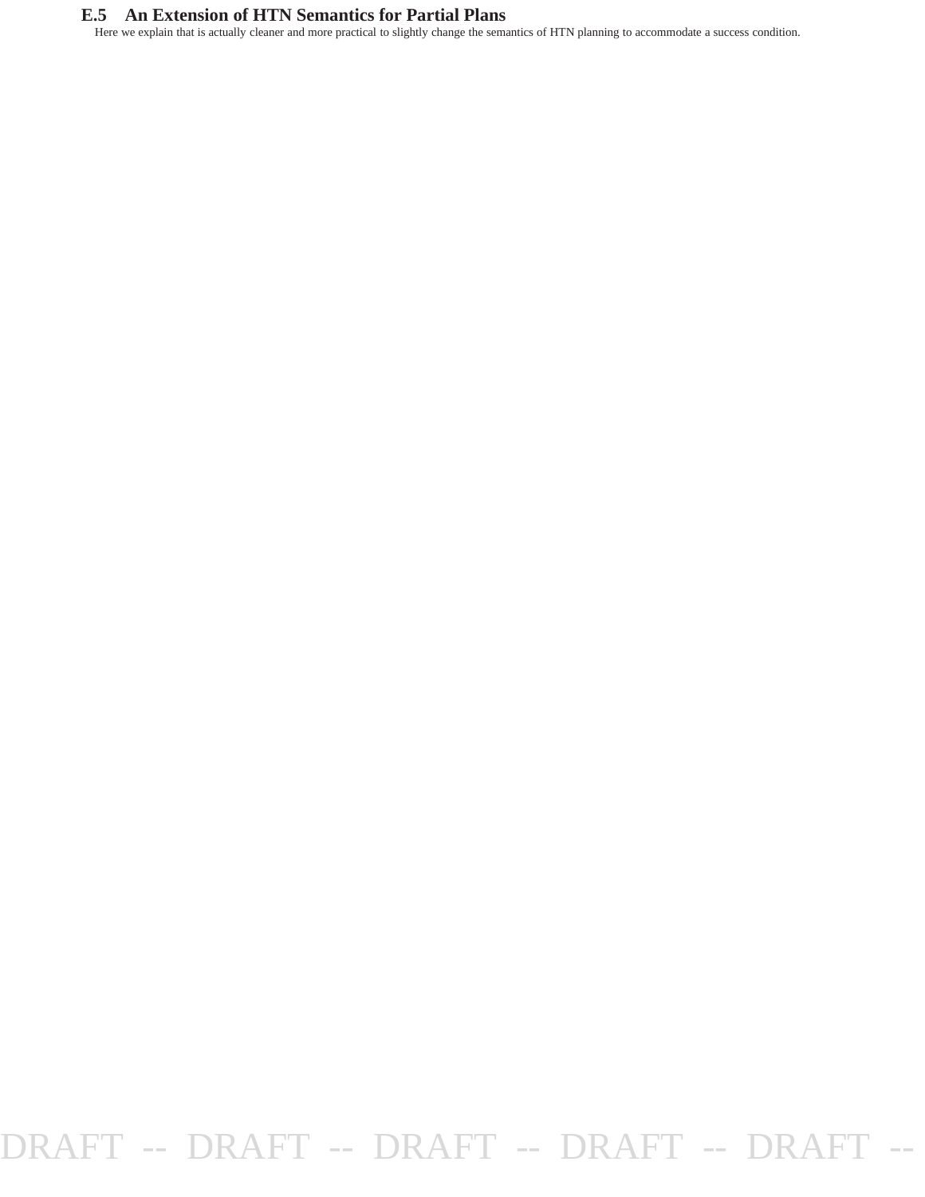### E.5 An Extension of HTN Semantics for Partial Plans

Here we explain that is actually cleaner and more practical to slightly change the semantics of HTN planning to accommodate a success condition.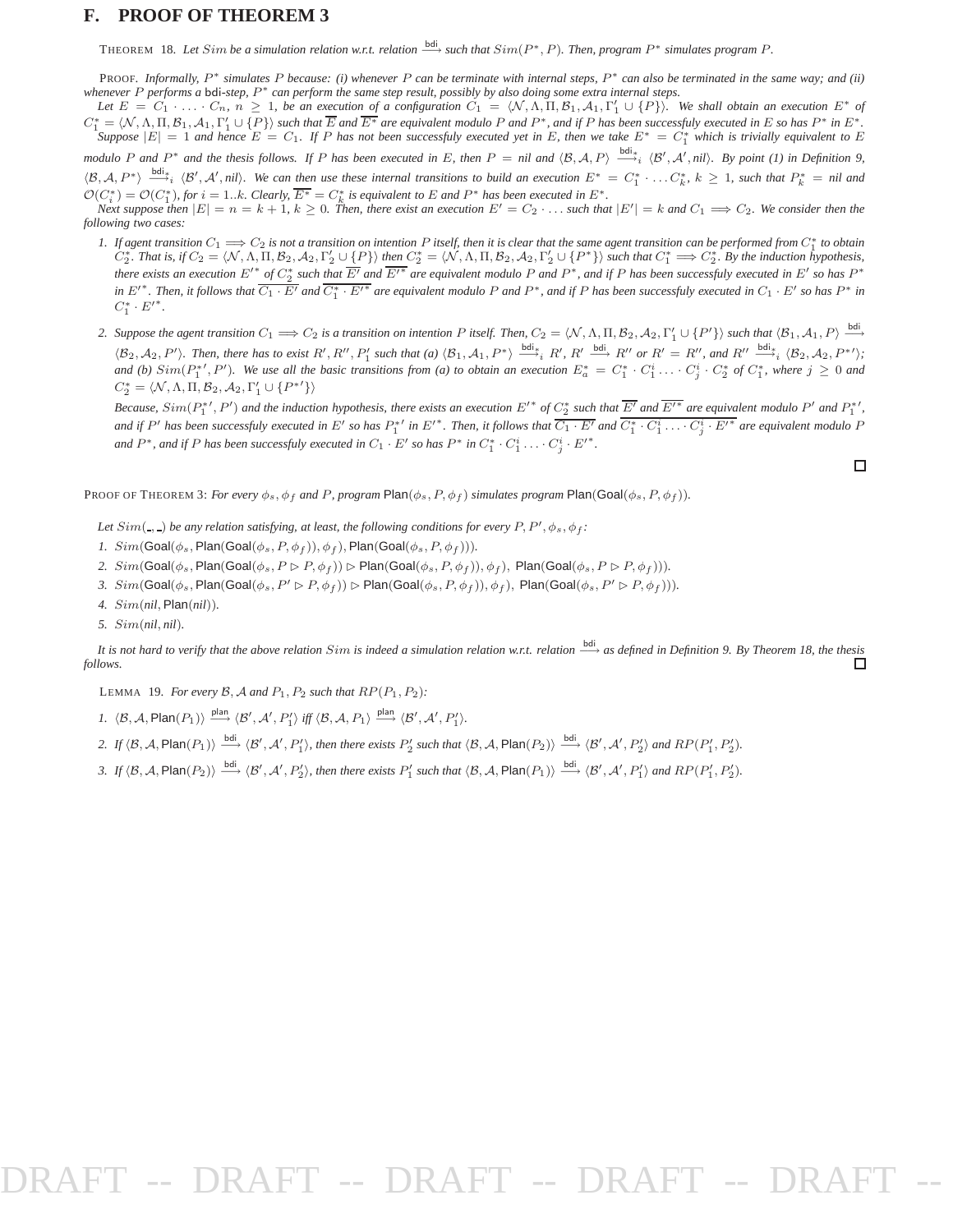## F. PROOF OF THEOREM 3

THEOREM 18. *Let $Sim$ be a simulation relation w.r.t. relation $\xrightarrow{\mathsf{bdi}}$ such that $Sim(P^*, P)$. Then, program $P^*$ simulates program $P$.*

PROOF. *Informally, $P^*$ simulates $P$ because: (i) whenever $P$ can be terminate with internal steps, $P^*$ can also be terminated in the same way; and (ii) whenever $P$ performs a* bdi*-step, $P^*$ can perform the same step result, possibly by also doing some extra internal steps.*

*Let $E = C_1 \cdot \ldots \cdot C_n$, $n \geq 1$, be an execution of a configuration $C_1 = \langle \mathcal{N}, \Lambda, \Pi, \mathcal{B}_1, \mathcal{A}_1, \Gamma_1' \cup \{P\}\rangle$. We shall obtain an execution $E^*$ of $C_1^* = \langle \mathcal{N}, \Lambda, \Pi, \mathcal{B}_1, \mathcal{A}_1, \Gamma_1' \cup \{P\}\rangle$ such that $\overline{E}$ and $\overline{E^*}$ are equivalent modulo $P$ and $P^*$, and if $P$ has been successfully executed in $E$ so has $P^*$ in $E^*$.*

*Suppose $|E| = 1$ and hence $E = C_1$. If $P$ has not been successfully executed yet in $E$, then we take $E^* = C_1^*$ which is trivially equivalent to $E$ modulo $P$ and $P^*$ and the thesis follows. If $P$ has been executed in $E$, then $P = nil$ and $\langle \mathcal{B}, \mathcal{A}, P\rangle \xrightarrow{\mathsf{bdi}^*}_i \langle \mathcal{B}', \mathcal{A}', nil\rangle$. By point (1) in Definition 9, $\langle \mathcal{B}, \mathcal{A}, P^*\rangle \xrightarrow{\mathsf{bdi}^*}_i \langle \mathcal{B}', \mathcal{A}', nil\rangle$. We can then use these internal transitions to build an execution $E^* = C_1^* \cdot \ldots C_k^*$, $k \geq 1$, such that $P_k^* = nil$ and $\mathcal{O}(C_i^*) = \mathcal{O}(C_1^*)$, for $i = 1..k$. Clearly, $\overline{E^*} = C_k^*$ is equivalent to $E$ and $P^*$ has been executed in $E^*$.*

*Next suppose then $|E| = n = k+1$, $k \geq 0$. Then, there exist an execution $E' = C_2 \cdot \ldots$ such that $|E'| = k$ and $C_1 \Longrightarrow C_2$. We consider then the following two cases:*

1. *If agent transition $C_1 \Longrightarrow C_2$ is not a transition on intention $P$ itself, then it is clear that the same agent transition can be performed from $C_1^*$ to obtain $C_2^*$. That is, if $C_2 = \langle \mathcal{N}, \Lambda, \Pi, \mathcal{B}_2, \mathcal{A}_2, \Gamma_2' \cup \{P\}\rangle$ then $C_2^* = \langle \mathcal{N}, \Lambda, \Pi, \mathcal{B}_2, \mathcal{A}_2, \Gamma_2' \cup \{P^*\}\rangle$ such that $C_1^* \Longrightarrow C_2^*$. By the induction hypothesis, there exists an execution $E'^*$ of $C_2^*$ such that $\overline{E'}$ and $\overline{E'^*}$ are equivalent modulo $P$ and $P^*$, and if $P$ has been successfully executed in $E'$ so has $P^*$ in $E'^*$. Then, it follows that $\overline{C_1 \cdot E'}$ and $\overline{C_1^* \cdot E'^*}$ are equivalent modulo $P$ and $P^*$, and if $P$ has been successfully executed in $C_1 \cdot E'$ so has $P^*$ in $C_1^* \cdot E'^*$.*

2. *Suppose the agent transition $C_1 \Longrightarrow C_2$ is a transition on intention $P$ itself. Then, $C_2 = \langle \mathcal{N}, \Lambda, \Pi, \mathcal{B}_2, \mathcal{A}_2, \Gamma_1' \cup \{P'\}\rangle$ such that $\langle \mathcal{B}_1, \mathcal{A}_1, P\rangle \xrightarrow{\mathsf{bdi}} \langle \mathcal{B}_2, \mathcal{A}_2, P'\rangle$. Then, there has to exist $R', R'', P_1'$ such that (a) $\langle \mathcal{B}_1, \mathcal{A}_1, P^*\rangle \xrightarrow{\mathsf{bdi}^*}_i R'$, $R' \xrightarrow{\mathsf{bdi}} R''$ or $R' = R''$, and $R'' \xrightarrow{\mathsf{bdi}^*}_i \langle \mathcal{B}_2, \mathcal{A}_2, P^{*\prime}\rangle$; and (b) $Sim(P_1^{*\prime}, P')$. We use all the basic transitions from (a) to obtain an execution $E_a^* = C_1^* \cdot C_1^i \ldots \cdot C_j^i \cdot C_2^*$ of $C_1^*$, where $j \geq 0$ and $C_2^* = \langle \mathcal{N}, \Lambda, \Pi, \mathcal{B}_2, \mathcal{A}_2, \Gamma_1' \cup \{P^{*\prime}\}\rangle$*

   *Because, $Sim(P_1^{*\prime}, P')$ and the induction hypothesis, there exists an execution $E'^*$ of $C_2^*$ such that $\overline{E'}$ and $\overline{E'^*}$ are equivalent modulo $P'$ and $P_1^{*\prime}$, and if $P'$ has been successfully executed in $E'$ so has $P_1^{*\prime}$ in $E'^*$. Then, it follows that $\overline{C_1 \cdot E'}$ and $\overline{C_1^* \cdot C_1^i \ldots \cdot C_j^i \cdot E'^*}$ are equivalent modulo $P$ and $P^*$, and if $P$ has been successfully executed in $C_1 \cdot E'$ so has $P^*$ in $C_1^* \cdot C_1^i \ldots \cdot C_j^i \cdot E'^*$.*

□

PROOF OF THEOREM 3: *For every $\phi_s, \phi_f$ and $P$, program $\mathsf{Plan}(\phi_s, P, \phi_f)$ simulates program $\mathsf{Plan}(\mathsf{Goal}(\phi_s, P, \phi_f))$.*

*Let $Sim(\_,\_)$ be any relation satisfying, at least, the following conditions for every $P, P', \phi_s, \phi_f$:*

1. $Sim(\mathsf{Goal}(\phi_s, \mathsf{Plan}(\mathsf{Goal}(\phi_s, P, \phi_f)), \phi_f), \mathsf{Plan}(\mathsf{Goal}(\phi_s, P, \phi_f)))$.
2. $Sim(\mathsf{Goal}(\phi_s, \mathsf{Plan}(\mathsf{Goal}(\phi_s, P \rhd P, \phi_f)) \rhd \mathsf{Plan}(\mathsf{Goal}(\phi_s, P, \phi_f)), \phi_f),\ \mathsf{Plan}(\mathsf{Goal}(\phi_s, P \rhd P, \phi_f)))$.
3. $Sim(\mathsf{Goal}(\phi_s, \mathsf{Plan}(\mathsf{Goal}(\phi_s, P' \rhd P, \phi_f)) \rhd \mathsf{Plan}(\mathsf{Goal}(\phi_s, P, \phi_f)), \phi_f),\ \mathsf{Plan}(\mathsf{Goal}(\phi_s, P' \rhd P, \phi_f)))$.
4. $Sim(nil, \mathsf{Plan}(nil))$.
5. $Sim(nil, nil)$.

*It is not hard to verify that the above relation $Sim$ is indeed a simulation relation w.r.t. relation $\xrightarrow{\mathsf{bdi}}$ as defined in Definition 9. By Theorem 18, the thesis follows.* □

LEMMA 19. *For every $\mathcal{B}, \mathcal{A}$ and $P_1, P_2$ such that $RP(P_1, P_2)$:*

1. $\langle \mathcal{B}, \mathcal{A}, \mathsf{Plan}(P_1)\rangle \xrightarrow{\mathsf{plan}} \langle \mathcal{B}', \mathcal{A}', P_1'\rangle$ *iff* $\langle \mathcal{B}, \mathcal{A}, P_1\rangle \xrightarrow{\mathsf{plan}} \langle \mathcal{B}', \mathcal{A}', P_1'\rangle$.
2. *If* $\langle \mathcal{B}, \mathcal{A}, \mathsf{Plan}(P_1)\rangle \xrightarrow{\mathsf{bdi}} \langle \mathcal{B}', \mathcal{A}', P_1'\rangle$, *then there exists* $P_2'$ *such that* $\langle \mathcal{B}, \mathcal{A}, \mathsf{Plan}(P_2)\rangle \xrightarrow{\mathsf{bdi}} \langle \mathcal{B}', \mathcal{A}', P_2'\rangle$ *and* $RP(P_1', P_2')$.
3. *If* $\langle \mathcal{B}, \mathcal{A}, \mathsf{Plan}(P_2)\rangle \xrightarrow{\mathsf{bdi}} \langle \mathcal{B}', \mathcal{A}', P_2'\rangle$, *then there exists* $P_1'$ *such that* $\langle \mathcal{B}, \mathcal{A}, \mathsf{Plan}(P_1)\rangle \xrightarrow{\mathsf{bdi}} \langle \mathcal{B}', \mathcal{A}', P_1'\rangle$ *and* $RP(P_1', P_2')$.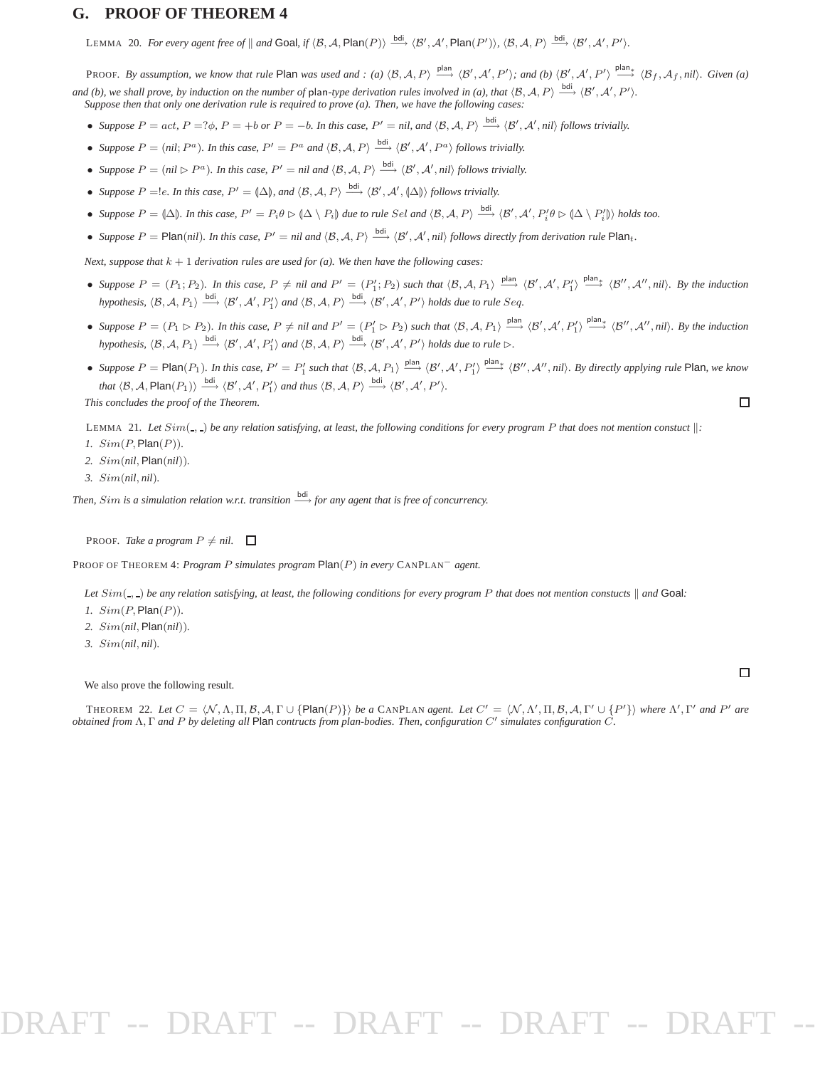## G. PROOF OF THEOREM 4

LEMMA 20. *For every agent free of $\|$ and* Goal*, if $\langle \mathcal{B}, \mathcal{A}, \mathsf{Plan}(P) \rangle \xrightarrow{\mathsf{bdi}} \langle \mathcal{B}', \mathcal{A}', \mathsf{Plan}(P') \rangle$, $\langle \mathcal{B}, \mathcal{A}, P \rangle \xrightarrow{\mathsf{bdi}} \langle \mathcal{B}', \mathcal{A}', P' \rangle$.*

PROOF. *By assumption, we know that rule* Plan *was used and : (a) $\langle \mathcal{B}, \mathcal{A}, P \rangle \xrightarrow{\mathsf{plan}} \langle \mathcal{B}', \mathcal{A}', P' \rangle$; and (b) $\langle \mathcal{B}', \mathcal{A}', P' \rangle \xrightarrow{\mathsf{plan}_*} \langle \mathcal{B}_f, \mathcal{A}_f, nil \rangle$. Given (a) and (b), we shall prove, by induction on the number of* plan*-type derivation rules involved in (a), that $\langle \mathcal{B}, \mathcal{A}, P \rangle \xrightarrow{\mathsf{bdi}} \langle \mathcal{B}', \mathcal{A}', P' \rangle$.*
*Suppose then that only one derivation rule is required to prove (a). Then, we have the following cases:*

- *Suppose $P = act$, $P = ?\phi$, $P = +b$ or $P = -b$. In this case, $P' = nil$, and $\langle \mathcal{B}, \mathcal{A}, P \rangle \xrightarrow{\mathsf{bdi}} \langle \mathcal{B}', \mathcal{A}', nil \rangle$ follows trivially.*
- *Suppose $P = (nil; P^a)$. In this case, $P' = P^a$ and $\langle \mathcal{B}, \mathcal{A}, P \rangle \xrightarrow{\mathsf{bdi}} \langle \mathcal{B}', \mathcal{A}', P^a \rangle$ follows trivially.*
- *Suppose $P = (nil \rhd P^a)$. In this case, $P' = nil$ and $\langle \mathcal{B}, \mathcal{A}, P \rangle \xrightarrow{\mathsf{bdi}} \langle \mathcal{B}', \mathcal{A}', nil \rangle$ follows trivially.*
- *Suppose $P = !e$. In this case, $P' = (\!|\Delta|\!)$, and $\langle \mathcal{B}, \mathcal{A}, P \rangle \xrightarrow{\mathsf{bdi}} \langle \mathcal{B}', \mathcal{A}', (\!|\Delta|\!) \rangle$ follows trivially.*
- *Suppose $P = (\!|\Delta|\!)$. In this case, $P' = P_i\theta \rhd (\!|\Delta \setminus P_i|\!)$ due to rule $Sel$ and $\langle \mathcal{B}, \mathcal{A}, P \rangle \xrightarrow{\mathsf{bdi}} \langle \mathcal{B}', \mathcal{A}', P_i'\theta \rhd (\!|\Delta \setminus P_i'|\!) \rangle$ holds too.*
- *Suppose $P = \mathsf{Plan}(nil)$. In this case, $P' = nil$ and $\langle \mathcal{B}, \mathcal{A}, P \rangle \xrightarrow{\mathsf{bdi}} \langle \mathcal{B}', \mathcal{A}', nil \rangle$ follows directly from derivation rule $\mathsf{Plan}_t$.*

*Next, suppose that $k+1$ derivation rules are used for (a). We then have the following cases:*

- *Suppose $P = (P_1; P_2)$. In this case, $P \neq nil$ and $P' = (P_1'; P_2)$ such that $\langle \mathcal{B}, \mathcal{A}, P_1 \rangle \xrightarrow{\mathsf{plan}} \langle \mathcal{B}', \mathcal{A}', P_1' \rangle \xrightarrow{\mathsf{plan}_*} \langle \mathcal{B}'', \mathcal{A}'', nil \rangle$. By the induction hypothesis, $\langle \mathcal{B}, \mathcal{A}, P_1 \rangle \xrightarrow{\mathsf{bdi}} \langle \mathcal{B}', \mathcal{A}', P_1' \rangle$ and $\langle \mathcal{B}, \mathcal{A}, P \rangle \xrightarrow{\mathsf{bdi}} \langle \mathcal{B}', \mathcal{A}', P' \rangle$ holds due to rule $Seq$.*
- *Suppose $P = (P_1 \rhd P_2)$. In this case, $P \neq nil$ and $P' = (P_1' \rhd P_2)$ such that $\langle \mathcal{B}, \mathcal{A}, P_1 \rangle \xrightarrow{\mathsf{plan}} \langle \mathcal{B}', \mathcal{A}', P_1' \rangle \xrightarrow{\mathsf{plan}_*} \langle \mathcal{B}'', \mathcal{A}'', nil \rangle$. By the induction hypothesis, $\langle \mathcal{B}, \mathcal{A}, P_1 \rangle \xrightarrow{\mathsf{bdi}} \langle \mathcal{B}', \mathcal{A}', P_1' \rangle$ and $\langle \mathcal{B}, \mathcal{A}, P \rangle \xrightarrow{\mathsf{bdi}} \langle \mathcal{B}', \mathcal{A}', P' \rangle$ holds due to rule $\rhd$.*
- *Suppose $P = \mathsf{Plan}(P_1)$. In this case, $P' = P_1'$ such that $\langle \mathcal{B}, \mathcal{A}, P_1 \rangle \xrightarrow{\mathsf{plan}} \langle \mathcal{B}', \mathcal{A}', P_1' \rangle \xrightarrow{\mathsf{plan}_*} \langle \mathcal{B}'', \mathcal{A}'', nil \rangle$. By directly applying rule* Plan*, we know that $\langle \mathcal{B}, \mathcal{A}, \mathsf{Plan}(P_1) \rangle \xrightarrow{\mathsf{bdi}} \langle \mathcal{B}', \mathcal{A}', P_1' \rangle$ and thus $\langle \mathcal{B}, \mathcal{A}, P \rangle \xrightarrow{\mathsf{bdi}} \langle \mathcal{B}', \mathcal{A}', P' \rangle$.*

*This concludes the proof of the Theorem.* □

LEMMA 21. *Let $Sim(\_,\_)$ be any relation satisfying, at least, the following conditions for every program $P$ that does not mention constuct $\|$:*

1. *$Sim(P, \mathsf{Plan}(P))$.*
2. *$Sim(nil, \mathsf{Plan}(nil))$.*
3. *$Sim(nil, nil)$.*

*Then, $Sim$ is a simulation relation w.r.t. transition $\xrightarrow{\mathsf{bdi}}$ for any agent that is free of concurrency.*

PROOF. *Take a program $P \neq nil$.* □

PROOF OF THEOREM 4: *Program $P$ simulates program $\mathsf{Plan}(P)$ in every* CANPLAN$^-$ *agent.*

*Let $Sim(\_,\_)$ be any relation satisfying, at least, the following conditions for every program $P$ that does not mention constucts $\|$ and* Goal*:*

1. *$Sim(P, \mathsf{Plan}(P))$.*
2. *$Sim(nil, \mathsf{Plan}(nil))$.*
3. *$Sim(nil, nil)$.*

□

We also prove the following result.

THEOREM 22. *Let $C = \langle \mathcal{N}, \Lambda, \Pi, \mathcal{B}, \mathcal{A}, \Gamma \cup \{\mathsf{Plan}(P)\} \rangle$ be a* CANPLAN *agent. Let $C' = \langle \mathcal{N}, \Lambda', \Pi, \mathcal{B}, \mathcal{A}, \Gamma' \cup \{P'\} \rangle$ where $\Lambda', \Gamma'$ and $P'$ are obtained from $\Lambda, \Gamma$ and $P$ by deleting all* Plan *contructs from plan-bodies. Then, configuration $C'$ simulates configuration $C$.*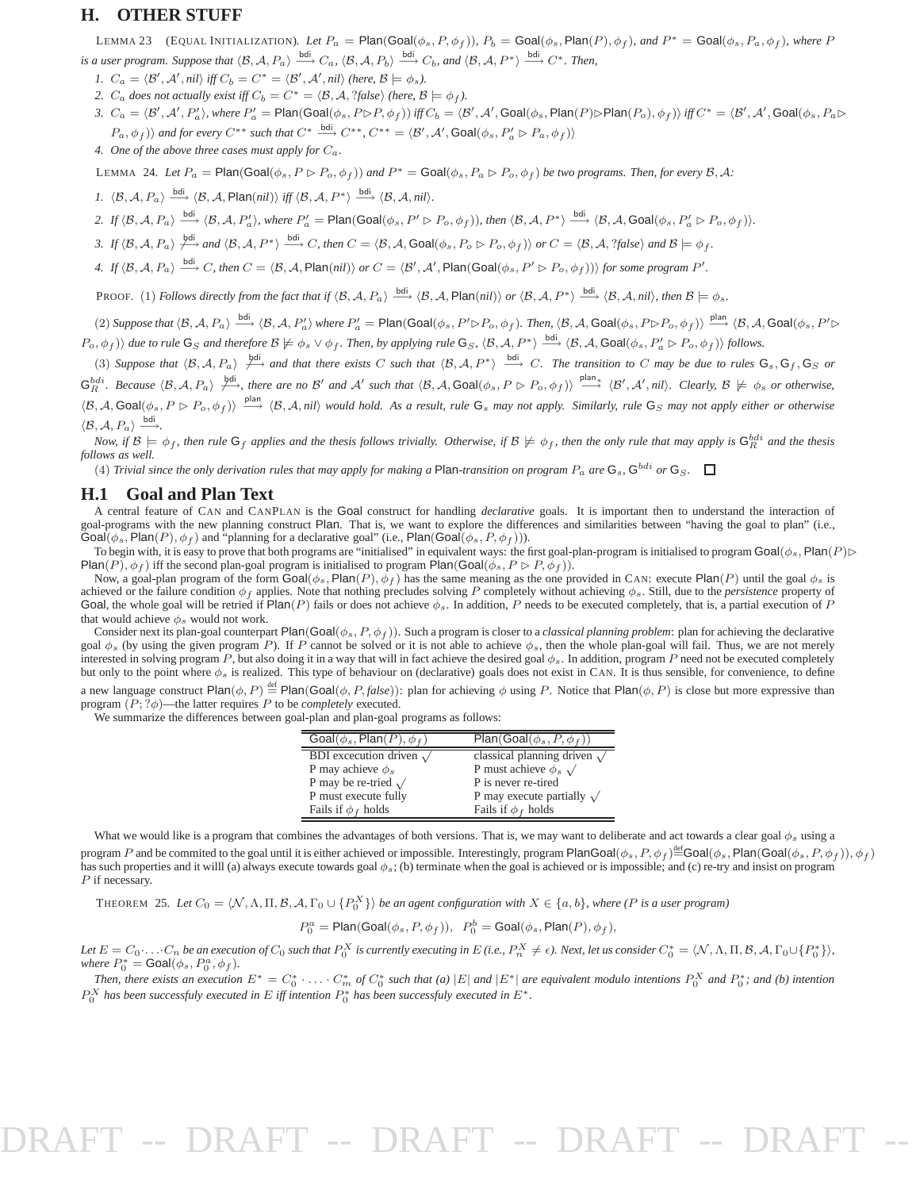# H. OTHER STUFF

LEMMA 23 (EQUAL INITIALIZATION). *Let* $P_a = \mathsf{Plan}(\mathsf{Goal}(\phi_s, P, \phi_f))$, $P_b = \mathsf{Goal}(\phi_s, \mathsf{Plan}(P), \phi_f)$, *and* $P^* = \mathsf{Goal}(\phi_s, P_a, \phi_f)$, *where* $P$ *is a user program. Suppose that* $\langle \mathcal{B}, \mathcal{A}, P_a \rangle \xrightarrow{\mathsf{bdi}} C_a$, $\langle \mathcal{B}, \mathcal{A}, P_b \rangle \xrightarrow{\mathsf{bdi}} C_b$, *and* $\langle \mathcal{B}, \mathcal{A}, P^* \rangle \xrightarrow{\mathsf{bdi}} C^*$. *Then,*

1. $C_a = \langle \mathcal{B}', \mathcal{A}', nil \rangle$ *iff* $C_b = C^* = \langle \mathcal{B}', \mathcal{A}', nil \rangle$ *(here,* $\mathcal{B} \models \phi_s$*).*
2. $C_a$ *does not actually exist iff* $C_b = C^* = \langle \mathcal{B}, \mathcal{A}, ?false \rangle$ *(here,* $\mathcal{B} \models \phi_f$*).*
3. $C_a = \langle \mathcal{B}', \mathcal{A}', P'_a \rangle$, *where* $P'_a = \mathsf{Plan}(\mathsf{Goal}(\phi_s, P \triangleright P, \phi_f))$ *iff* $C_b = \langle \mathcal{B}', \mathcal{A}', \mathsf{Goal}(\phi_s, \mathsf{Plan}(P) \triangleright \mathsf{Plan}(P_o), \phi_f) \rangle$ *iff* $C^* = \langle \mathcal{B}', \mathcal{A}', \mathsf{Goal}(\phi_s, P_a \triangleright P_a, \phi_f) \rangle$ *and for every* $C^{**}$ *such that* $C^* \xrightarrow{\mathsf{bdi}} C^{**}$, $C^{**} = \langle \mathcal{B}', \mathcal{A}', \mathsf{Goal}(\phi_s, P'_a \triangleright P_a, \phi_f) \rangle$
4. *One of the above three cases must apply for* $C_a$.

LEMMA 24. *Let* $P_a = \mathsf{Plan}(\mathsf{Goal}(\phi_s, P \triangleright P_o, \phi_f))$ *and* $P^* = \mathsf{Goal}(\phi_s, P_a \triangleright P_o, \phi_f)$ *be two programs. Then, for every* $\mathcal{B}, \mathcal{A}$*:*

1. $\langle \mathcal{B}, \mathcal{A}, P_a \rangle \xrightarrow{\mathsf{bdi}} \langle \mathcal{B}, \mathcal{A}, \mathsf{Plan}(nil) \rangle$ *iff* $\langle \mathcal{B}, \mathcal{A}, P^* \rangle \xrightarrow{\mathsf{bdi}} \langle \mathcal{B}, \mathcal{A}, nil \rangle$.
2. *If* $\langle \mathcal{B}, \mathcal{A}, P_a \rangle \xrightarrow{\mathsf{bdi}} \langle \mathcal{B}, \mathcal{A}, P'_a \rangle$, *where* $P'_a = \mathsf{Plan}(\mathsf{Goal}(\phi_s, P' \triangleright P_o, \phi_f))$, *then* $\langle \mathcal{B}, \mathcal{A}, P^* \rangle \xrightarrow{\mathsf{bdi}} \langle \mathcal{B}, \mathcal{A}, \mathsf{Goal}(\phi_s, P'_a \triangleright P_o, \phi_f) \rangle$.
3. *If* $\langle \mathcal{B}, \mathcal{A}, P_a \rangle \not\xrightarrow{\mathsf{bdi}}$ *and* $\langle \mathcal{B}, \mathcal{A}, P^* \rangle \xrightarrow{\mathsf{bdi}} C$, *then* $C = \langle \mathcal{B}, \mathcal{A}, \mathsf{Goal}(\phi_s, P_o \triangleright P_o, \phi_f) \rangle$ *or* $C = \langle \mathcal{B}, \mathcal{A}, ?false \rangle$ *and* $\mathcal{B} \models \phi_f$.
4. *If* $\langle \mathcal{B}, \mathcal{A}, P_a \rangle \xrightarrow{\mathsf{bdi}} C$, *then* $C = \langle \mathcal{B}, \mathcal{A}, \mathsf{Plan}(nil) \rangle$ *or* $C = \langle \mathcal{B}', \mathcal{A}', \mathsf{Plan}(\mathsf{Goal}(\phi_s, P' \triangleright P_o, \phi_f)) \rangle$ *for some program* $P'$.

PROOF. (1) *Follows directly from the fact that if* $\langle \mathcal{B}, \mathcal{A}, P_a \rangle \xrightarrow{\mathsf{bdi}} \langle \mathcal{B}, \mathcal{A}, \mathsf{Plan}(nil) \rangle$ *or* $\langle \mathcal{B}, \mathcal{A}, P^* \rangle \xrightarrow{\mathsf{bdi}} \langle \mathcal{B}, \mathcal{A}, nil \rangle$, *then* $\mathcal{B} \models \phi_s$.

(2) *Suppose that* $\langle \mathcal{B}, \mathcal{A}, P_a \rangle \xrightarrow{\mathsf{bdi}} \langle \mathcal{B}, \mathcal{A}, P'_a \rangle$ *where* $P'_a = \mathsf{Plan}(\mathsf{Goal}(\phi_s, P' \triangleright P_o, \phi_f)$. *Then,* $\langle \mathcal{B}, \mathcal{A}, \mathsf{Goal}(\phi_s, P \triangleright P_o, \phi_f) \rangle \xrightarrow{\mathsf{plan}} \langle \mathcal{B}, \mathcal{A}, \mathsf{Goal}(\phi_s, P' \triangleright P_o, \phi_f) \rangle$ *due to rule* $\mathsf{G}_S$ *and therefore* $\mathcal{B} \not\models \phi_s \vee \phi_f$. *Then, by applying rule* $\mathsf{G}_S$, $\langle \mathcal{B}, \mathcal{A}, P^* \rangle \xrightarrow{\mathsf{bdi}} \langle \mathcal{B}, \mathcal{A}, \mathsf{Goal}(\phi_s, P'_a \triangleright P_o, \phi_f) \rangle$ *follows.*

(3) *Suppose that* $\langle \mathcal{B}, \mathcal{A}, P_a \rangle \not\xrightarrow{\mathsf{bdi}}$ *and that there exists* $C$ *such that* $\langle \mathcal{B}, \mathcal{A}, P^* \rangle \xrightarrow{\mathsf{bdi}} C$. *The transition to* $C$ *may be due to rules* $\mathsf{G}_s, \mathsf{G}_f, \mathsf{G}_S$ *or* $\mathsf{G}_R^{bdi}$. *Because* $\langle \mathcal{B}, \mathcal{A}, P_a \rangle \not\xrightarrow{\mathsf{bdi}}$, *there are no* $\mathcal{B}'$ *and* $\mathcal{A}'$ *such that* $\langle \mathcal{B}, \mathcal{A}, \mathsf{Goal}(\phi_s, P \triangleright P_o, \phi_f) \rangle \xrightarrow{\mathsf{plan}_*} \langle \mathcal{B}', \mathcal{A}', nil \rangle$. *Clearly,* $\mathcal{B} \not\models \phi_s$ *or otherwise,* $\langle \mathcal{B}, \mathcal{A}, \mathsf{Goal}(\phi_s, P \triangleright P_o, \phi_f) \rangle \xrightarrow{\mathsf{plan}} \langle \mathcal{B}, \mathcal{A}, nil \rangle$ *would hold. As a result, rule* $\mathsf{G}_s$ *may not apply. Similarly, rule* $\mathsf{G}_S$ *may not apply either or otherwise* $\langle \mathcal{B}, \mathcal{A}, P_a \rangle \xrightarrow{\mathsf{bdi}}$.

*Now, if* $\mathcal{B} \models \phi_f$, *then rule* $\mathsf{G}_f$ *applies and the thesis follows trivially. Otherwise, if* $\mathcal{B} \not\models \phi_f$, *then the only rule that may apply is* $\mathsf{G}_R^{bdi}$ *and the thesis follows as well.*

(4) *Trivial since the only derivation rules that may apply for making a* $\mathsf{Plan}$*-transition on program* $P_a$ *are* $\mathsf{G}_s$, $\mathsf{G}^{bdi}$ *or* $\mathsf{G}_S$. ☐

## H.1 Goal and Plan Text

A central feature of CAN and CANPLAN is the Goal construct for handling *declarative* goals. It is important then to understand the interaction of goal-programs with the new planning construct Plan. That is, we want to explore the differences and similarities between "having the goal to plan" (i.e., $\mathsf{Goal}(\phi_s, \mathsf{Plan}(P), \phi_f)$ and "planning for a declarative goal" (i.e., $\mathsf{Plan}(\mathsf{Goal}(\phi_s, P, \phi_f))$).

To begin with, it is easy to prove that both programs are "initialised" in equivalent ways: the first goal-plan-program is initialised to program $\mathsf{Goal}(\phi_s, \mathsf{Plan}(P) \triangleright \mathsf{Plan}(P), \phi_f)$ iff the second plan-goal program is initialised to program $\mathsf{Plan}(\mathsf{Goal}(\phi_s, P \triangleright P, \phi_f))$.

Now, a goal-plan program of the form $\mathsf{Goal}(\phi_s, \mathsf{Plan}(P), \phi_f)$ has the same meaning as the one provided in CAN: execute $\mathsf{Plan}(P)$ until the goal $\phi_s$ is achieved or the failure condition $\phi_f$ applies. Note that nothing precludes solving $P$ completely without achieving $\phi_s$. Still, due to the *persistence* property of Goal, the whole goal will be retried if $\mathsf{Plan}(P)$ fails or does not achieve $\phi_s$. In addition, $P$ needs to be executed completely, that is, a partial execution of $P$ that would achieve $\phi_s$ would not work.

Consider next its plan-goal counterpart $\mathsf{Plan}(\mathsf{Goal}(\phi_s, P, \phi_f))$. Such a program is closer to a *classical planning problem*: plan for achieving the declarative goal $\phi_s$ (by using the given program $P$). If $P$ cannot be solved or it is not able to achieve $\phi_s$, then the whole plan-goal will fail. Thus, we are not merely interested in solving program $P$, but also doing it in a way that will in fact achieve the desired goal $\phi_s$. In addition, program $P$ need not be executed completely but only to the point where $\phi_s$ is realized. This type of behaviour on (declarative) goals does not exist in CAN. It is thus sensible, for convenience, to define a new language construct $\mathsf{Plan}(\phi, P) \stackrel{\text{def}}{=} \mathsf{Plan}(\mathsf{Goal}(\phi, P, false))$: plan for achieving $\phi$ using $P$. Notice that $\mathsf{Plan}(\phi, P)$ is close but more expressive than program $(P; ?\phi)$—the latter requires $P$ to be *completely* executed.

We summarize the differences between goal-plan and plan-goal programs as follows:

| $\mathsf{Goal}(\phi_s, \mathsf{Plan}(P), \phi_f)$ | $\mathsf{Plan}(\mathsf{Goal}(\phi_s, P, \phi_f))$ |
|---|---|
| BDI excecution driven $\surd$ | classical planning driven $\surd$ |
| P may achieve $\phi_s$ | P must achieve $\phi_s$ $\surd$ |
| P may be re-tried $\surd$ | P is never re-tired |
| P must execute fully | P may execute partially $\surd$ |
| Fails if $\phi_f$ holds | Fails if $\phi_f$ holds |

What we would like is a program that combines the advantages of both versions. That is, we may want to deliberate and act towards a clear goal $\phi_s$ using a program $P$ and be commited to the goal until it is either achieved or impossible. Interestingly, program $\mathsf{PlanGoal}(\phi_s, P, \phi_f) \stackrel{\text{def}}{=} \mathsf{Goal}(\phi_s, \mathsf{Plan}(\mathsf{Goal}(\phi_s, P, \phi_f)), \phi_f)$ has such properties and it willl (a) always execute towards goal $\phi_s$; (b) terminate when the goal is achieved or is impossible; and (c) re-try and insist on program $P$ if necessary.

THEOREM 25. *Let* $C_0 = \langle \mathcal{N}, \Lambda, \Pi, \mathcal{B}, \mathcal{A}, \Gamma_0 \cup \{P_0^X\} \rangle$ *be an agent configuration with* $X \in \{a, b\}$, *where (*$P$ *is a user program)*

$$P_0^a = \mathsf{Plan}(\mathsf{Goal}(\phi_s, P, \phi_f)), \quad P_0^b = \mathsf{Goal}(\phi_s, \mathsf{Plan}(P), \phi_f),$$

*Let* $E = C_0 \cdot \ldots \cdot C_n$ *be an execution of* $C_0$ *such that* $P_0^X$ *is currently executing in* $E$ *(i.e.,* $P_n^X \neq \epsilon$*). Next, let us consider* $C_0^* = \langle \mathcal{N}, \Lambda, \Pi, \mathcal{B}, \mathcal{A}, \Gamma_0 \cup \{P_0^*\} \rangle$, *where* $P_0^* = \mathsf{Goal}(\phi_s, P_0^a, \phi_f)$.

*Then, there exists an execution* $E^* = C_0^* \cdot \ldots \cdot C_m^*$ *of* $C_0^*$ *such that (a)* $|E|$ *and* $|E^*|$ *are equivalent modulo intentions* $P_0^X$ *and* $P_0^*$*; and (b) intention* $P_0^X$ *has been successfully executed in* $E$ *iff intention* $P_0^*$ *has been successfully executed in* $E^*$.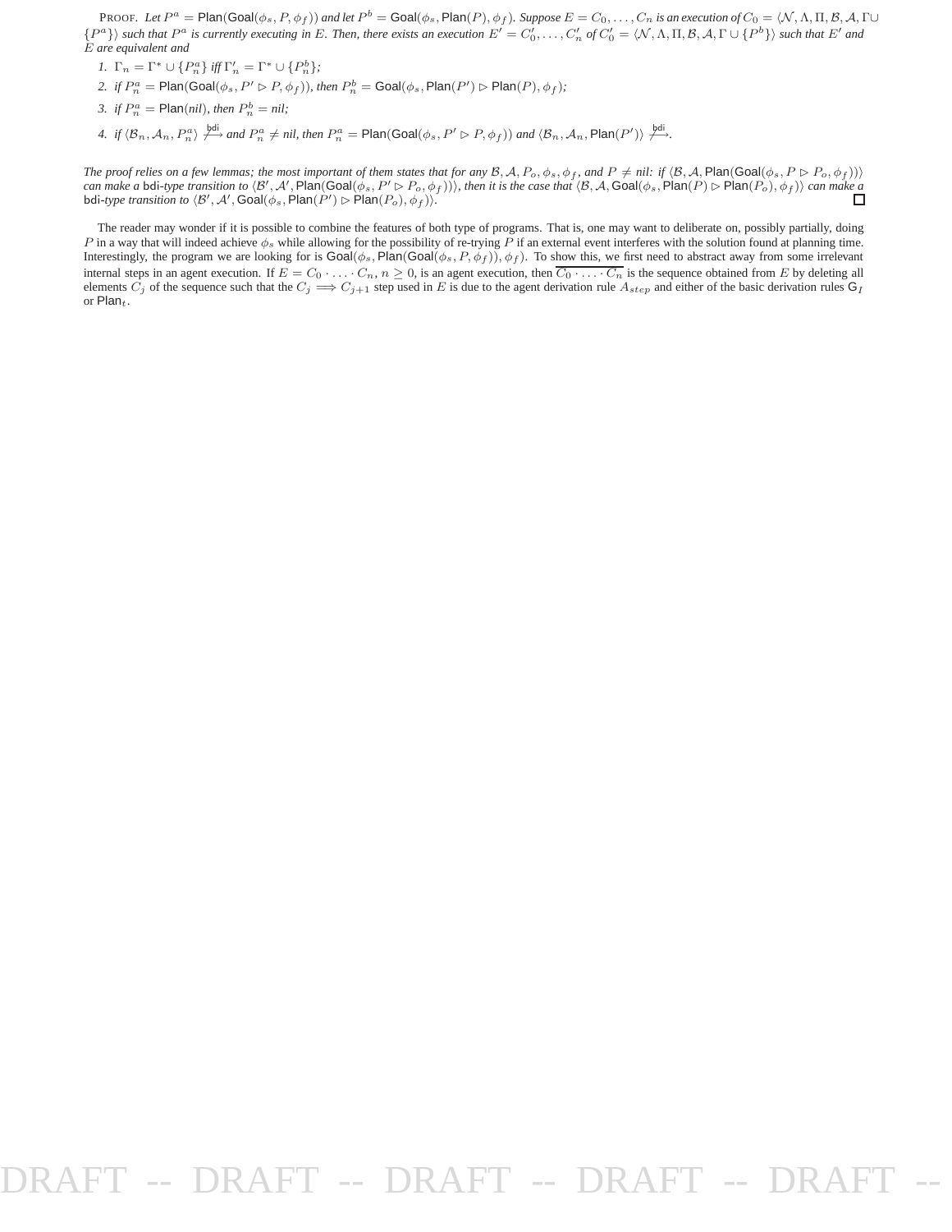PROOF. *Let $P^a = \mathsf{Plan}(\mathsf{Goal}(\phi_s, P, \phi_f))$ and let $P^b = \mathsf{Goal}(\phi_s, \mathsf{Plan}(P), \phi_f)$. Suppose $E = C_0, \ldots, C_n$ is an execution of $C_0 = \langle \mathcal{N}, \Lambda, \Pi, \mathcal{B}, \mathcal{A}, \Gamma \cup \{P^a\}\rangle$ such that $P^a$ is currently executing in $E$. Then, there exists an execution $E' = C'_0, \ldots, C'_n$ of $C'_0 = \langle \mathcal{N}, \Lambda, \Pi, \mathcal{B}, \mathcal{A}, \Gamma \cup \{P^b\}\rangle$ such that $E'$ and $E$ are equivalent and*

1. *$\Gamma_n = \Gamma^* \cup \{P^a_n\}$ iff $\Gamma'_n = \Gamma^* \cup \{P^b_n\}$;*
2. *if $P^a_n = \mathsf{Plan}(\mathsf{Goal}(\phi_s, P' \rhd P, \phi_f))$, then $P^b_n = \mathsf{Goal}(\phi_s, \mathsf{Plan}(P') \rhd \mathsf{Plan}(P), \phi_f)$;*
3. *if $P^a_n = \mathsf{Plan}(nil)$, then $P^b_n = nil$;*
4. *if $\langle \mathcal{B}_n, \mathcal{A}_n, P^a_n\rangle \overset{\mathsf{bdi}}{\not\longrightarrow}$ and $P^a_n \neq nil$, then $P^a_n = \mathsf{Plan}(\mathsf{Goal}(\phi_s, P' \rhd P, \phi_f))$ and $\langle \mathcal{B}_n, \mathcal{A}_n, \mathsf{Plan}(P')\rangle \overset{\mathsf{bdi}}{\not\longrightarrow}$.*

*The proof relies on a few lemmas; the most important of them states that for any $\mathcal{B}, \mathcal{A}, P_o, \phi_s, \phi_f$, and $P \neq nil$: if $\langle \mathcal{B}, \mathcal{A}, \mathsf{Plan}(\mathsf{Goal}(\phi_s, P \rhd P_o, \phi_f))\rangle$ can make a $\mathsf{bdi}$-type transition to $\langle \mathcal{B}', \mathcal{A}', \mathsf{Plan}(\mathsf{Goal}(\phi_s, P' \rhd P_o, \phi_f))\rangle$, then it is the case that $\langle \mathcal{B}, \mathcal{A}, \mathsf{Goal}(\phi_s, \mathsf{Plan}(P) \rhd \mathsf{Plan}(P_o), \phi_f)\rangle$ can make a $\mathsf{bdi}$-type transition to $\langle \mathcal{B}', \mathcal{A}', \mathsf{Goal}(\phi_s, \mathsf{Plan}(P') \rhd \mathsf{Plan}(P_o), \phi_f)\rangle$.* □

The reader may wonder if it is possible to combine the features of both type of programs. That is, one may want to deliberate on, possibly partially, doing $P$ in a way that will indeed achieve $\phi_s$ while allowing for the possibility of re-trying $P$ if an external event interferes with the solution found at planning time. Interestingly, the program we are looking for is $\mathsf{Goal}(\phi_s, \mathsf{Plan}(\mathsf{Goal}(\phi_s, P, \phi_f)), \phi_f)$. To show this, we first need to abstract away from some irrelevant internal steps in an agent execution. If $E = C_0 \cdot \ldots \cdot C_n$, $n \geq 0$, is an agent execution, then $\overline{C_0 \cdot \ldots \cdot C_n}$ is the sequence obtained from $E$ by deleting all elements $C_j$ of the sequence such that the $C_j \Longrightarrow C_{j+1}$ step used in $E$ is due to the agent derivation rule $A_{step}$ and either of the basic derivation rules $\mathsf{G}_I$ or $\mathsf{Plan}_t$.